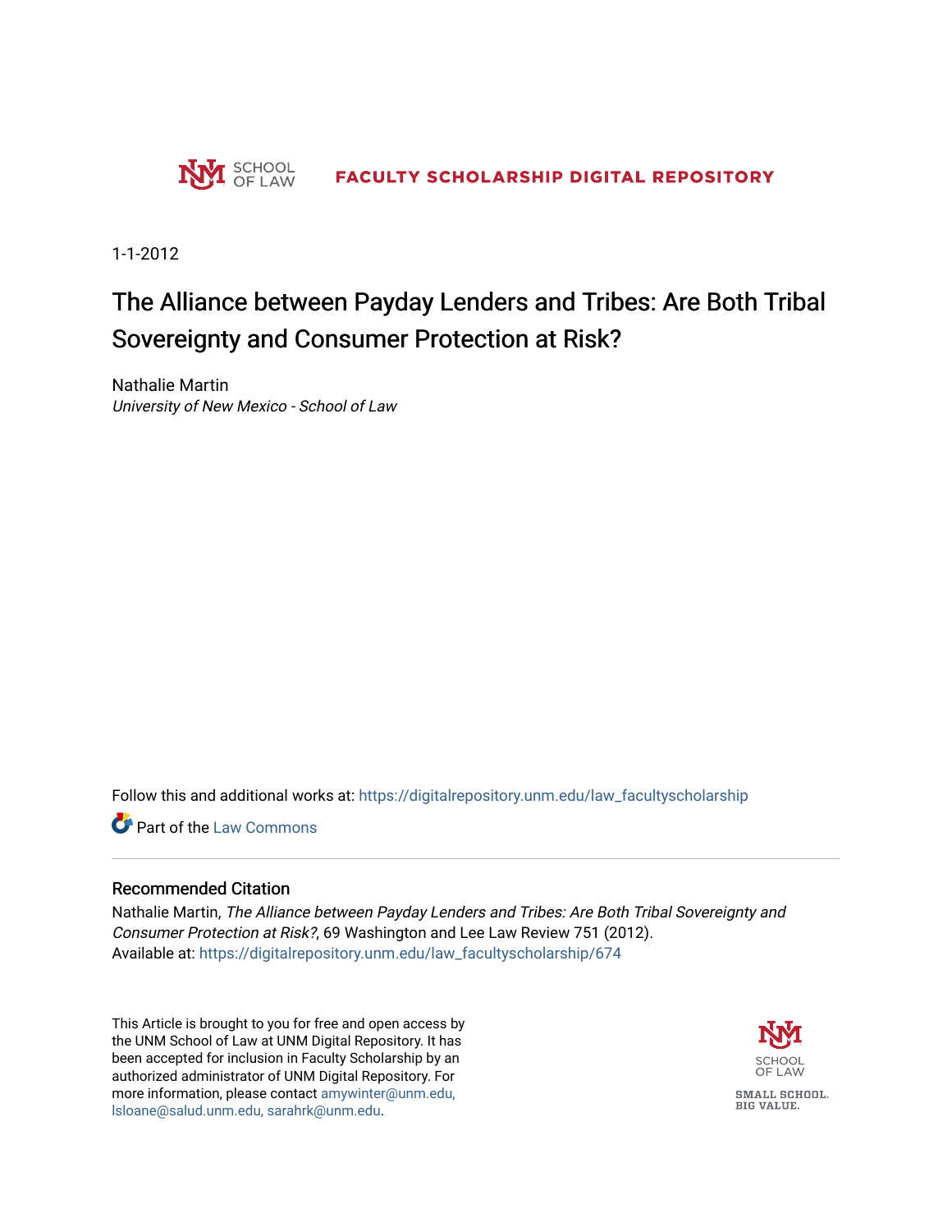UNM SCHOOL OF LAW — FACULTY SCHOLARSHIP DIGITAL REPOSITORY

1-1-2012

# The Alliance between Payday Lenders and Tribes: Are Both Tribal Sovereignty and Consumer Protection at Risk?

Nathalie Martin
*University of New Mexico - School of Law*

Follow this and additional works at: https://digitalrepository.unm.edu/law_facultyscholarship

Part of the Law Commons

## Recommended Citation

Nathalie Martin, *The Alliance between Payday Lenders and Tribes: Are Both Tribal Sovereignty and Consumer Protection at Risk?*, 69 Washington and Lee Law Review 751 (2012).
Available at: https://digitalrepository.unm.edu/law_facultyscholarship/674

This Article is brought to you for free and open access by the UNM School of Law at UNM Digital Repository. It has been accepted for inclusion in Faculty Scholarship by an authorized administrator of UNM Digital Repository. For more information, please contact amywinter@unm.edu, lsloane@salud.unm.edu, sarahrk@unm.edu.

SCHOOL OF LAW
SMALL SCHOOL. BIG VALUE.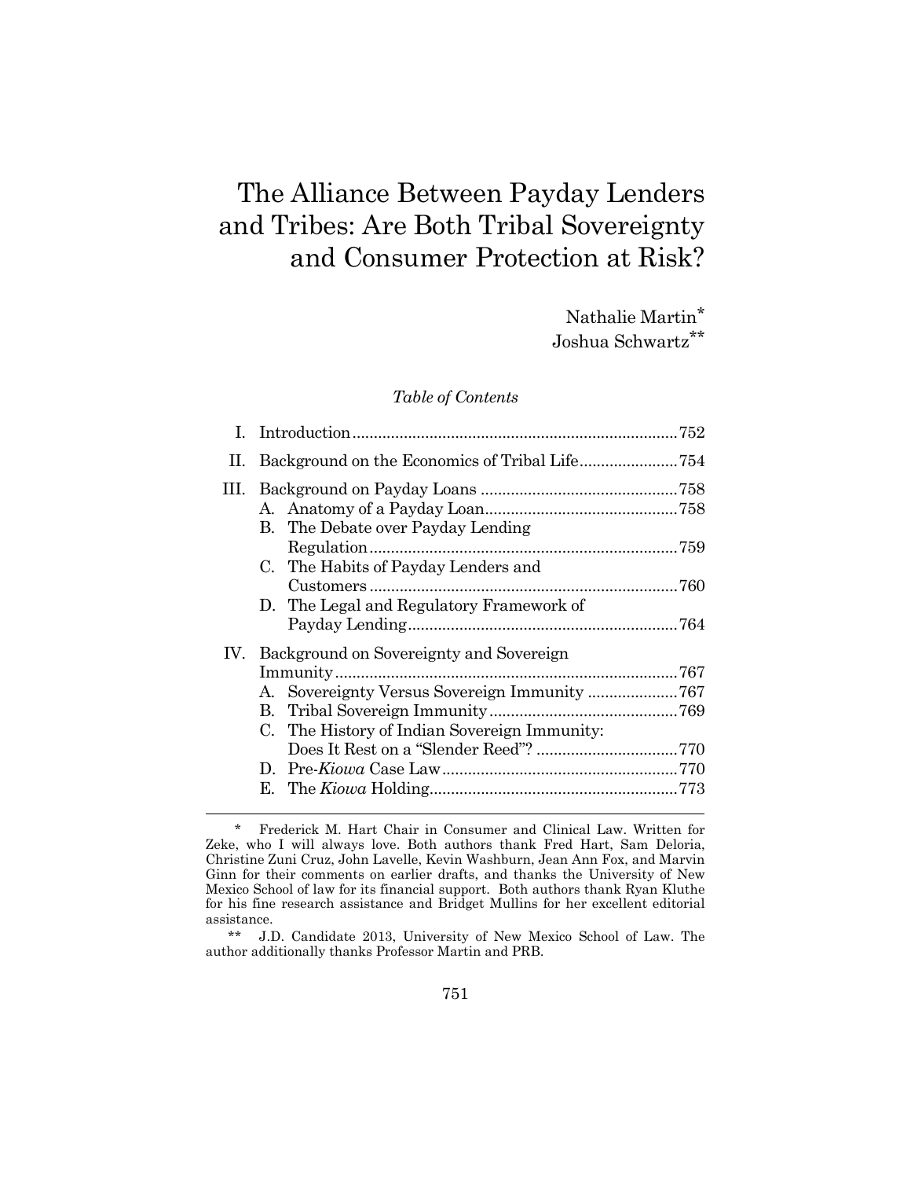# The Alliance Between Payday Lenders and Tribes: Are Both Tribal Sovereignty and Consumer Protection at Risk?

Nathalie Martin*
Joshua Schwartz**

*Table of Contents*

| | | |
|---|---|---|
| I. | Introduction | 752 |
| II. | Background on the Economics of Tribal Life | 754 |
| III. | Background on Payday Loans | 758 |
| | A. Anatomy of a Payday Loan | 758 |
| | B. The Debate over Payday Lending Regulation | 759 |
| | C. The Habits of Payday Lenders and Customers | 760 |
| | D. The Legal and Regulatory Framework of Payday Lending | 764 |
| IV. | Background on Sovereignty and Sovereign Immunity | 767 |
| | A. Sovereignty Versus Sovereign Immunity | 767 |
| | B. Tribal Sovereign Immunity | 769 |
| | C. The History of Indian Sovereign Immunity: Does It Rest on a "Slender Reed"? | 770 |
| | D. Pre-*Kiowa* Case Law | 770 |
| | E. The *Kiowa* Holding | 773 |

---

\* Frederick M. Hart Chair in Consumer and Clinical Law. Written for Zeke, who I will always love. Both authors thank Fred Hart, Sam Deloria, Christine Zuni Cruz, John Lavelle, Kevin Washburn, Jean Ann Fox, and Marvin Ginn for their comments on earlier drafts, and thanks the University of New Mexico School of law for its financial support. Both authors thank Ryan Kluthe for his fine research assistance and Bridget Mullins for her excellent editorial assistance.

\** J.D. Candidate 2013, University of New Mexico School of Law. The author additionally thanks Professor Martin and PRB.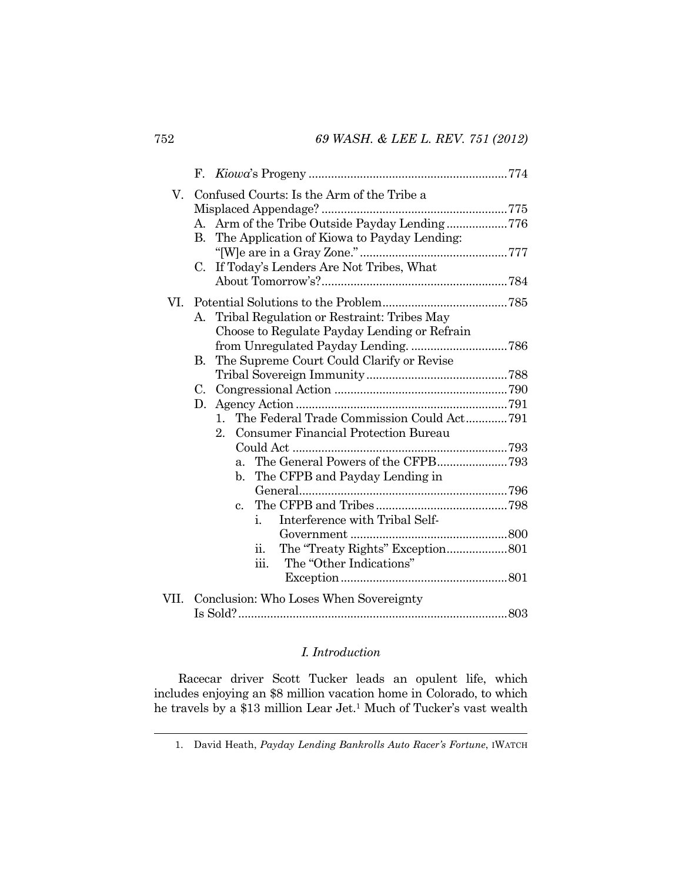F. *Kiowa*'s Progeny ..... 774

V. Confused Courts: Is the Arm of the Tribe a Misplaced Appendage? ..... 775
   A. Arm of the Tribe Outside Payday Lending ..... 776
   B. The Application of Kiowa to Payday Lending: "[W]e are in a Gray Zone." ..... 777
   C. If Today's Lenders Are Not Tribes, What About Tomorrow's? ..... 784

VI. Potential Solutions to the Problem ..... 785
   A. Tribal Regulation or Restraint: Tribes May Choose to Regulate Payday Lending or Refrain from Unregulated Payday Lending. ..... 786
   B. The Supreme Court Could Clarify or Revise Tribal Sovereign Immunity ..... 788
   C. Congressional Action ..... 790
   D. Agency Action ..... 791
      1. The Federal Trade Commission Could Act ..... 791
      2. Consumer Financial Protection Bureau Could Act ..... 793
         a. The General Powers of the CFPB ..... 793
         b. The CFPB and Payday Lending in General ..... 796
         c. The CFPB and Tribes ..... 798
            i. Interference with Tribal Self-Government ..... 800
            ii. The "Treaty Rights" Exception ..... 801
            iii. The "Other Indications" Exception ..... 801

VII. Conclusion: Who Loses When Sovereignty Is Sold? ..... 803

## *I. Introduction*

Racecar driver Scott Tucker leads an opulent life, which includes enjoying an $8 million vacation home in Colorado, to which he travels by a $13 million Lear Jet.[1] Much of Tucker's vast wealth

1. David Heath, *Payday Lending Bankrolls Auto Racer's Fortune*, IWATCH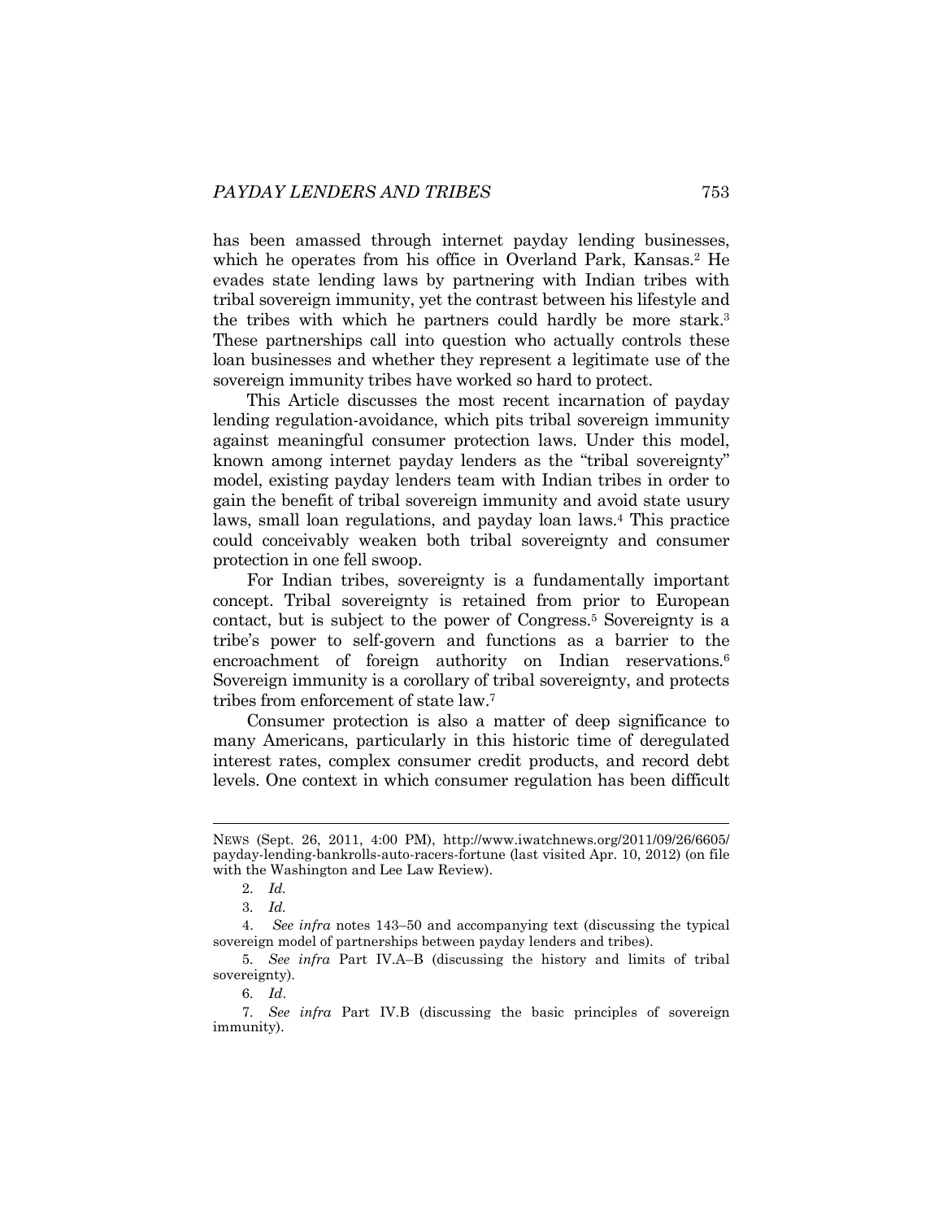has been amassed through internet payday lending businesses, which he operates from his office in Overland Park, Kansas.[2] He evades state lending laws by partnering with Indian tribes with tribal sovereign immunity, yet the contrast between his lifestyle and the tribes with which he partners could hardly be more stark.[3] These partnerships call into question who actually controls these loan businesses and whether they represent a legitimate use of the sovereign immunity tribes have worked so hard to protect.

This Article discusses the most recent incarnation of payday lending regulation-avoidance, which pits tribal sovereign immunity against meaningful consumer protection laws. Under this model, known among internet payday lenders as the "tribal sovereignty" model, existing payday lenders team with Indian tribes in order to gain the benefit of tribal sovereign immunity and avoid state usury laws, small loan regulations, and payday loan laws.[4] This practice could conceivably weaken both tribal sovereignty and consumer protection in one fell swoop.

For Indian tribes, sovereignty is a fundamentally important concept. Tribal sovereignty is retained from prior to European contact, but is subject to the power of Congress.[5] Sovereignty is a tribe's power to self-govern and functions as a barrier to the encroachment of foreign authority on Indian reservations.[6] Sovereign immunity is a corollary of tribal sovereignty, and protects tribes from enforcement of state law.[7]

Consumer protection is also a matter of deep significance to many Americans, particularly in this historic time of deregulated interest rates, complex consumer credit products, and record debt levels. One context in which consumer regulation has been difficult

---

NEWS (Sept. 26, 2011, 4:00 PM), http://www.iwatchnews.org/2011/09/26/6605/payday-lending-bankrolls-auto-racers-fortune (last visited Apr. 10, 2012) (on file with the Washington and Lee Law Review).

2. *Id.*

3. *Id.*

4. *See infra* notes 143–50 and accompanying text (discussing the typical sovereign model of partnerships between payday lenders and tribes).

5. *See infra* Part IV.A–B (discussing the history and limits of tribal sovereignty).

6. *Id*.

7. *See infra* Part IV.B (discussing the basic principles of sovereign immunity).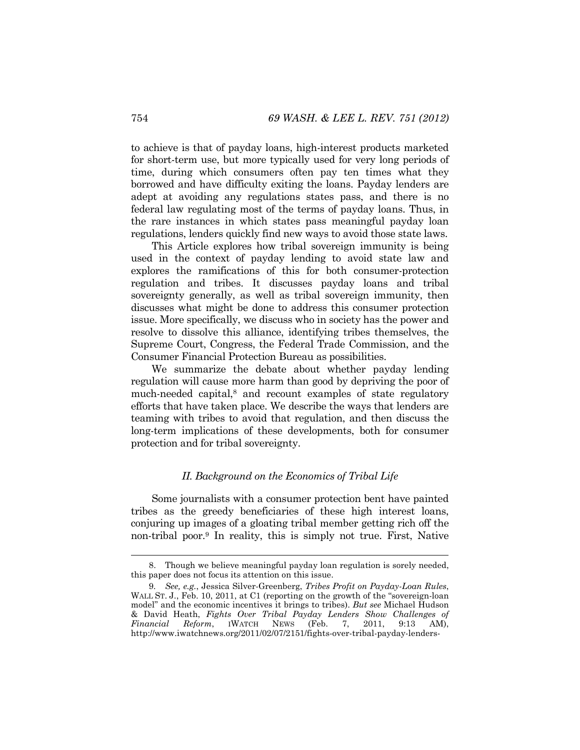to achieve is that of payday loans, high-interest products marketed for short-term use, but more typically used for very long periods of time, during which consumers often pay ten times what they borrowed and have difficulty exiting the loans. Payday lenders are adept at avoiding any regulations states pass, and there is no federal law regulating most of the terms of payday loans. Thus, in the rare instances in which states pass meaningful payday loan regulations, lenders quickly find new ways to avoid those state laws.

This Article explores how tribal sovereign immunity is being used in the context of payday lending to avoid state law and explores the ramifications of this for both consumer-protection regulation and tribes. It discusses payday loans and tribal sovereignty generally, as well as tribal sovereign immunity, then discusses what might be done to address this consumer protection issue. More specifically, we discuss who in society has the power and resolve to dissolve this alliance, identifying tribes themselves, the Supreme Court, Congress, the Federal Trade Commission, and the Consumer Financial Protection Bureau as possibilities.

We summarize the debate about whether payday lending regulation will cause more harm than good by depriving the poor of much-needed capital,[8] and recount examples of state regulatory efforts that have taken place. We describe the ways that lenders are teaming with tribes to avoid that regulation, and then discuss the long-term implications of these developments, both for consumer protection and for tribal sovereignty.

## *II. Background on the Economics of Tribal Life*

Some journalists with a consumer protection bent have painted tribes as the greedy beneficiaries of these high interest loans, conjuring up images of a gloating tribal member getting rich off the non-tribal poor.[9] In reality, this is simply not true. First, Native

---

8. Though we believe meaningful payday loan regulation is sorely needed, this paper does not focus its attention on this issue.

9. *See, e.g.*, Jessica Silver-Greenberg, *Tribes Profit on Payday-Loan Rules*, WALL ST. J., Feb. 10, 2011, at C1 (reporting on the growth of the "sovereign-loan model" and the economic incentives it brings to tribes). *But see* Michael Hudson & David Heath, *Fights Over Tribal Payday Lenders Show Challenges of Financial Reform*, IWATCH NEWS (Feb. 7, 2011, 9:13 AM), http://www.iwatchnews.org/2011/02/07/2151/fights-over-tribal-payday-lenders-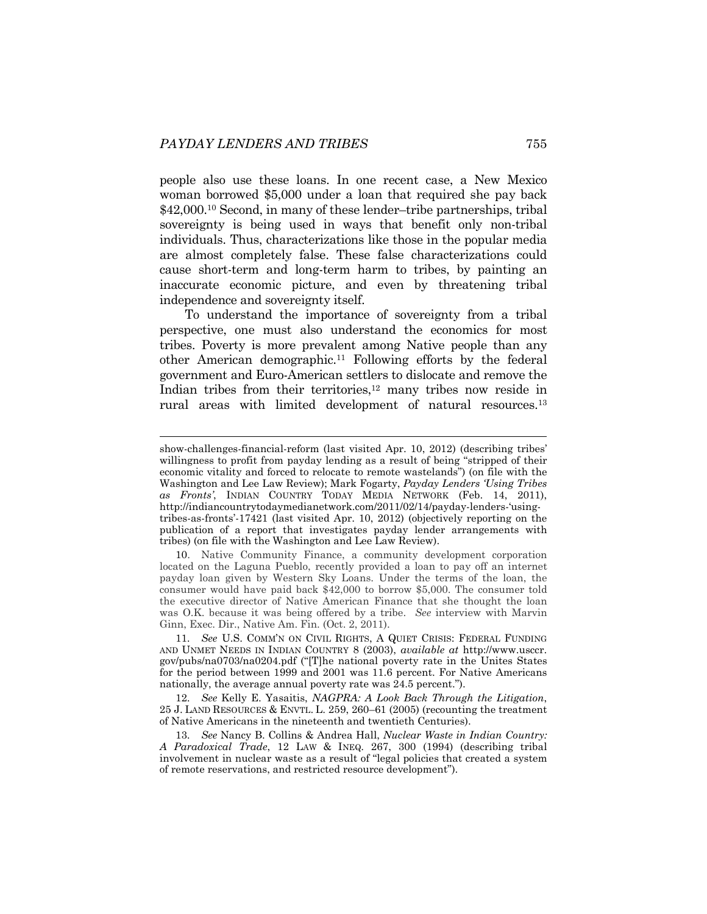people also use these loans. In one recent case, a New Mexico woman borrowed $5,000 under a loan that required she pay back $42,000.[10] Second, in many of these lender–tribe partnerships, tribal sovereignty is being used in ways that benefit only non-tribal individuals. Thus, characterizations like those in the popular media are almost completely false. These false characterizations could cause short-term and long-term harm to tribes, by painting an inaccurate economic picture, and even by threatening tribal independence and sovereignty itself.

To understand the importance of sovereignty from a tribal perspective, one must also understand the economics for most tribes. Poverty is more prevalent among Native people than any other American demographic.[11] Following efforts by the federal government and Euro-American settlers to dislocate and remove the Indian tribes from their territories,[12] many tribes now reside in rural areas with limited development of natural resources.[13]

---

show-challenges-financial-reform (last visited Apr. 10, 2012) (describing tribes' willingness to profit from payday lending as a result of being "stripped of their economic vitality and forced to relocate to remote wastelands") (on file with the Washington and Lee Law Review); Mark Fogarty, *Payday Lenders 'Using Tribes as Fronts'*, INDIAN COUNTRY TODAY MEDIA NETWORK (Feb. 14, 2011), http://indiancountrytodaymedianetwork.com/2011/02/14/payday-lenders-'using-tribes-as-fronts'-17421 (last visited Apr. 10, 2012) (objectively reporting on the publication of a report that investigates payday lender arrangements with tribes) (on file with the Washington and Lee Law Review).

10. Native Community Finance, a community development corporation located on the Laguna Pueblo, recently provided a loan to pay off an internet payday loan given by Western Sky Loans. Under the terms of the loan, the consumer would have paid back $42,000 to borrow $5,000. The consumer told the executive director of Native American Finance that she thought the loan was O.K. because it was being offered by a tribe. *See* interview with Marvin Ginn, Exec. Dir., Native Am. Fin. (Oct. 2, 2011).

11. *See* U.S. COMM'N ON CIVIL RIGHTS, A QUIET CRISIS: FEDERAL FUNDING AND UNMET NEEDS IN INDIAN COUNTRY 8 (2003), *available at* http://www.usccr.gov/pubs/na0703/na0204.pdf ("[T]he national poverty rate in the Unites States for the period between 1999 and 2001 was 11.6 percent. For Native Americans nationally, the average annual poverty rate was 24.5 percent.").

12. *See* Kelly E. Yasaitis, *NAGPRA: A Look Back Through the Litigation*, 25 J. LAND RESOURCES & ENVTL. L. 259, 260–61 (2005) (recounting the treatment of Native Americans in the nineteenth and twentieth Centuries).

13. *See* Nancy B. Collins & Andrea Hall, *Nuclear Waste in Indian Country: A Paradoxical Trade*, 12 LAW & INEQ. 267, 300 (1994) (describing tribal involvement in nuclear waste as a result of "legal policies that created a system of remote reservations, and restricted resource development").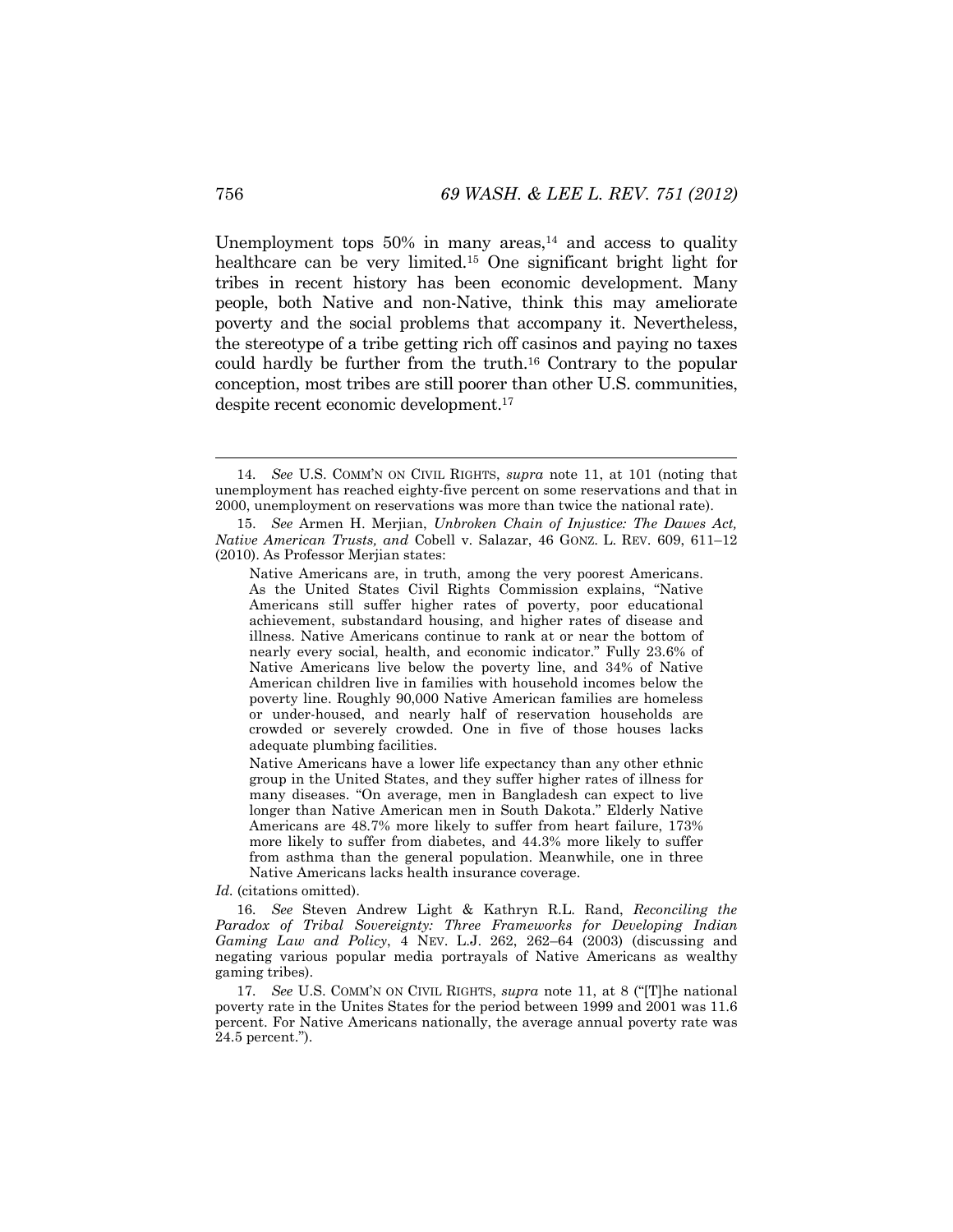Unemployment tops 50% in many areas,[14] and access to quality healthcare can be very limited.[15] One significant bright light for tribes in recent history has been economic development. Many people, both Native and non-Native, think this may ameliorate poverty and the social problems that accompany it. Nevertheless, the stereotype of a tribe getting rich off casinos and paying no taxes could hardly be further from the truth.[16] Contrary to the popular conception, most tribes are still poorer than other U.S. communities, despite recent economic development.[17]

---

14. *See* U.S. COMM'N ON CIVIL RIGHTS, *supra* note 11, at 101 (noting that unemployment has reached eighty-five percent on some reservations and that in 2000, unemployment on reservations was more than twice the national rate).

15. *See* Armen H. Merjian, *Unbroken Chain of Injustice: The Dawes Act, Native American Trusts, and* Cobell v. Salazar, 46 GONZ. L. REV. 609, 611–12 (2010). As Professor Merjian states:

> Native Americans are, in truth, among the very poorest Americans. As the United States Civil Rights Commission explains, "Native Americans still suffer higher rates of poverty, poor educational achievement, substandard housing, and higher rates of disease and illness. Native Americans continue to rank at or near the bottom of nearly every social, health, and economic indicator." Fully 23.6% of Native Americans live below the poverty line, and 34% of Native American children live in families with household incomes below the poverty line. Roughly 90,000 Native American families are homeless or under-housed, and nearly half of reservation households are crowded or severely crowded. One in five of those houses lacks adequate plumbing facilities.
>
> Native Americans have a lower life expectancy than any other ethnic group in the United States, and they suffer higher rates of illness for many diseases. "On average, men in Bangladesh can expect to live longer than Native American men in South Dakota." Elderly Native Americans are 48.7% more likely to suffer from heart failure, 173% more likely to suffer from diabetes, and 44.3% more likely to suffer from asthma than the general population. Meanwhile, one in three Native Americans lacks health insurance coverage.

*Id.* (citations omitted).

16. *See* Steven Andrew Light & Kathryn R.L. Rand, *Reconciling the Paradox of Tribal Sovereignty: Three Frameworks for Developing Indian Gaming Law and Policy*, 4 NEV. L.J. 262, 262–64 (2003) (discussing and negating various popular media portrayals of Native Americans as wealthy gaming tribes).

17. *See* U.S. COMM'N ON CIVIL RIGHTS, *supra* note 11, at 8 ("[T]he national poverty rate in the Unites States for the period between 1999 and 2001 was 11.6 percent. For Native Americans nationally, the average annual poverty rate was 24.5 percent.").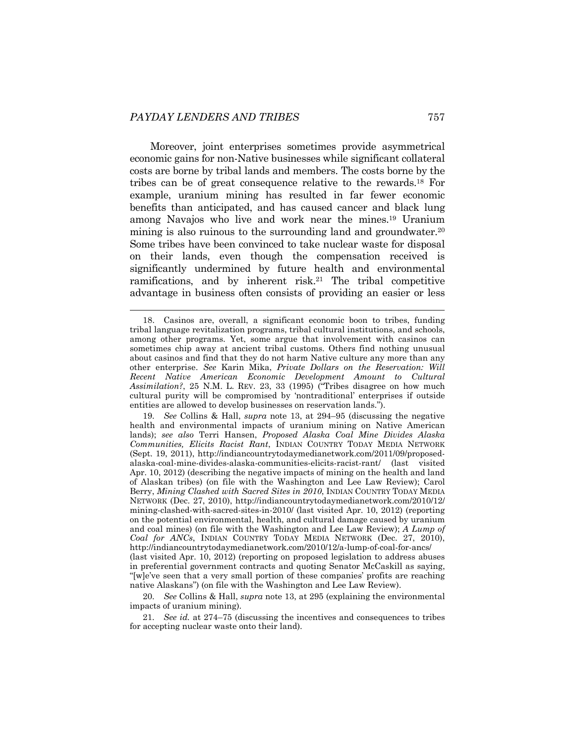Moreover, joint enterprises sometimes provide asymmetrical economic gains for non-Native businesses while significant collateral costs are borne by tribal lands and members. The costs borne by the tribes can be of great consequence relative to the rewards.[18] For example, uranium mining has resulted in far fewer economic benefits than anticipated, and has caused cancer and black lung among Navajos who live and work near the mines.[19] Uranium mining is also ruinous to the surrounding land and groundwater.[20] Some tribes have been convinced to take nuclear waste for disposal on their lands, even though the compensation received is significantly undermined by future health and environmental ramifications, and by inherent risk.[21] The tribal competitive advantage in business often consists of providing an easier or less

---

18. Casinos are, overall, a significant economic boon to tribes, funding tribal language revitalization programs, tribal cultural institutions, and schools, among other programs. Yet, some argue that involvement with casinos can sometimes chip away at ancient tribal customs. Others find nothing unusual about casinos and find that they do not harm Native culture any more than any other enterprise. *See* Karin Mika, *Private Dollars on the Reservation: Will Recent Native American Economic Development Amount to Cultural Assimilation?*, 25 N.M. L. REV. 23, 33 (1995) ("Tribes disagree on how much cultural purity will be compromised by 'nontraditional' enterprises if outside entities are allowed to develop businesses on reservation lands.").

19. *See* Collins & Hall, *supra* note 13, at 294–95 (discussing the negative health and environmental impacts of uranium mining on Native American lands); *see also* Terri Hansen, *Proposed Alaska Coal Mine Divides Alaska Communities, Elicits Racist Rant*, INDIAN COUNTRY TODAY MEDIA NETWORK (Sept. 19, 2011), http://indiancountrytodaymedianetwork.com/2011/09/proposed-alaska-coal-mine-divides-alaska-communities-elicits-racist-rant/ (last visited Apr. 10, 2012) (describing the negative impacts of mining on the health and land of Alaskan tribes) (on file with the Washington and Lee Law Review); Carol Berry, *Mining Clashed with Sacred Sites in 2010*, INDIAN COUNTRY TODAY MEDIA NETWORK (Dec. 27, 2010), http://indiancountrytodaymedianetwork.com/2010/12/mining-clashed-with-sacred-sites-in-2010/ (last visited Apr. 10, 2012) (reporting on the potential environmental, health, and cultural damage caused by uranium and coal mines) (on file with the Washington and Lee Law Review); *A Lump of Coal for ANCs*, INDIAN COUNTRY TODAY MEDIA NETWORK (Dec. 27, 2010), http://indiancountrytodaymedianetwork.com/2010/12/a-lump-of-coal-for-ancs/ (last visited Apr. 10, 2012) (reporting on proposed legislation to address abuses in preferential government contracts and quoting Senator McCaskill as saying, "[w]e've seen that a very small portion of these companies' profits are reaching native Alaskans") (on file with the Washington and Lee Law Review).

20. *See* Collins & Hall, *supra* note 13, at 295 (explaining the environmental impacts of uranium mining).

21. *See id.* at 274–75 (discussing the incentives and consequences to tribes for accepting nuclear waste onto their land).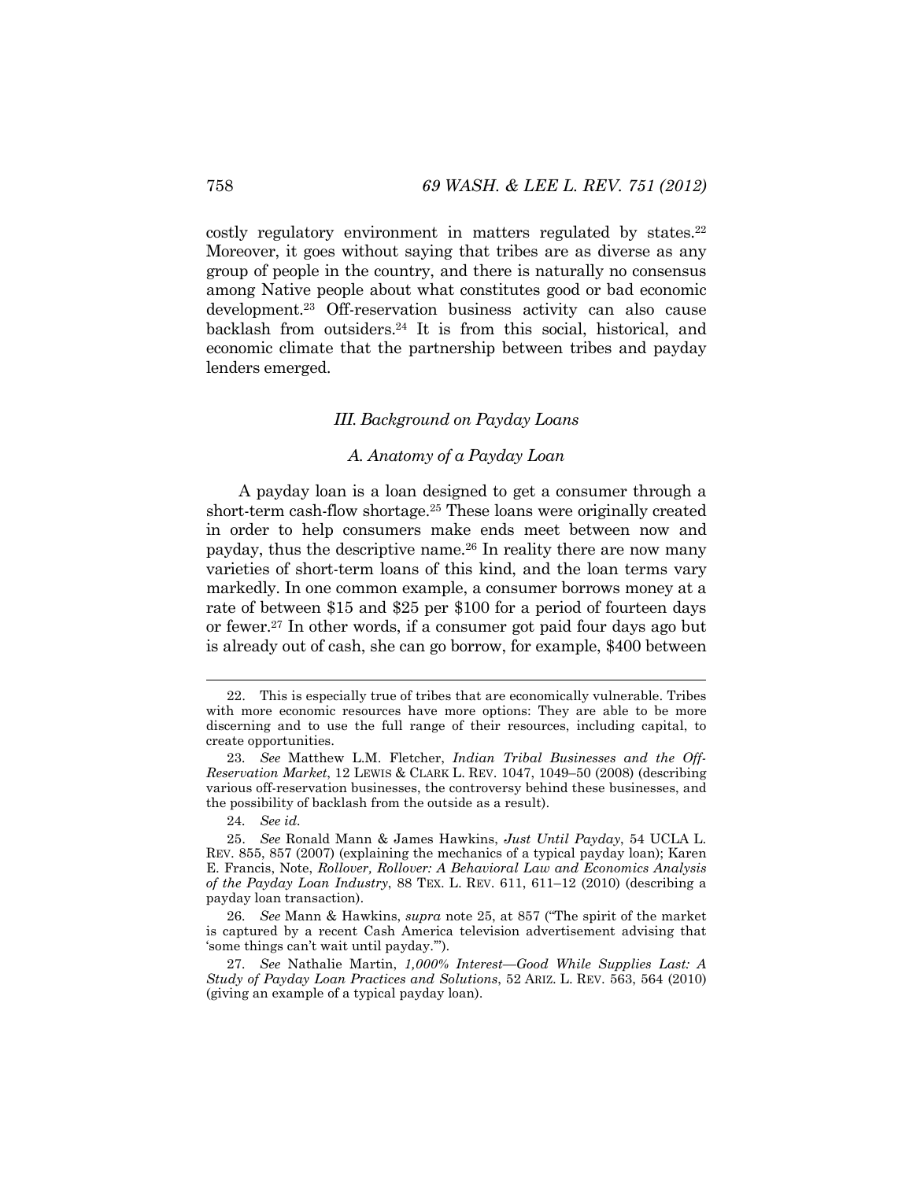costly regulatory environment in matters regulated by states.[22] Moreover, it goes without saying that tribes are as diverse as any group of people in the country, and there is naturally no consensus among Native people about what constitutes good or bad economic development.[23] Off-reservation business activity can also cause backlash from outsiders.[24] It is from this social, historical, and economic climate that the partnership between tribes and payday lenders emerged.

### *III. Background on Payday Loans*

#### *A. Anatomy of a Payday Loan*

A payday loan is a loan designed to get a consumer through a short-term cash-flow shortage.[25] These loans were originally created in order to help consumers make ends meet between now and payday, thus the descriptive name.[26] In reality there are now many varieties of short-term loans of this kind, and the loan terms vary markedly. In one common example, a consumer borrows money at a rate of between $15 and $25 per $100 for a period of fourteen days or fewer.[27] In other words, if a consumer got paid four days ago but is already out of cash, she can go borrow, for example, $400 between

---

22. This is especially true of tribes that are economically vulnerable. Tribes with more economic resources have more options: They are able to be more discerning and to use the full range of their resources, including capital, to create opportunities.

23. *See* Matthew L.M. Fletcher, *Indian Tribal Businesses and the Off-Reservation Market*, 12 LEWIS & CLARK L. REV. 1047, 1049–50 (2008) (describing various off-reservation businesses, the controversy behind these businesses, and the possibility of backlash from the outside as a result).

24. *See id.*

25. *See* Ronald Mann & James Hawkins, *Just Until Payday*, 54 UCLA L. REV. 855, 857 (2007) (explaining the mechanics of a typical payday loan); Karen E. Francis, Note, *Rollover, Rollover: A Behavioral Law and Economics Analysis of the Payday Loan Industry*, 88 TEX. L. REV. 611, 611–12 (2010) (describing a payday loan transaction).

26. *See* Mann & Hawkins, *supra* note 25, at 857 ("The spirit of the market is captured by a recent Cash America television advertisement advising that 'some things can't wait until payday.'").

27. *See* Nathalie Martin, *1,000% Interest—Good While Supplies Last: A Study of Payday Loan Practices and Solutions*, 52 ARIZ. L. REV. 563, 564 (2010) (giving an example of a typical payday loan).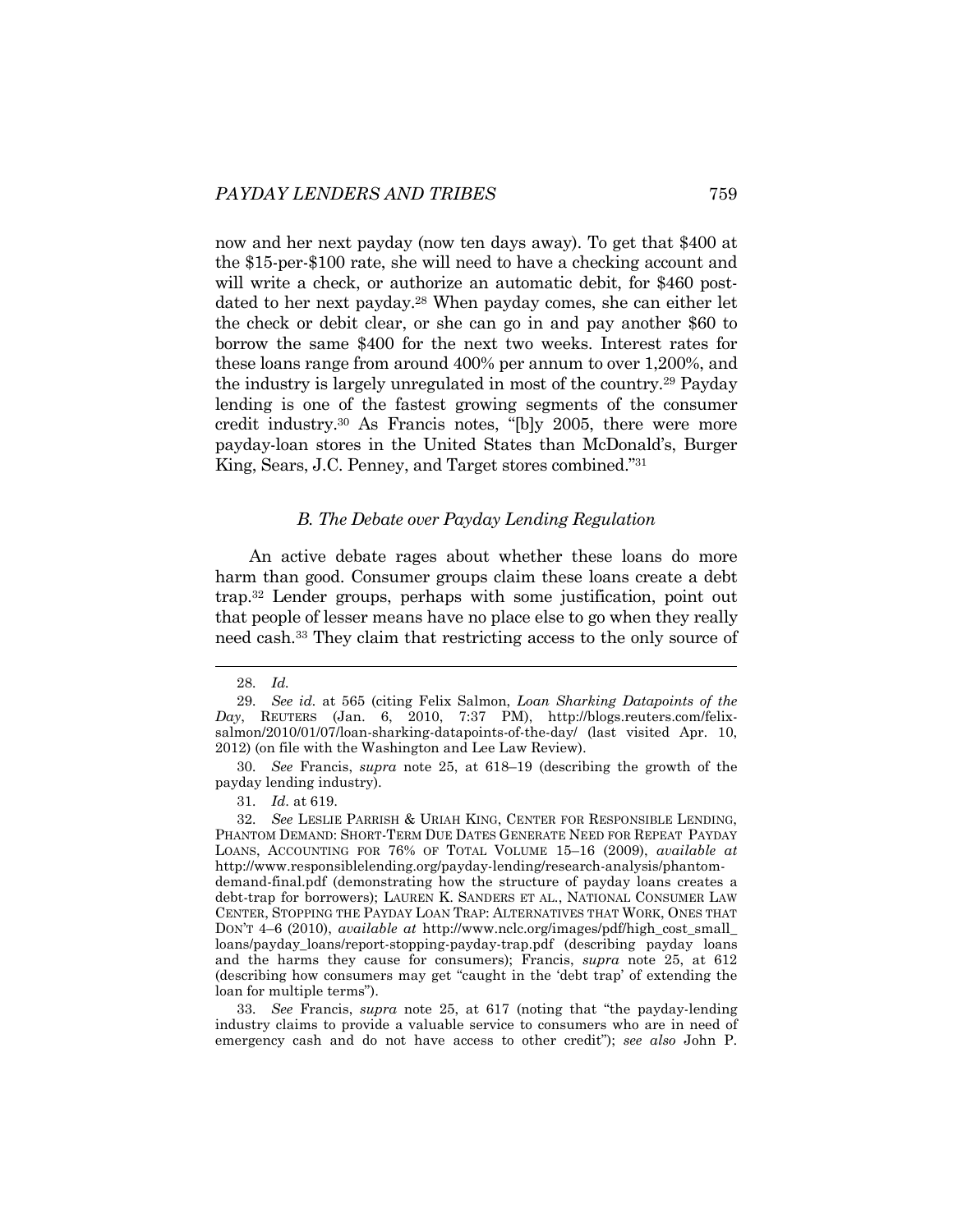now and her next payday (now ten days away). To get that $400 at the $15-per-$100 rate, she will need to have a checking account and will write a check, or authorize an automatic debit, for $460 post-dated to her next payday.[28] When payday comes, she can either let the check or debit clear, or she can go in and pay another $60 to borrow the same $400 for the next two weeks. Interest rates for these loans range from around 400% per annum to over 1,200%, and the industry is largely unregulated in most of the country.[29] Payday lending is one of the fastest growing segments of the consumer credit industry.[30] As Francis notes, "[b]y 2005, there were more payday-loan stores in the United States than McDonald's, Burger King, Sears, J.C. Penney, and Target stores combined."[31]

### *B. The Debate over Payday Lending Regulation*

An active debate rages about whether these loans do more harm than good. Consumer groups claim these loans create a debt trap.[32] Lender groups, perhaps with some justification, point out that people of lesser means have no place else to go when they really need cash.[33] They claim that restricting access to the only source of

---

28. *Id.*

29. *See id.* at 565 (citing Felix Salmon, *Loan Sharking Datapoints of the Day*, REUTERS (Jan. 6, 2010, 7:37 PM), http://blogs.reuters.com/felix-salmon/2010/01/07/loan-sharking-datapoints-of-the-day/ (last visited Apr. 10, 2012) (on file with the Washington and Lee Law Review).

30. *See* Francis, *supra* note 25, at 618–19 (describing the growth of the payday lending industry).

31. *Id.* at 619.

32. *See* LESLIE PARRISH & URIAH KING, CENTER FOR RESPONSIBLE LENDING, PHANTOM DEMAND: SHORT-TERM DUE DATES GENERATE NEED FOR REPEAT PAYDAY LOANS, ACCOUNTING FOR 76% OF TOTAL VOLUME 15–16 (2009), *available at* http://www.responsiblelending.org/payday-lending/research-analysis/phantom-demand-final.pdf (demonstrating how the structure of payday loans creates a debt-trap for borrowers); LAUREN K. SANDERS ET AL., NATIONAL CONSUMER LAW CENTER, STOPPING THE PAYDAY LOAN TRAP: ALTERNATIVES THAT WORK, ONES THAT DON'T 4–6 (2010), *available at* http://www.nclc.org/images/pdf/high_cost_small_loans/payday_loans/report-stopping-payday-trap.pdf (describing payday loans and the harms they cause for consumers); Francis, *supra* note 25, at 612 (describing how consumers may get "caught in the 'debt trap' of extending the loan for multiple terms").

33. *See* Francis, *supra* note 25, at 617 (noting that "the payday-lending industry claims to provide a valuable service to consumers who are in need of emergency cash and do not have access to other credit"); *see also* John P.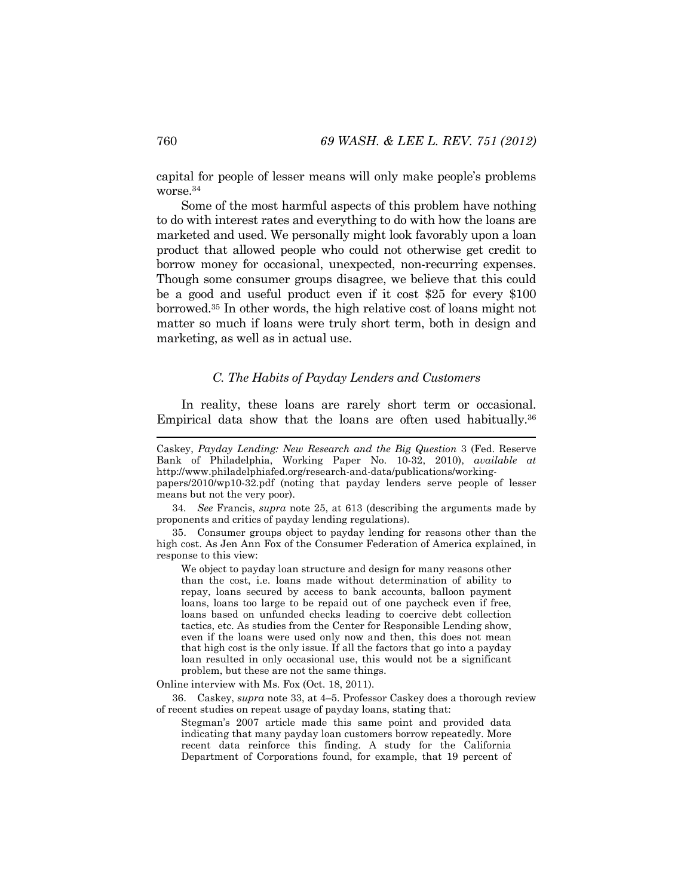capital for people of lesser means will only make people's problems worse.[34]

Some of the most harmful aspects of this problem have nothing to do with interest rates and everything to do with how the loans are marketed and used. We personally might look favorably upon a loan product that allowed people who could not otherwise get credit to borrow money for occasional, unexpected, non-recurring expenses. Though some consumer groups disagree, we believe that this could be a good and useful product even if it cost $25 for every $100 borrowed.[35] In other words, the high relative cost of loans might not matter so much if loans were truly short term, both in design and marketing, as well as in actual use.

### *C. The Habits of Payday Lenders and Customers*

In reality, these loans are rarely short term or occasional. Empirical data show that the loans are often used habitually.[36]

---

Caskey, *Payday Lending: New Research and the Big Question* 3 (Fed. Reserve Bank of Philadelphia, Working Paper No. 10-32, 2010), *available at* http://www.philadelphiafed.org/research-and-data/publications/working-papers/2010/wp10-32.pdf (noting that payday lenders serve people of lesser means but not the very poor).

34. *See* Francis, *supra* note 25, at 613 (describing the arguments made by proponents and critics of payday lending regulations).

35. Consumer groups object to payday lending for reasons other than the high cost. As Jen Ann Fox of the Consumer Federation of America explained, in response to this view:

> We object to payday loan structure and design for many reasons other than the cost, i.e. loans made without determination of ability to repay, loans secured by access to bank accounts, balloon payment loans, loans too large to be repaid out of one paycheck even if free, loans based on unfunded checks leading to coercive debt collection tactics, etc. As studies from the Center for Responsible Lending show, even if the loans were used only now and then, this does not mean that high cost is the only issue. If all the factors that go into a payday loan resulted in only occasional use, this would not be a significant problem, but these are not the same things.

Online interview with Ms. Fox (Oct. 18, 2011).

36. Caskey, *supra* note 33, at 4–5. Professor Caskey does a thorough review of recent studies on repeat usage of payday loans, stating that:

> Stegman's 2007 article made this same point and provided data indicating that many payday loan customers borrow repeatedly. More recent data reinforce this finding. A study for the California Department of Corporations found, for example, that 19 percent of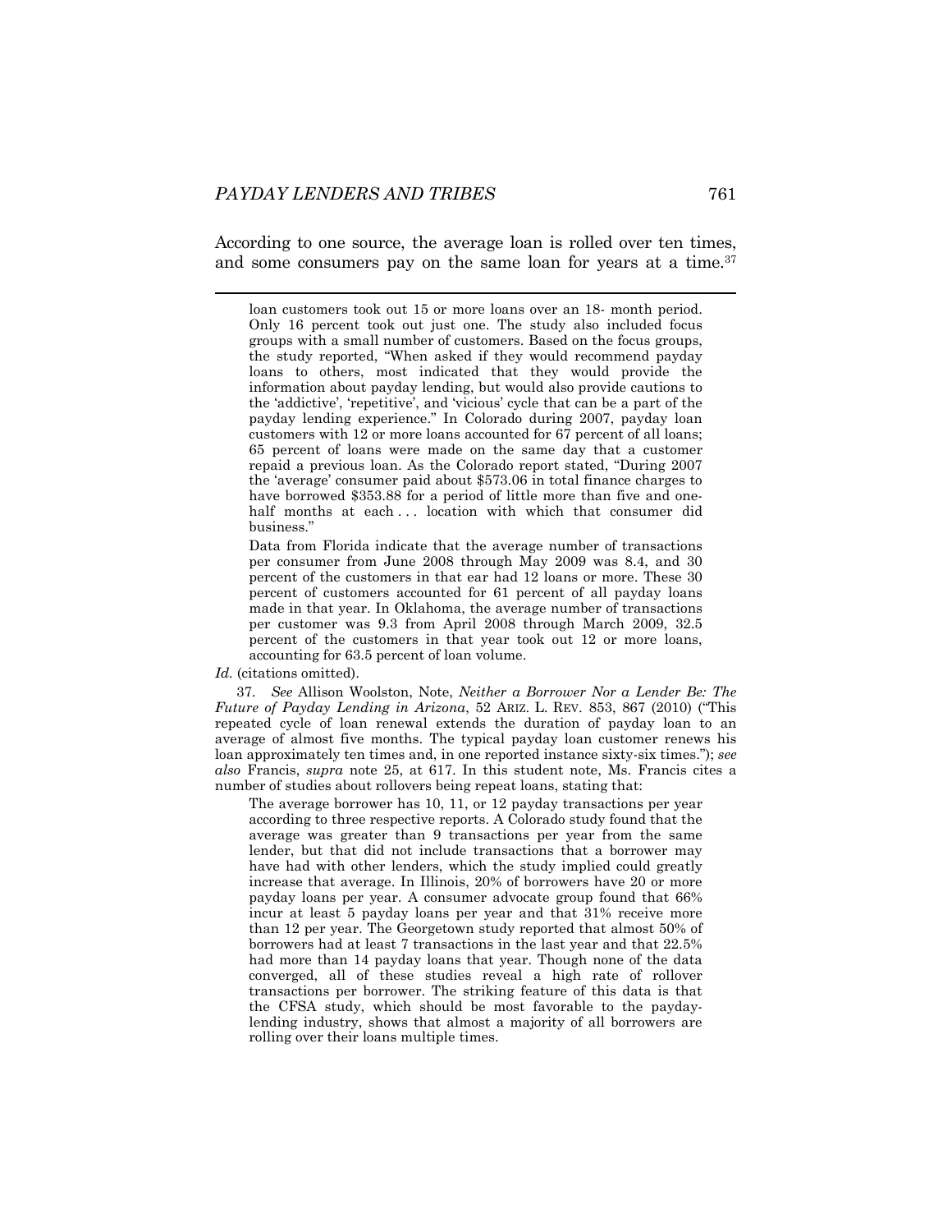According to one source, the average loan is rolled over ten times, and some consumers pay on the same loan for years at a time.[37]

---

> loan customers took out 15 or more loans over an 18- month period. Only 16 percent took out just one. The study also included focus groups with a small number of customers. Based on the focus groups, the study reported, "When asked if they would recommend payday loans to others, most indicated that they would provide the information about payday lending, but would also provide cautions to the 'addictive', 'repetitive', and 'vicious' cycle that can be a part of the payday lending experience." In Colorado during 2007, payday loan customers with 12 or more loans accounted for 67 percent of all loans; 65 percent of loans were made on the same day that a customer repaid a previous loan. As the Colorado report stated, "During 2007 the 'average' consumer paid about $573.06 in total finance charges to have borrowed $353.88 for a period of little more than five and one-half months at each . . . location with which that consumer did business."
>
> Data from Florida indicate that the average number of transactions per consumer from June 2008 through May 2009 was 8.4, and 30 percent of the customers in that ear had 12 loans or more. These 30 percent of customers accounted for 61 percent of all payday loans made in that year. In Oklahoma, the average number of transactions per customer was 9.3 from April 2008 through March 2009, 32.5 percent of the customers in that year took out 12 or more loans, accounting for 63.5 percent of loan volume.

*Id.* (citations omitted).

37. *See* Allison Woolston, Note, *Neither a Borrower Nor a Lender Be: The Future of Payday Lending in Arizona*, 52 ARIZ. L. REV. 853, 867 (2010) ("This repeated cycle of loan renewal extends the duration of payday loan to an average of almost five months. The typical payday loan customer renews his loan approximately ten times and, in one reported instance sixty-six times."); *see also* Francis, *supra* note 25, at 617. In this student note, Ms. Francis cites a number of studies about rollovers being repeat loans, stating that:

> The average borrower has 10, 11, or 12 payday transactions per year according to three respective reports. A Colorado study found that the average was greater than 9 transactions per year from the same lender, but that did not include transactions that a borrower may have had with other lenders, which the study implied could greatly increase that average. In Illinois, 20% of borrowers have 20 or more payday loans per year. A consumer advocate group found that 66% incur at least 5 payday loans per year and that 31% receive more than 12 per year. The Georgetown study reported that almost 50% of borrowers had at least 7 transactions in the last year and that 22.5% had more than 14 payday loans that year. Though none of the data converged, all of these studies reveal a high rate of rollover transactions per borrower. The striking feature of this data is that the CFSA study, which should be most favorable to the payday-lending industry, shows that almost a majority of all borrowers are rolling over their loans multiple times.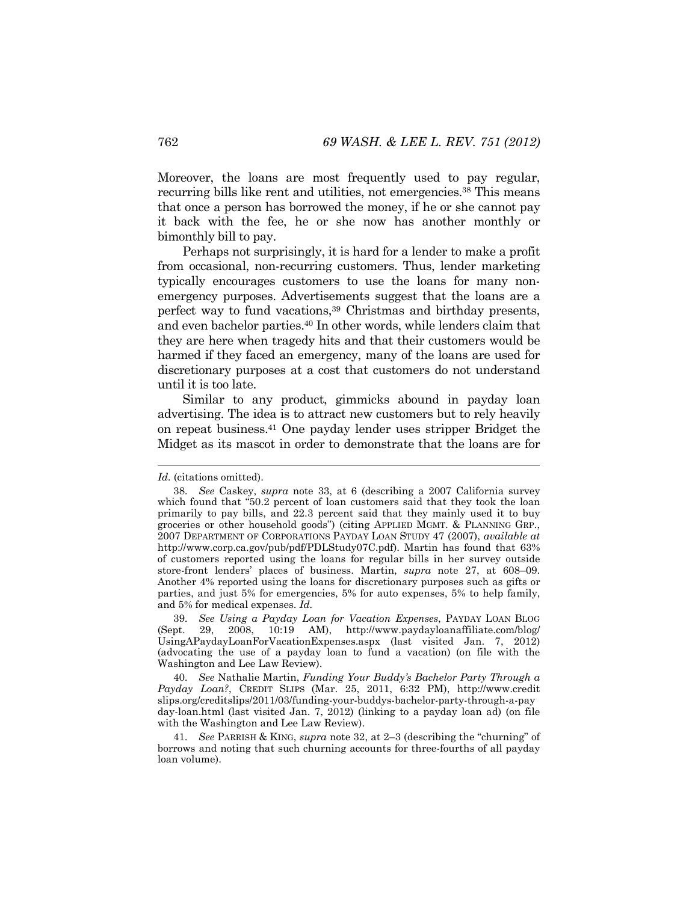Moreover, the loans are most frequently used to pay regular, recurring bills like rent and utilities, not emergencies.[38] This means that once a person has borrowed the money, if he or she cannot pay it back with the fee, he or she now has another monthly or bimonthly bill to pay.

Perhaps not surprisingly, it is hard for a lender to make a profit from occasional, non-recurring customers. Thus, lender marketing typically encourages customers to use the loans for many non-emergency purposes. Advertisements suggest that the loans are a perfect way to fund vacations,[39] Christmas and birthday presents, and even bachelor parties.[40] In other words, while lenders claim that they are here when tragedy hits and that their customers would be harmed if they faced an emergency, many of the loans are used for discretionary purposes at a cost that customers do not understand until it is too late.

Similar to any product, gimmicks abound in payday loan advertising. The idea is to attract new customers but to rely heavily on repeat business.[41] One payday lender uses stripper Bridget the Midget as its mascot in order to demonstrate that the loans are for

---

*Id.* (citations omitted).

38. *See* Caskey, *supra* note 33, at 6 (describing a 2007 California survey which found that "50.2 percent of loan customers said that they took the loan primarily to pay bills, and 22.3 percent said that they mainly used it to buy groceries or other household goods") (citing APPLIED MGMT. & PLANNING GRP., 2007 DEPARTMENT OF CORPORATIONS PAYDAY LOAN STUDY 47 (2007), *available at* http://www.corp.ca.gov/pub/pdf/PDLStudy07C.pdf). Martin has found that 63% of customers reported using the loans for regular bills in her survey outside store-front lenders' places of business. Martin, *supra* note 27, at 608–09. Another 4% reported using the loans for discretionary purposes such as gifts or parties, and just 5% for emergencies, 5% for auto expenses, 5% to help family, and 5% for medical expenses. *Id.*

39. *See Using a Payday Loan for Vacation Expenses*, PAYDAY LOAN BLOG (Sept. 29, 2008, 10:19 AM), http://www.paydayloanaffiliate.com/blog/UsingAPaydayLoanForVacationExpenses.aspx (last visited Jan. 7, 2012) (advocating the use of a payday loan to fund a vacation) (on file with the Washington and Lee Law Review).

40. *See* Nathalie Martin, *Funding Your Buddy's Bachelor Party Through a Payday Loan?*, CREDIT SLIPS (Mar. 25, 2011, 6:32 PM), http://www.creditslips.org/creditslips/2011/03/funding-your-buddys-bachelor-party-through-a-payday-loan.html (last visited Jan. 7, 2012) (linking to a payday loan ad) (on file with the Washington and Lee Law Review).

41. *See* PARRISH & KING, *supra* note 32, at 2–3 (describing the "churning" of borrows and noting that such churning accounts for three-fourths of all payday loan volume).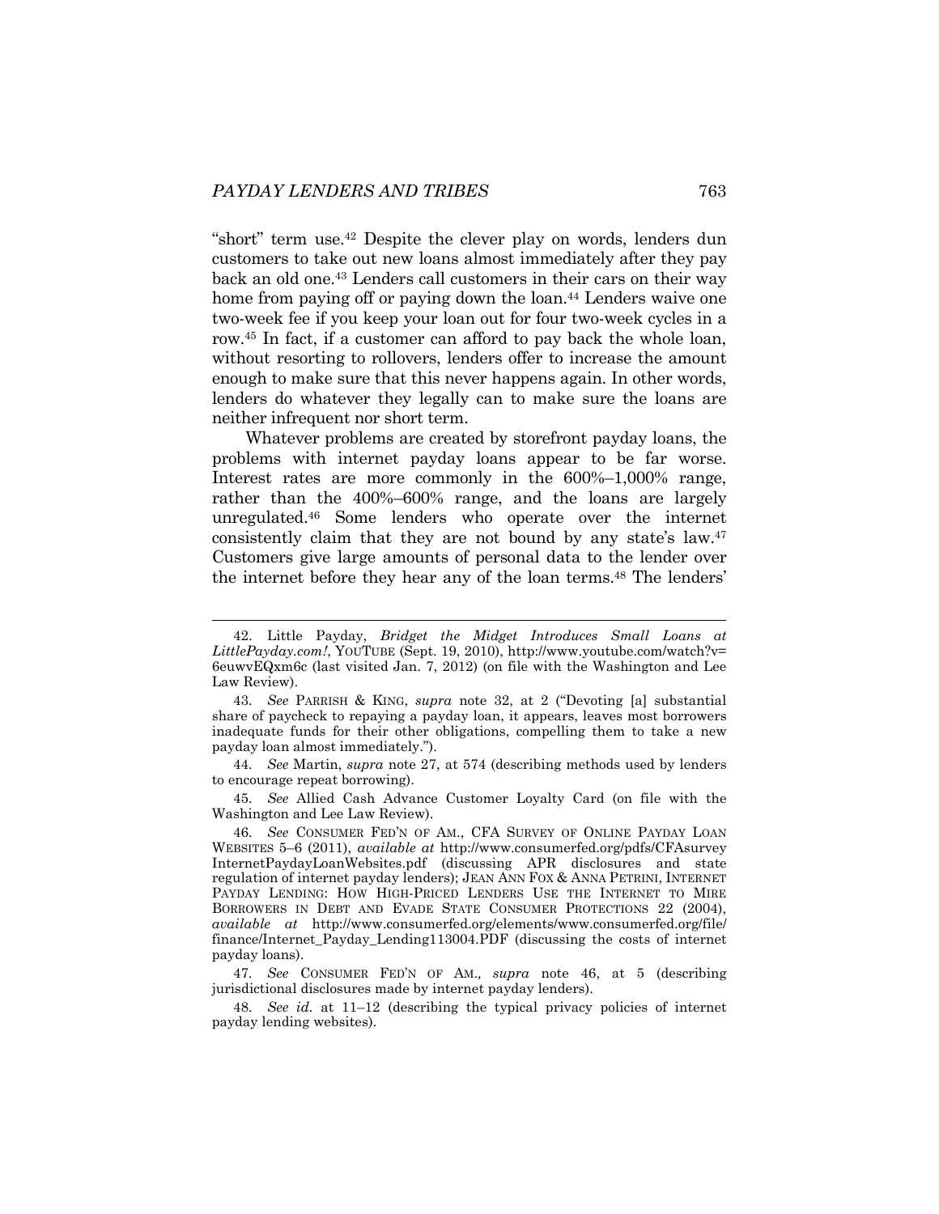"short" term use.[42] Despite the clever play on words, lenders dun customers to take out new loans almost immediately after they pay back an old one.[43] Lenders call customers in their cars on their way home from paying off or paying down the loan.[44] Lenders waive one two-week fee if you keep your loan out for four two-week cycles in a row.[45] In fact, if a customer can afford to pay back the whole loan, without resorting to rollovers, lenders offer to increase the amount enough to make sure that this never happens again. In other words, lenders do whatever they legally can to make sure the loans are neither infrequent nor short term.

Whatever problems are created by storefront payday loans, the problems with internet payday loans appear to be far worse. Interest rates are more commonly in the 600%–1,000% range, rather than the 400%–600% range, and the loans are largely unregulated.[46] Some lenders who operate over the internet consistently claim that they are not bound by any state's law.[47] Customers give large amounts of personal data to the lender over the internet before they hear any of the loan terms.[48] The lenders'

---

42. Little Payday, *Bridget the Midget Introduces Small Loans at LittlePayday.com!*, YOUTUBE (Sept. 19, 2010), http://www.youtube.com/watch?v=6euwvEQxm6c (last visited Jan. 7, 2012) (on file with the Washington and Lee Law Review).

43. *See* PARRISH & KING, *supra* note 32, at 2 ("Devoting [a] substantial share of paycheck to repaying a payday loan, it appears, leaves most borrowers inadequate funds for their other obligations, compelling them to take a new payday loan almost immediately.").

44. *See* Martin, *supra* note 27, at 574 (describing methods used by lenders to encourage repeat borrowing).

45. *See* Allied Cash Advance Customer Loyalty Card (on file with the Washington and Lee Law Review).

46. *See* CONSUMER FED'N OF AM., CFA SURVEY OF ONLINE PAYDAY LOAN WEBSITES 5–6 (2011), *available at* http://www.consumerfed.org/pdfs/CFAsurveyInternetPaydayLoanWebsites.pdf (discussing APR disclosures and state regulation of internet payday lenders); JEAN ANN FOX & ANNA PETRINI, INTERNET PAYDAY LENDING: HOW HIGH-PRICED LENDERS USE THE INTERNET TO MIRE BORROWERS IN DEBT AND EVADE STATE CONSUMER PROTECTIONS 22 (2004), *available at* http://www.consumerfed.org/elements/www.consumerfed.org/file/finance/Internet_Payday_Lending113004.PDF (discussing the costs of internet payday loans).

47. *See* CONSUMER FED'N OF AM.*, supra* note 46, at 5 (describing jurisdictional disclosures made by internet payday lenders).

48. *See id.* at 11–12 (describing the typical privacy policies of internet payday lending websites).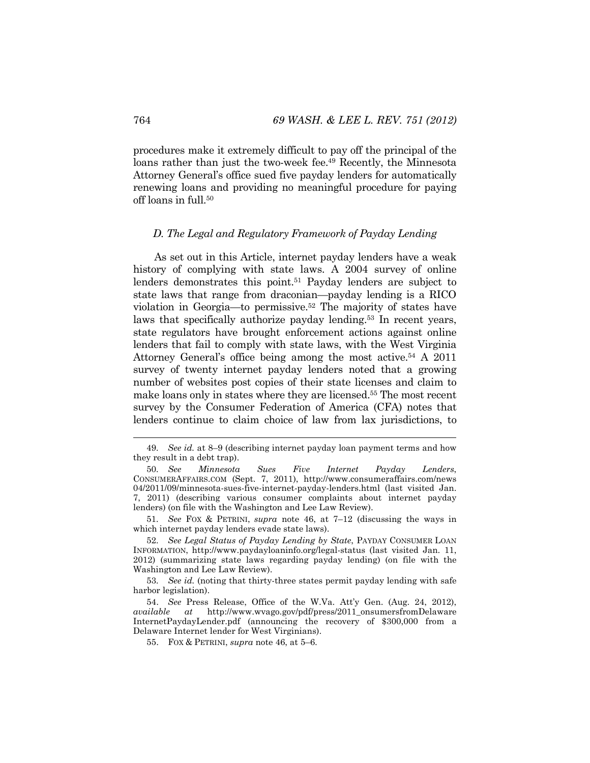procedures make it extremely difficult to pay off the principal of the loans rather than just the two-week fee.[49] Recently, the Minnesota Attorney General's office sued five payday lenders for automatically renewing loans and providing no meaningful procedure for paying off loans in full.[50]

### *D. The Legal and Regulatory Framework of Payday Lending*

As set out in this Article, internet payday lenders have a weak history of complying with state laws. A 2004 survey of online lenders demonstrates this point.[51] Payday lenders are subject to state laws that range from draconian—payday lending is a RICO violation in Georgia—to permissive.[52] The majority of states have laws that specifically authorize payday lending.[53] In recent years, state regulators have brought enforcement actions against online lenders that fail to comply with state laws, with the West Virginia Attorney General's office being among the most active.[54] A 2011 survey of twenty internet payday lenders noted that a growing number of websites post copies of their state licenses and claim to make loans only in states where they are licensed.[55] The most recent survey by the Consumer Federation of America (CFA) notes that lenders continue to claim choice of law from lax jurisdictions, to

---

49. *See id.* at 8–9 (describing internet payday loan payment terms and how they result in a debt trap).

50. *See Minnesota Sues Five Internet Payday Lenders*, CONSUMERAFFAIRS.COM (Sept. 7, 2011), http://www.consumeraffairs.com/news04/2011/09/minnesota-sues-five-internet-payday-lenders.html (last visited Jan. 7, 2011) (describing various consumer complaints about internet payday lenders) (on file with the Washington and Lee Law Review).

51. *See* FOX & PETRINI, *supra* note 46, at 7–12 (discussing the ways in which internet payday lenders evade state laws).

52. *See Legal Status of Payday Lending by State*, PAYDAY CONSUMER LOAN INFORMATION, http://www.paydayloaninfo.org/legal-status (last visited Jan. 11, 2012) (summarizing state laws regarding payday lending) (on file with the Washington and Lee Law Review).

53. *See id.* (noting that thirty-three states permit payday lending with safe harbor legislation).

54. *See* Press Release, Office of the W.Va. Att'y Gen. (Aug. 24, 2012), *available at* http://www.wvago.gov/pdf/press/2011_onsumersfromDelawareInternetPaydayLender.pdf (announcing the recovery of $300,000 from a Delaware Internet lender for West Virginians).

55. FOX & PETRINI, *supra* note 46, at 5–6.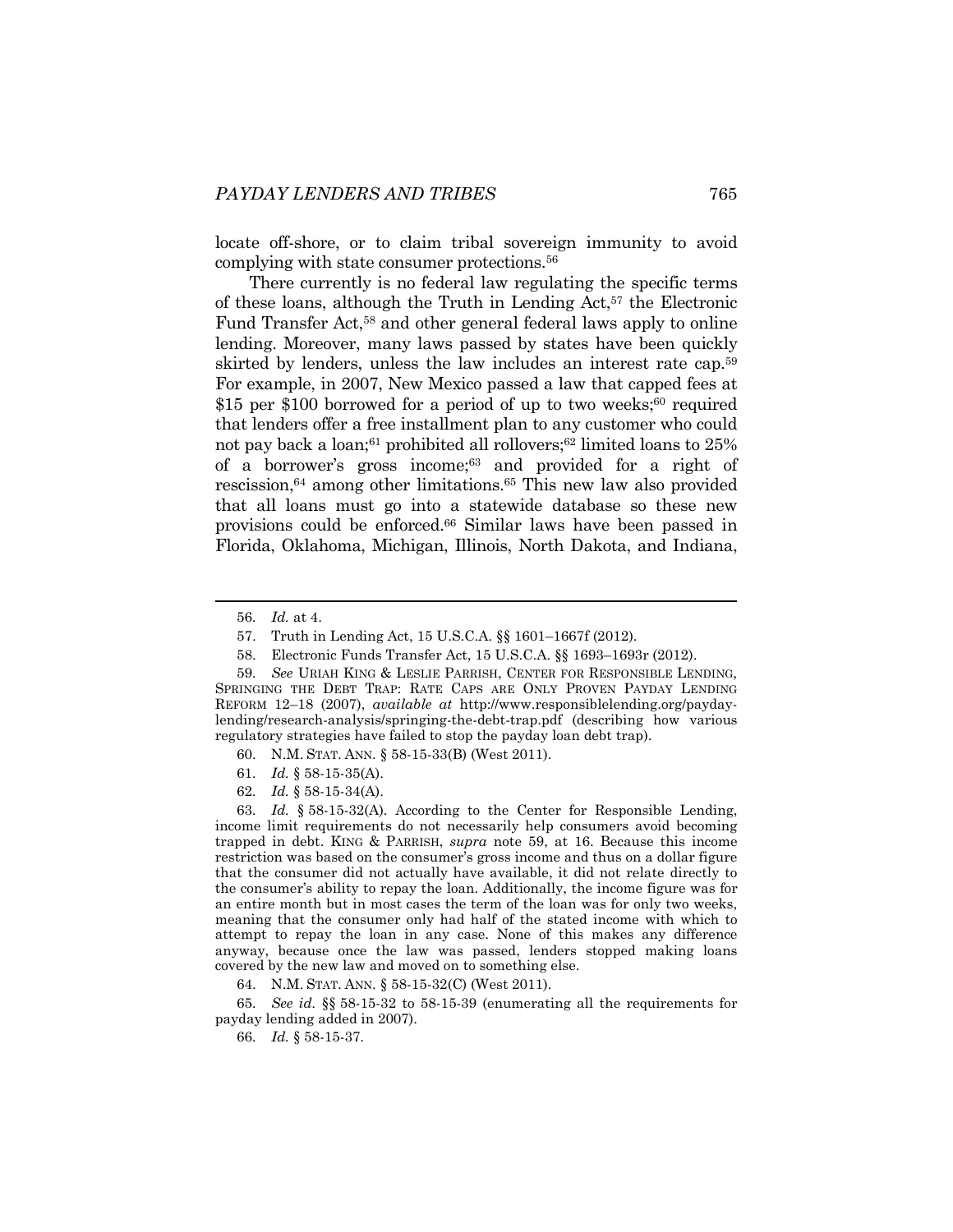locate off-shore, or to claim tribal sovereign immunity to avoid complying with state consumer protections.[56]

There currently is no federal law regulating the specific terms of these loans, although the Truth in Lending Act,[57] the Electronic Fund Transfer Act,[58] and other general federal laws apply to online lending. Moreover, many laws passed by states have been quickly skirted by lenders, unless the law includes an interest rate cap.[59] For example, in 2007, New Mexico passed a law that capped fees at $15 per $100 borrowed for a period of up to two weeks;[60] required that lenders offer a free installment plan to any customer who could not pay back a loan;[61] prohibited all rollovers;[62] limited loans to 25% of a borrower's gross income;[63] and provided for a right of rescission,[64] among other limitations.[65] This new law also provided that all loans must go into a statewide database so these new provisions could be enforced.[66] Similar laws have been passed in Florida, Oklahoma, Michigan, Illinois, North Dakota, and Indiana,

---

56. *Id.* at 4.

57. Truth in Lending Act, 15 U.S.C.A. §§ 1601–1667f (2012).

58. Electronic Funds Transfer Act, 15 U.S.C.A. §§ 1693–1693r (2012).

59. *See* URIAH KING & LESLIE PARRISH, CENTER FOR RESPONSIBLE LENDING, SPRINGING THE DEBT TRAP: RATE CAPS ARE ONLY PROVEN PAYDAY LENDING REFORM 12–18 (2007), *available at* http://www.responsiblelending.org/payday-lending/research-analysis/springing-the-debt-trap.pdf (describing how various regulatory strategies have failed to stop the payday loan debt trap).

60. N.M. STAT. ANN. § 58-15-33(B) (West 2011).

61. *Id.* § 58-15-35(A).

62. *Id.* § 58-15-34(A).

63. *Id.* § 58-15-32(A). According to the Center for Responsible Lending, income limit requirements do not necessarily help consumers avoid becoming trapped in debt. KING & PARRISH, *supra* note 59, at 16. Because this income restriction was based on the consumer's gross income and thus on a dollar figure that the consumer did not actually have available, it did not relate directly to the consumer's ability to repay the loan. Additionally, the income figure was for an entire month but in most cases the term of the loan was for only two weeks, meaning that the consumer only had half of the stated income with which to attempt to repay the loan in any case. None of this makes any difference anyway, because once the law was passed, lenders stopped making loans covered by the new law and moved on to something else.

64. N.M. STAT. ANN. § 58-15-32(C) (West 2011).

65. *See id.* §§ 58-15-32 to 58-15-39 (enumerating all the requirements for payday lending added in 2007).

66. *Id.* § 58-15-37.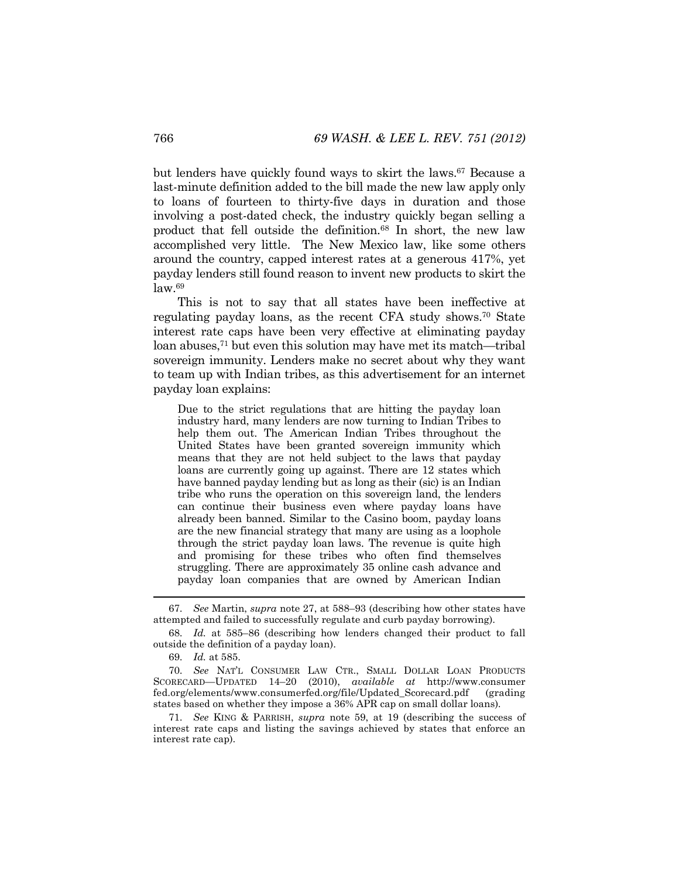but lenders have quickly found ways to skirt the laws.[67] Because a last-minute definition added to the bill made the new law apply only to loans of fourteen to thirty-five days in duration and those involving a post-dated check, the industry quickly began selling a product that fell outside the definition.[68] In short, the new law accomplished very little. The New Mexico law, like some others around the country, capped interest rates at a generous 417%, yet payday lenders still found reason to invent new products to skirt the law.[69]

This is not to say that all states have been ineffective at regulating payday loans, as the recent CFA study shows.[70] State interest rate caps have been very effective at eliminating payday loan abuses,[71] but even this solution may have met its match—tribal sovereign immunity. Lenders make no secret about why they want to team up with Indian tribes, as this advertisement for an internet payday loan explains:

> Due to the strict regulations that are hitting the payday loan industry hard, many lenders are now turning to Indian Tribes to help them out. The American Indian Tribes throughout the United States have been granted sovereign immunity which means that they are not held subject to the laws that payday loans are currently going up against. There are 12 states which have banned payday lending but as long as their (sic) is an Indian tribe who runs the operation on this sovereign land, the lenders can continue their business even where payday loans have already been banned. Similar to the Casino boom, payday loans are the new financial strategy that many are using as a loophole through the strict payday loan laws. The revenue is quite high and promising for these tribes who often find themselves struggling. There are approximately 35 online cash advance and payday loan companies that are owned by American Indian

---

67. *See* Martin, *supra* note 27, at 588–93 (describing how other states have attempted and failed to successfully regulate and curb payday borrowing).

68. *Id.* at 585–86 (describing how lenders changed their product to fall outside the definition of a payday loan).

69. *Id.* at 585.

70. *See* NAT'L CONSUMER LAW CTR., SMALL DOLLAR LOAN PRODUCTS SCORECARD—UPDATED 14–20 (2010), *available at* http://www.consumerfed.org/elements/www.consumerfed.org/file/Updated_Scorecard.pdf (grading states based on whether they impose a 36% APR cap on small dollar loans).

71. *See* KING & PARRISH, *supra* note 59, at 19 (describing the success of interest rate caps and listing the savings achieved by states that enforce an interest rate cap).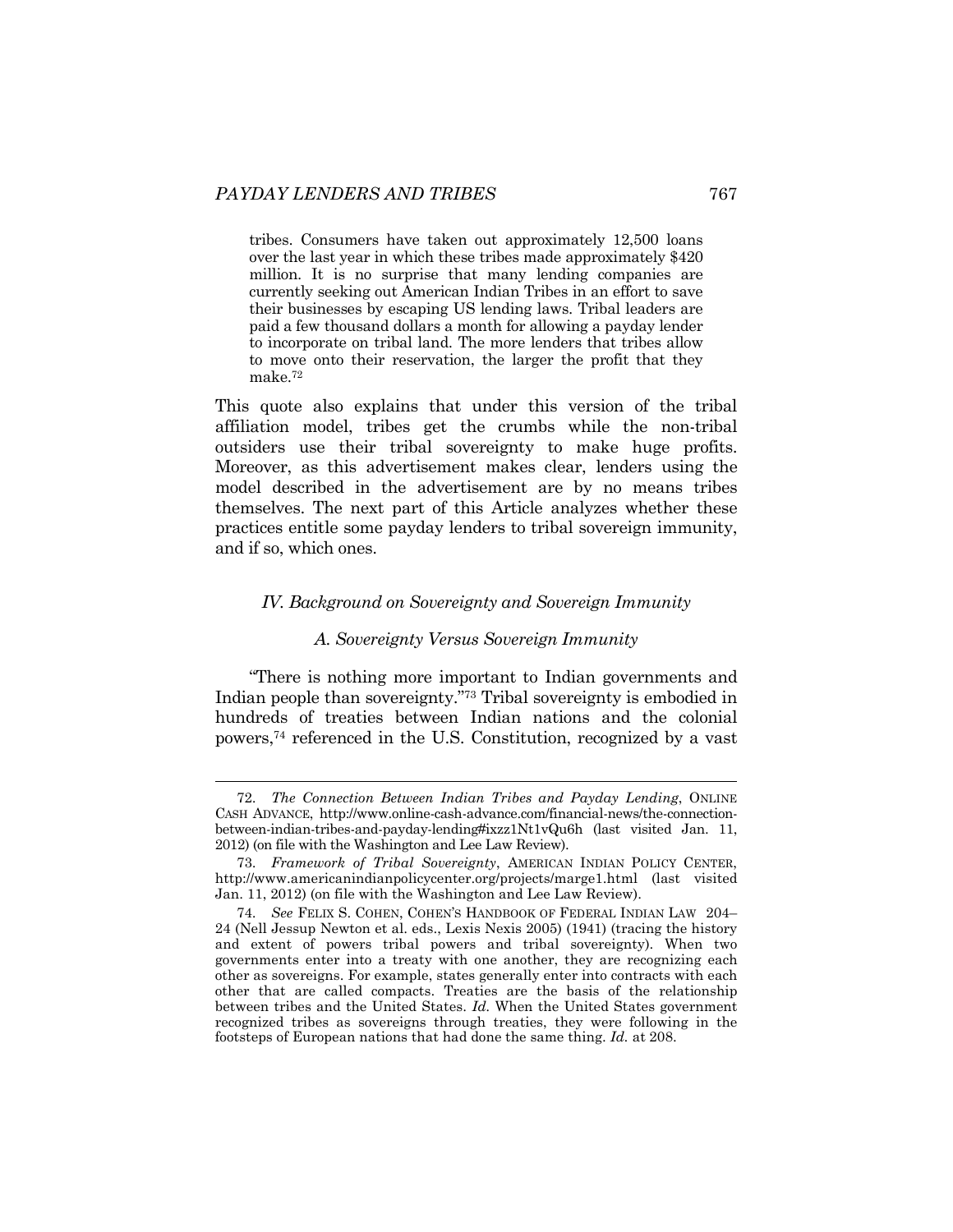> tribes. Consumers have taken out approximately 12,500 loans over the last year in which these tribes made approximately $420 million. It is no surprise that many lending companies are currently seeking out American Indian Tribes in an effort to save their businesses by escaping US lending laws. Tribal leaders are paid a few thousand dollars a month for allowing a payday lender to incorporate on tribal land. The more lenders that tribes allow to move onto their reservation, the larger the profit that they make.[72]

This quote also explains that under this version of the tribal affiliation model, tribes get the crumbs while the non-tribal outsiders use their tribal sovereignty to make huge profits. Moreover, as this advertisement makes clear, lenders using the model described in the advertisement are by no means tribes themselves. The next part of this Article analyzes whether these practices entitle some payday lenders to tribal sovereign immunity, and if so, which ones.

### *IV. Background on Sovereignty and Sovereign Immunity*

#### *A. Sovereignty Versus Sovereign Immunity*

"There is nothing more important to Indian governments and Indian people than sovereignty."[73] Tribal sovereignty is embodied in hundreds of treaties between Indian nations and the colonial powers,[74] referenced in the U.S. Constitution, recognized by a vast

---

72. *The Connection Between Indian Tribes and Payday Lending*, ONLINE CASH ADVANCE, http://www.online-cash-advance.com/financial-news/the-connection-between-indian-tribes-and-payday-lending#ixzz1Nt1vQu6h (last visited Jan. 11, 2012) (on file with the Washington and Lee Law Review).

73. *Framework of Tribal Sovereignty*, AMERICAN INDIAN POLICY CENTER, http://www.americanindianpolicycenter.org/projects/marge1.html (last visited Jan. 11, 2012) (on file with the Washington and Lee Law Review).

74. *See* FELIX S. COHEN, COHEN'S HANDBOOK OF FEDERAL INDIAN LAW 204–24 (Nell Jessup Newton et al. eds., Lexis Nexis 2005) (1941) (tracing the history and extent of powers tribal powers and tribal sovereignty). When two governments enter into a treaty with one another, they are recognizing each other as sovereigns. For example, states generally enter into contracts with each other that are called compacts. Treaties are the basis of the relationship between tribes and the United States. *Id.* When the United States government recognized tribes as sovereigns through treaties, they were following in the footsteps of European nations that had done the same thing. *Id.* at 208.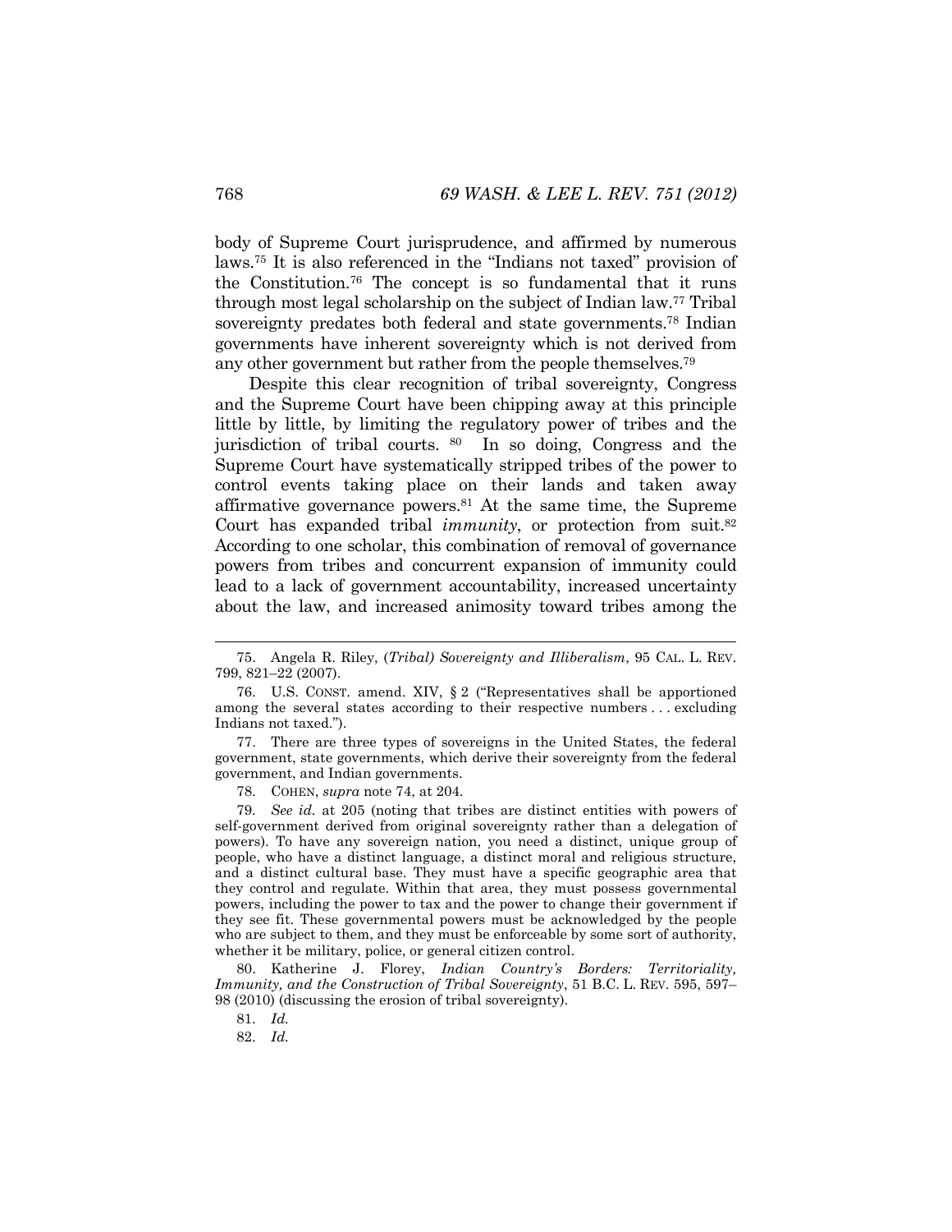body of Supreme Court jurisprudence, and affirmed by numerous laws.[75] It is also referenced in the "Indians not taxed" provision of the Constitution.[76] The concept is so fundamental that it runs through most legal scholarship on the subject of Indian law.[77] Tribal sovereignty predates both federal and state governments.[78] Indian governments have inherent sovereignty which is not derived from any other government but rather from the people themselves.[79]

Despite this clear recognition of tribal sovereignty, Congress and the Supreme Court have been chipping away at this principle little by little, by limiting the regulatory power of tribes and the jurisdiction of tribal courts.[80] In so doing, Congress and the Supreme Court have systematically stripped tribes of the power to control events taking place on their lands and taken away affirmative governance powers.[81] At the same time, the Supreme Court has expanded tribal *immunity*, or protection from suit.[82] According to one scholar, this combination of removal of governance powers from tribes and concurrent expansion of immunity could lead to a lack of government accountability, increased uncertainty about the law, and increased animosity toward tribes among the

---

75. Angela R. Riley, (*Tribal) Sovereignty and Illiberalism*, 95 CAL. L. REV. 799, 821–22 (2007).

76. U.S. CONST. amend. XIV, § 2 ("Representatives shall be apportioned among the several states according to their respective numbers . . . excluding Indians not taxed.").

77. There are three types of sovereigns in the United States, the federal government, state governments, which derive their sovereignty from the federal government, and Indian governments.

78. COHEN, *supra* note 74, at 204.

79. *See id.* at 205 (noting that tribes are distinct entities with powers of self-government derived from original sovereignty rather than a delegation of powers). To have any sovereign nation, you need a distinct, unique group of people, who have a distinct language, a distinct moral and religious structure, and a distinct cultural base. They must have a specific geographic area that they control and regulate. Within that area, they must possess governmental powers, including the power to tax and the power to change their government if they see fit. These governmental powers must be acknowledged by the people who are subject to them, and they must be enforceable by some sort of authority, whether it be military, police, or general citizen control.

80. Katherine J. Florey, *Indian Country's Borders: Territoriality, Immunity, and the Construction of Tribal Sovereignty*, 51 B.C. L. REV. 595, 597–98 (2010) (discussing the erosion of tribal sovereignty).

81. *Id.*

82. *Id.*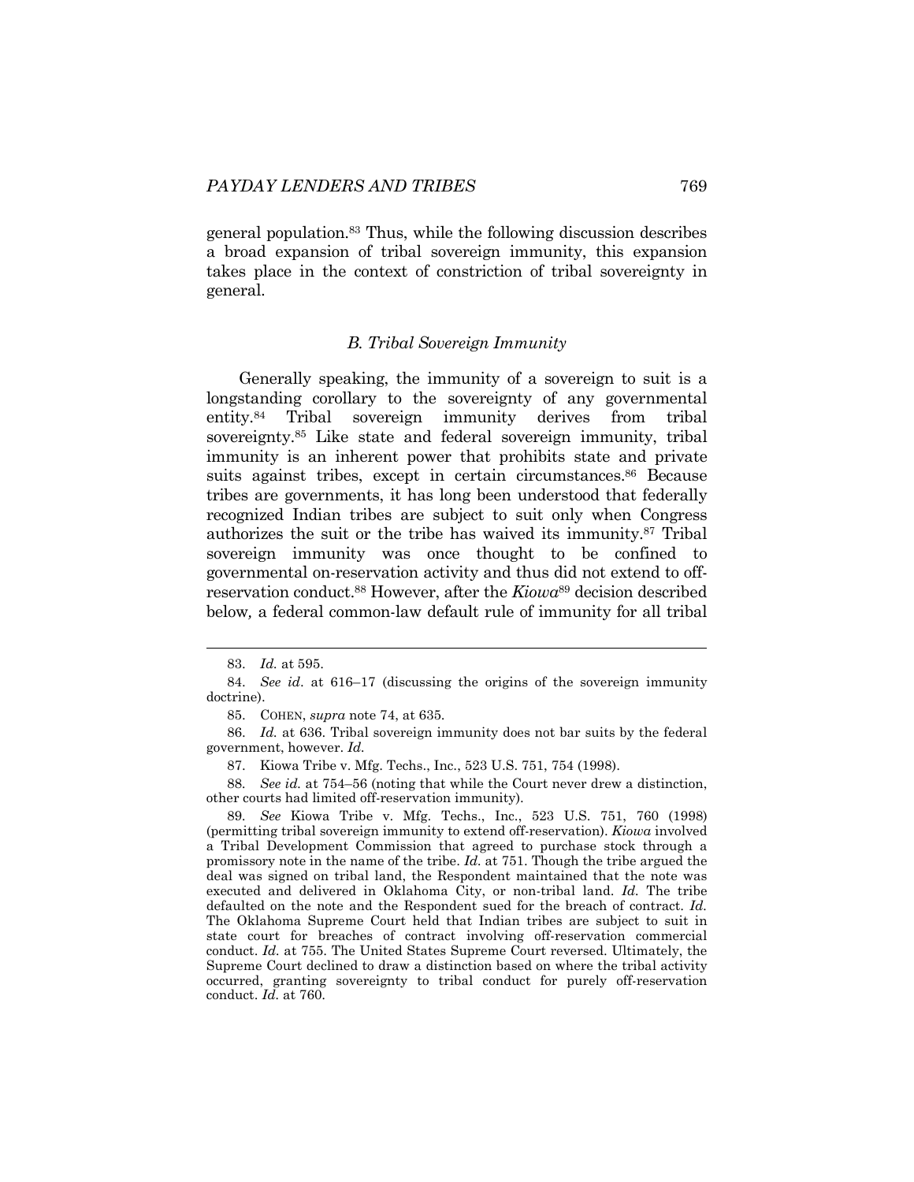general population.[83] Thus, while the following discussion describes a broad expansion of tribal sovereign immunity, this expansion takes place in the context of constriction of tribal sovereignty in general.

### *B. Tribal Sovereign Immunity*

Generally speaking, the immunity of a sovereign to suit is a longstanding corollary to the sovereignty of any governmental entity.[84] Tribal sovereign immunity derives from tribal sovereignty.[85] Like state and federal sovereign immunity, tribal immunity is an inherent power that prohibits state and private suits against tribes, except in certain circumstances.[86] Because tribes are governments, it has long been understood that federally recognized Indian tribes are subject to suit only when Congress authorizes the suit or the tribe has waived its immunity.[87] Tribal sovereign immunity was once thought to be confined to governmental on-reservation activity and thus did not extend to off-reservation conduct.[88] However, after the *Kiowa*[89] decision described below, a federal common-law default rule of immunity for all tribal

---

83. *Id.* at 595.

84. *See id*. at 616–17 (discussing the origins of the sovereign immunity doctrine).

85. COHEN, *supra* note 74, at 635.

86. *Id.* at 636. Tribal sovereign immunity does not bar suits by the federal government, however. *Id.*

87. Kiowa Tribe v. Mfg. Techs., Inc., 523 U.S. 751, 754 (1998).

88. *See id.* at 754–56 (noting that while the Court never drew a distinction, other courts had limited off-reservation immunity).

89. *See* Kiowa Tribe v. Mfg. Techs., Inc., 523 U.S. 751, 760 (1998) (permitting tribal sovereign immunity to extend off-reservation). *Kiowa* involved a Tribal Development Commission that agreed to purchase stock through a promissory note in the name of the tribe. *Id.* at 751. Though the tribe argued the deal was signed on tribal land, the Respondent maintained that the note was executed and delivered in Oklahoma City, or non-tribal land. *Id.* The tribe defaulted on the note and the Respondent sued for the breach of contract. *Id.* The Oklahoma Supreme Court held that Indian tribes are subject to suit in state court for breaches of contract involving off-reservation commercial conduct. *Id.* at 755. The United States Supreme Court reversed. Ultimately, the Supreme Court declined to draw a distinction based on where the tribal activity occurred, granting sovereignty to tribal conduct for purely off-reservation conduct. *Id.* at 760.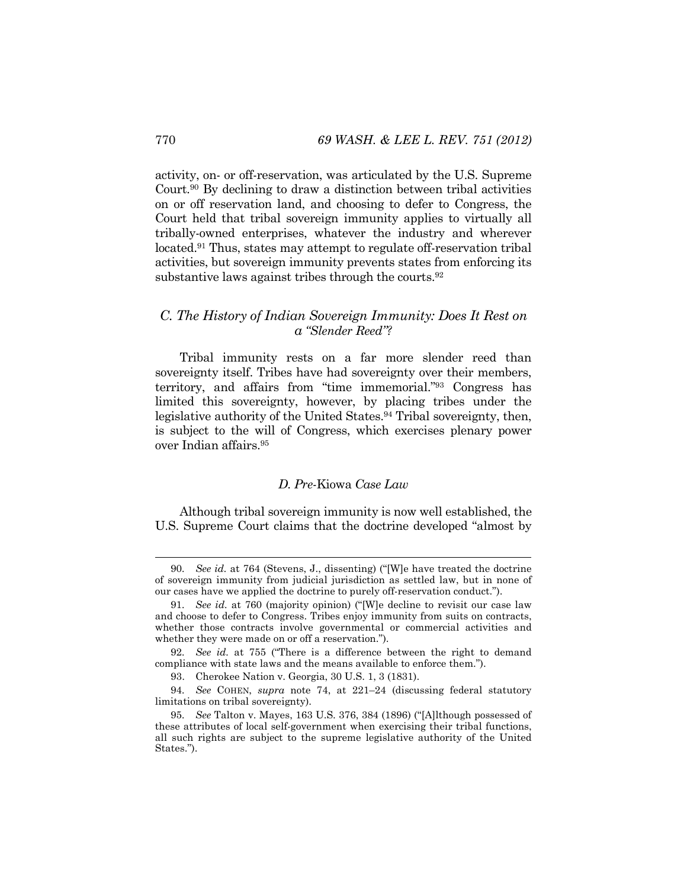activity, on- or off-reservation, was articulated by the U.S. Supreme Court.[90] By declining to draw a distinction between tribal activities on or off reservation land, and choosing to defer to Congress, the Court held that tribal sovereign immunity applies to virtually all tribally-owned enterprises, whatever the industry and wherever located.[91] Thus, states may attempt to regulate off-reservation tribal activities, but sovereign immunity prevents states from enforcing its substantive laws against tribes through the courts.[92]

### *C. The History of Indian Sovereign Immunity: Does It Rest on a "Slender Reed"?*

Tribal immunity rests on a far more slender reed than sovereignty itself. Tribes have had sovereignty over their members, territory, and affairs from "time immemorial."[93] Congress has limited this sovereignty, however, by placing tribes under the legislative authority of the United States.[94] Tribal sovereignty, then, is subject to the will of Congress, which exercises plenary power over Indian affairs.[95]

### *D. Pre-*Kiowa *Case Law*

Although tribal sovereign immunity is now well established, the U.S. Supreme Court claims that the doctrine developed "almost by

---

90. *See id.* at 764 (Stevens, J., dissenting) ("[W]e have treated the doctrine of sovereign immunity from judicial jurisdiction as settled law, but in none of our cases have we applied the doctrine to purely off-reservation conduct.").

91. *See id.* at 760 (majority opinion) ("[W]e decline to revisit our case law and choose to defer to Congress. Tribes enjoy immunity from suits on contracts, whether those contracts involve governmental or commercial activities and whether they were made on or off a reservation.").

92. *See id.* at 755 ("There is a difference between the right to demand compliance with state laws and the means available to enforce them.").

93. Cherokee Nation v. Georgia, 30 U.S. 1, 3 (1831).

94. *See* COHEN, *supra* note 74, at 221–24 (discussing federal statutory limitations on tribal sovereignty).

95. *See* Talton v. Mayes, 163 U.S. 376, 384 (1896) ("[A]lthough possessed of these attributes of local self-government when exercising their tribal functions, all such rights are subject to the supreme legislative authority of the United States.").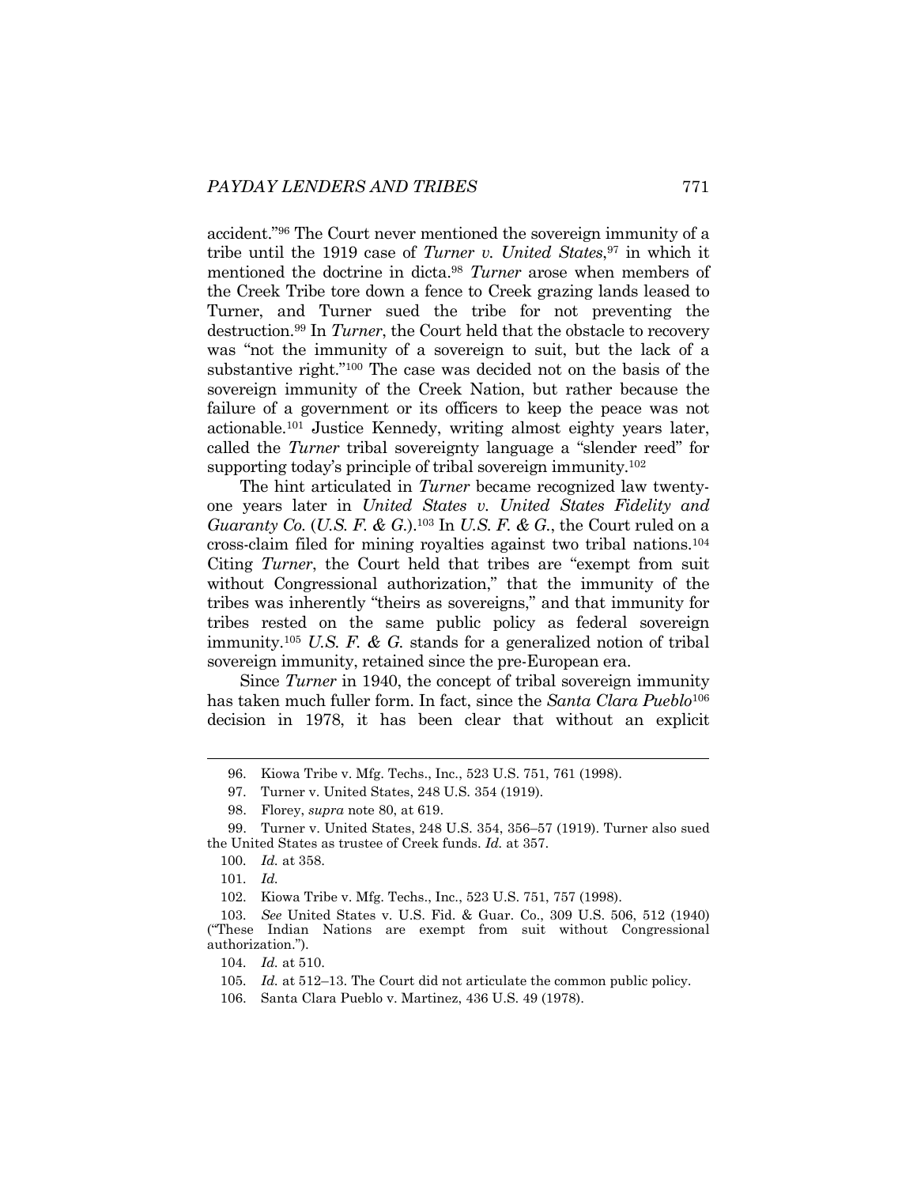accident."[96] The Court never mentioned the sovereign immunity of a tribe until the 1919 case of *Turner v. United States*,[97] in which it mentioned the doctrine in dicta.[98] *Turner* arose when members of the Creek Tribe tore down a fence to Creek grazing lands leased to Turner, and Turner sued the tribe for not preventing the destruction.[99] In *Turner*, the Court held that the obstacle to recovery was "not the immunity of a sovereign to suit, but the lack of a substantive right."[100] The case was decided not on the basis of the sovereign immunity of the Creek Nation, but rather because the failure of a government or its officers to keep the peace was not actionable.[101] Justice Kennedy, writing almost eighty years later, called the *Turner* tribal sovereignty language a "slender reed" for supporting today's principle of tribal sovereign immunity.[102]

The hint articulated in *Turner* became recognized law twenty-one years later in *United States v. United States Fidelity and Guaranty Co.* (*U.S. F. & G.*).[103] In *U.S. F. & G.*, the Court ruled on a cross-claim filed for mining royalties against two tribal nations.[104] Citing *Turner*, the Court held that tribes are "exempt from suit without Congressional authorization," that the immunity of the tribes was inherently "theirs as sovereigns," and that immunity for tribes rested on the same public policy as federal sovereign immunity.[105] *U.S. F. & G.* stands for a generalized notion of tribal sovereign immunity, retained since the pre-European era.

Since *Turner* in 1940, the concept of tribal sovereign immunity has taken much fuller form. In fact, since the *Santa Clara Pueblo*[106] decision in 1978, it has been clear that without an explicit

---

96. Kiowa Tribe v. Mfg. Techs., Inc., 523 U.S. 751, 761 (1998).

97. Turner v. United States, 248 U.S. 354 (1919).

98. Florey, *supra* note 80, at 619.

99. Turner v. United States, 248 U.S. 354, 356–57 (1919). Turner also sued the United States as trustee of Creek funds. *Id.* at 357.

100. *Id.* at 358.

101. *Id.*

102. Kiowa Tribe v. Mfg. Techs., Inc., 523 U.S. 751, 757 (1998).

103. *See* United States v. U.S. Fid. & Guar. Co., 309 U.S. 506, 512 (1940) ("These Indian Nations are exempt from suit without Congressional authorization.").

104. *Id.* at 510.

105. *Id.* at 512–13. The Court did not articulate the common public policy.

106. Santa Clara Pueblo v. Martinez, 436 U.S. 49 (1978).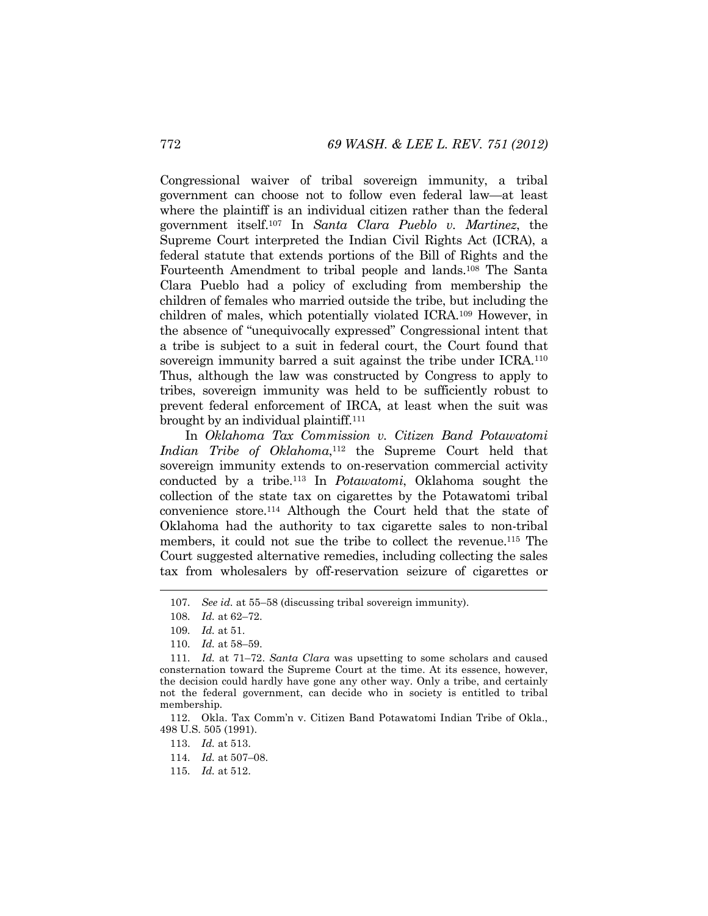Congressional waiver of tribal sovereign immunity, a tribal government can choose not to follow even federal law—at least where the plaintiff is an individual citizen rather than the federal government itself.[107] In *Santa Clara Pueblo v. Martinez*, the Supreme Court interpreted the Indian Civil Rights Act (ICRA), a federal statute that extends portions of the Bill of Rights and the Fourteenth Amendment to tribal people and lands.[108] The Santa Clara Pueblo had a policy of excluding from membership the children of females who married outside the tribe, but including the children of males, which potentially violated ICRA.[109] However, in the absence of "unequivocally expressed" Congressional intent that a tribe is subject to a suit in federal court, the Court found that sovereign immunity barred a suit against the tribe under ICRA.[110] Thus, although the law was constructed by Congress to apply to tribes, sovereign immunity was held to be sufficiently robust to prevent federal enforcement of IRCA, at least when the suit was brought by an individual plaintiff.[111]

In *Oklahoma Tax Commission v. Citizen Band Potawatomi Indian Tribe of Oklahoma*,[112] the Supreme Court held that sovereign immunity extends to on-reservation commercial activity conducted by a tribe.[113] In *Potawatomi*, Oklahoma sought the collection of the state tax on cigarettes by the Potawatomi tribal convenience store.[114] Although the Court held that the state of Oklahoma had the authority to tax cigarette sales to non-tribal members, it could not sue the tribe to collect the revenue.[115] The Court suggested alternative remedies, including collecting the sales tax from wholesalers by off-reservation seizure of cigarettes or

---

107. *See id.* at 55–58 (discussing tribal sovereign immunity).

108. *Id.* at 62–72.

109. *Id.* at 51.

110. *Id.* at 58–59.

111. *Id.* at 71–72. *Santa Clara* was upsetting to some scholars and caused consternation toward the Supreme Court at the time. At its essence, however, the decision could hardly have gone any other way. Only a tribe, and certainly not the federal government, can decide who in society is entitled to tribal membership.

112. Okla. Tax Comm'n v. Citizen Band Potawatomi Indian Tribe of Okla., 498 U.S. 505 (1991).

113. *Id.* at 513.

114. *Id.* at 507–08.

115. *Id.* at 512.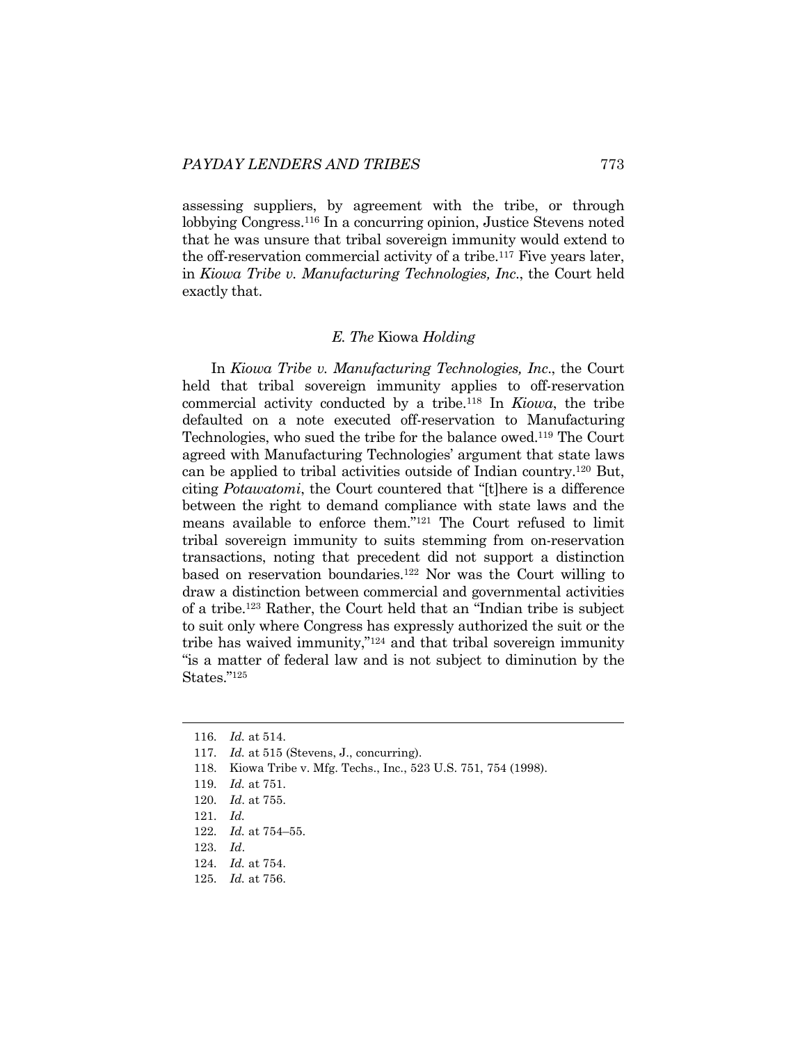assessing suppliers, by agreement with the tribe, or through lobbying Congress.[116] In a concurring opinion, Justice Stevens noted that he was unsure that tribal sovereign immunity would extend to the off-reservation commercial activity of a tribe.[117] Five years later, in *Kiowa Tribe v. Manufacturing Technologies, Inc*., the Court held exactly that.

### *E. The* Kiowa *Holding*

In *Kiowa Tribe v. Manufacturing Technologies, Inc*., the Court held that tribal sovereign immunity applies to off-reservation commercial activity conducted by a tribe.[118] In *Kiowa*, the tribe defaulted on a note executed off-reservation to Manufacturing Technologies, who sued the tribe for the balance owed.[119] The Court agreed with Manufacturing Technologies' argument that state laws can be applied to tribal activities outside of Indian country.[120] But, citing *Potawatomi*, the Court countered that "[t]here is a difference between the right to demand compliance with state laws and the means available to enforce them."[121] The Court refused to limit tribal sovereign immunity to suits stemming from on-reservation transactions, noting that precedent did not support a distinction based on reservation boundaries.[122] Nor was the Court willing to draw a distinction between commercial and governmental activities of a tribe.[123] Rather, the Court held that an "Indian tribe is subject to suit only where Congress has expressly authorized the suit or the tribe has waived immunity,"[124] and that tribal sovereign immunity "is a matter of federal law and is not subject to diminution by the States."[125]

---

116. *Id.* at 514.
117. *Id.* at 515 (Stevens, J., concurring).
118. Kiowa Tribe v. Mfg. Techs., Inc., 523 U.S. 751, 754 (1998).
119. *Id.* at 751.
120. *Id*. at 755.
121. *Id.*
122. *Id.* at 754–55.
123. *Id*.
124. *Id.* at 754.
125. *Id.* at 756.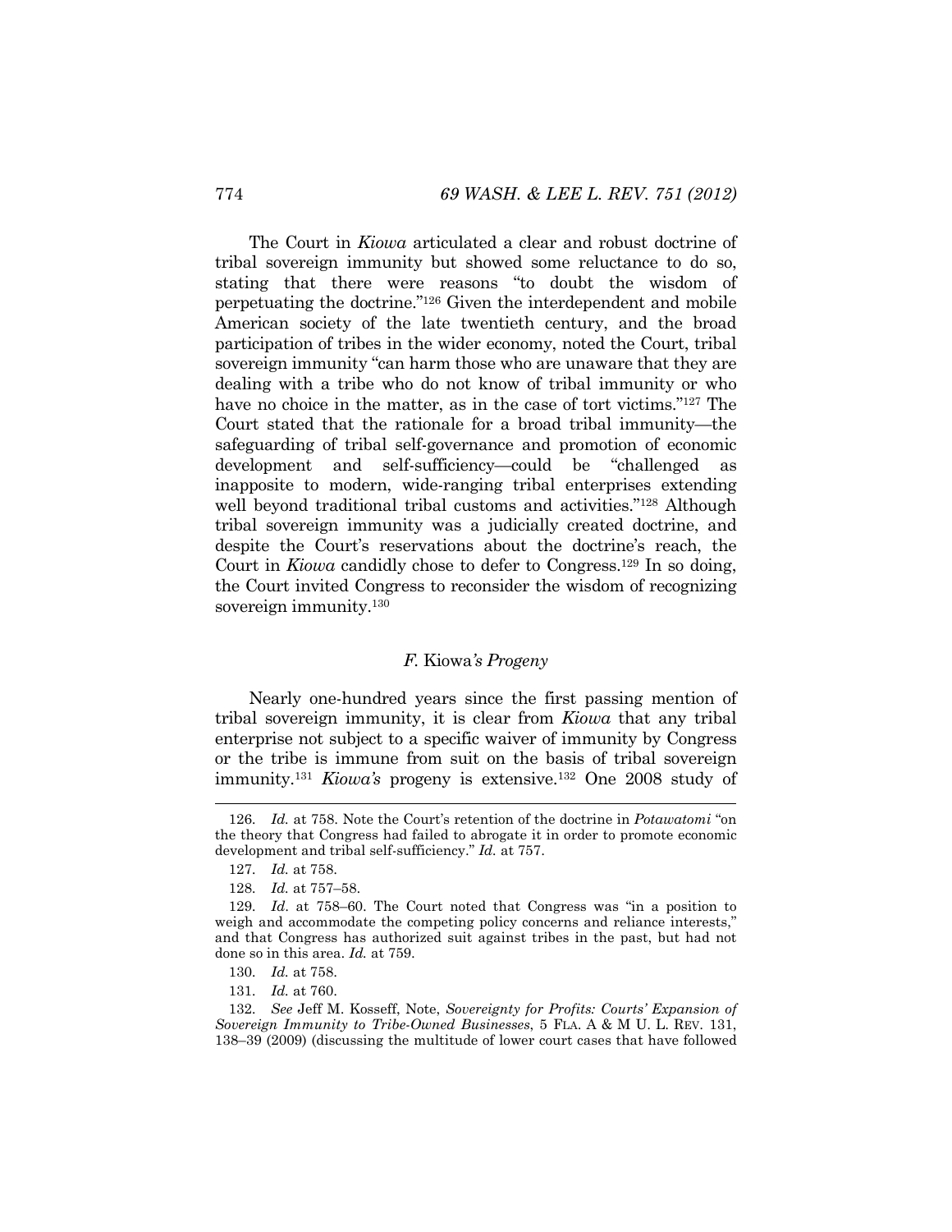The Court in *Kiowa* articulated a clear and robust doctrine of tribal sovereign immunity but showed some reluctance to do so, stating that there were reasons "to doubt the wisdom of perpetuating the doctrine."[126] Given the interdependent and mobile American society of the late twentieth century, and the broad participation of tribes in the wider economy, noted the Court, tribal sovereign immunity "can harm those who are unaware that they are dealing with a tribe who do not know of tribal immunity or who have no choice in the matter, as in the case of tort victims."[127] The Court stated that the rationale for a broad tribal immunity—the safeguarding of tribal self-governance and promotion of economic development and self-sufficiency—could be "challenged as inapposite to modern, wide-ranging tribal enterprises extending well beyond traditional tribal customs and activities."[128] Although tribal sovereign immunity was a judicially created doctrine, and despite the Court's reservations about the doctrine's reach, the Court in *Kiowa* candidly chose to defer to Congress.[129] In so doing, the Court invited Congress to reconsider the wisdom of recognizing sovereign immunity.[130]

### *F.* Kiowa*'s Progeny*

Nearly one-hundred years since the first passing mention of tribal sovereign immunity, it is clear from *Kiowa* that any tribal enterprise not subject to a specific waiver of immunity by Congress or the tribe is immune from suit on the basis of tribal sovereign immunity.[131] *Kiowa's* progeny is extensive.[132] One 2008 study of

---

126. *Id.* at 758. Note the Court's retention of the doctrine in *Potawatomi* "on the theory that Congress had failed to abrogate it in order to promote economic development and tribal self-sufficiency." *Id.* at 757.

127. *Id.* at 758.

128. *Id.* at 757–58.

129. *Id.* at 758–60. The Court noted that Congress was "in a position to weigh and accommodate the competing policy concerns and reliance interests," and that Congress has authorized suit against tribes in the past, but had not done so in this area. *Id.* at 759.

130. *Id.* at 758.

131. *Id.* at 760.

132. *See* Jeff M. Kosseff, Note, *Sovereignty for Profits: Courts' Expansion of Sovereign Immunity to Tribe-Owned Businesses*, 5 FLA. A & M U. L. REV. 131, 138–39 (2009) (discussing the multitude of lower court cases that have followed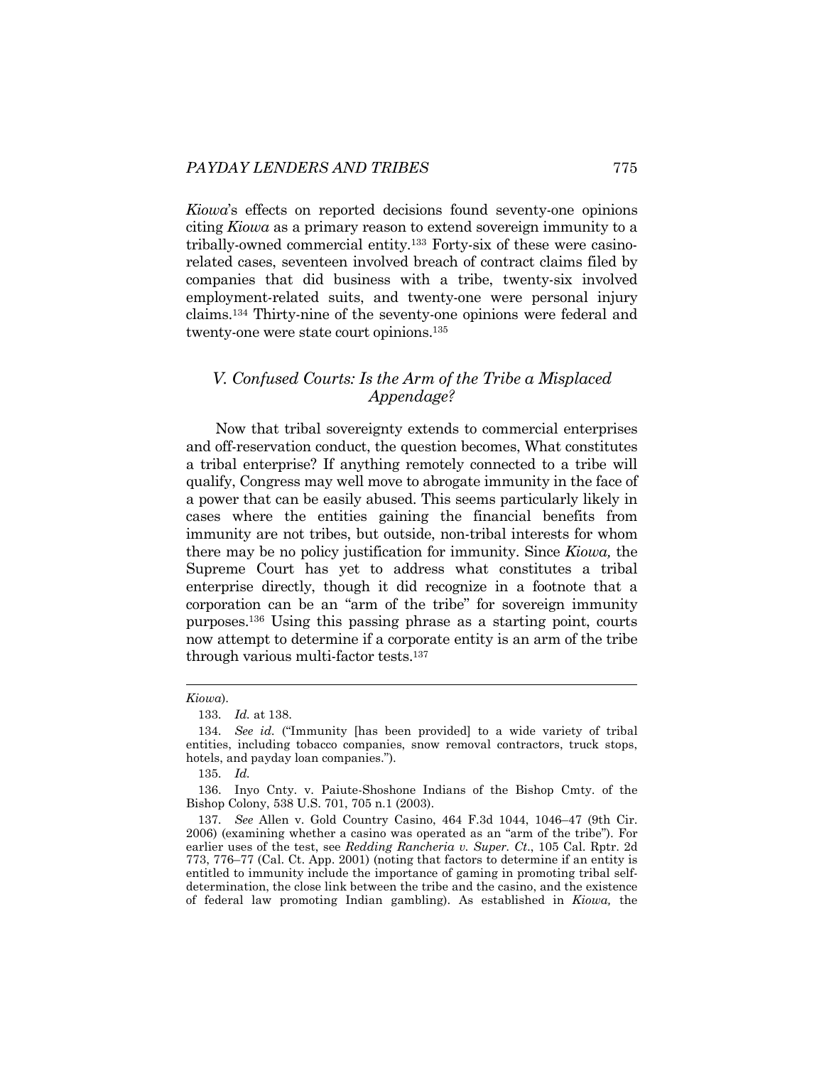*Kiowa*'s effects on reported decisions found seventy-one opinions citing *Kiowa* as a primary reason to extend sovereign immunity to a tribally-owned commercial entity.[133] Forty-six of these were casino-related cases, seventeen involved breach of contract claims filed by companies that did business with a tribe, twenty-six involved employment-related suits, and twenty-one were personal injury claims.[134] Thirty-nine of the seventy-one opinions were federal and twenty-one were state court opinions.[135]

## *V. Confused Courts: Is the Arm of the Tribe a Misplaced Appendage?*

Now that tribal sovereignty extends to commercial enterprises and off-reservation conduct, the question becomes, What constitutes a tribal enterprise? If anything remotely connected to a tribe will qualify, Congress may well move to abrogate immunity in the face of a power that can be easily abused. This seems particularly likely in cases where the entities gaining the financial benefits from immunity are not tribes, but outside, non-tribal interests for whom there may be no policy justification for immunity. Since *Kiowa,* the Supreme Court has yet to address what constitutes a tribal enterprise directly, though it did recognize in a footnote that a corporation can be an "arm of the tribe" for sovereign immunity purposes.[136] Using this passing phrase as a starting point, courts now attempt to determine if a corporate entity is an arm of the tribe through various multi-factor tests.[137]

---

*Kiowa*).

133. *Id.* at 138.

134. *See id.* ("Immunity [has been provided] to a wide variety of tribal entities, including tobacco companies, snow removal contractors, truck stops, hotels, and payday loan companies.").

135. *Id.*

136. Inyo Cnty. v. Paiute-Shoshone Indians of the Bishop Cmty. of the Bishop Colony, 538 U.S. 701, 705 n.1 (2003).

137. *See* Allen v. Gold Country Casino, 464 F.3d 1044, 1046–47 (9th Cir. 2006) (examining whether a casino was operated as an "arm of the tribe"). For earlier uses of the test, see *Redding Rancheria v. Super. Ct*., 105 Cal. Rptr. 2d 773, 776–77 (Cal. Ct. App. 2001) (noting that factors to determine if an entity is entitled to immunity include the importance of gaming in promoting tribal self-determination, the close link between the tribe and the casino, and the existence of federal law promoting Indian gambling). As established in *Kiowa,* the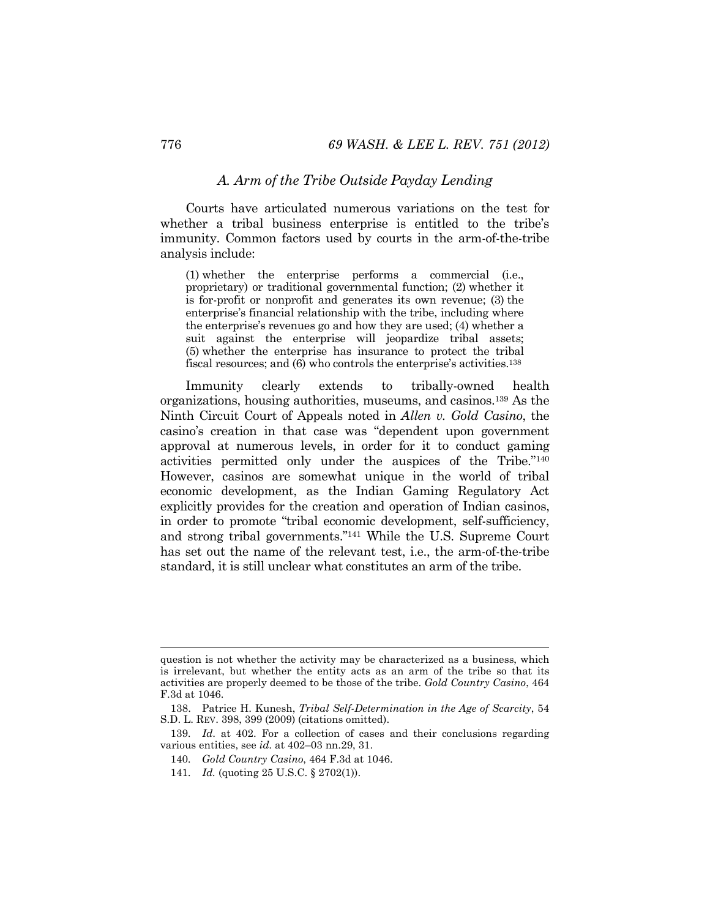### A. Arm of the Tribe Outside Payday Lending

Courts have articulated numerous variations on the test for whether a tribal business enterprise is entitled to the tribe's immunity. Common factors used by courts in the arm-of-the-tribe analysis include:

> (1) whether the enterprise performs a commercial (i.e., proprietary) or traditional governmental function; (2) whether it is for-profit or nonprofit and generates its own revenue; (3) the enterprise's financial relationship with the tribe, including where the enterprise's revenues go and how they are used; (4) whether a suit against the enterprise will jeopardize tribal assets; (5) whether the enterprise has insurance to protect the tribal fiscal resources; and (6) who controls the enterprise's activities.[138]

Immunity clearly extends to tribally-owned health organizations, housing authorities, museums, and casinos.[139] As the Ninth Circuit Court of Appeals noted in *Allen v. Gold Casino*, the casino's creation in that case was "dependent upon government approval at numerous levels, in order for it to conduct gaming activities permitted only under the auspices of the Tribe."[140] However, casinos are somewhat unique in the world of tribal economic development, as the Indian Gaming Regulatory Act explicitly provides for the creation and operation of Indian casinos, in order to promote "tribal economic development, self-sufficiency, and strong tribal governments."[141] While the U.S. Supreme Court has set out the name of the relevant test, i.e., the arm-of-the-tribe standard, it is still unclear what constitutes an arm of the tribe.

---

question is not whether the activity may be characterized as a business, which is irrelevant, but whether the entity acts as an arm of the tribe so that its activities are properly deemed to be those of the tribe. *Gold Country Casino*, 464 F.3d at 1046.

138. Patrice H. Kunesh, *Tribal Self-Determination in the Age of Scarcity*, 54 S.D. L. REV. 398, 399 (2009) (citations omitted).

139. *Id*. at 402. For a collection of cases and their conclusions regarding various entities, see *id.* at 402–03 nn.29, 31.

140. *Gold Country Casino*, 464 F.3d at 1046.

141. *Id.* (quoting 25 U.S.C. § 2702(1)).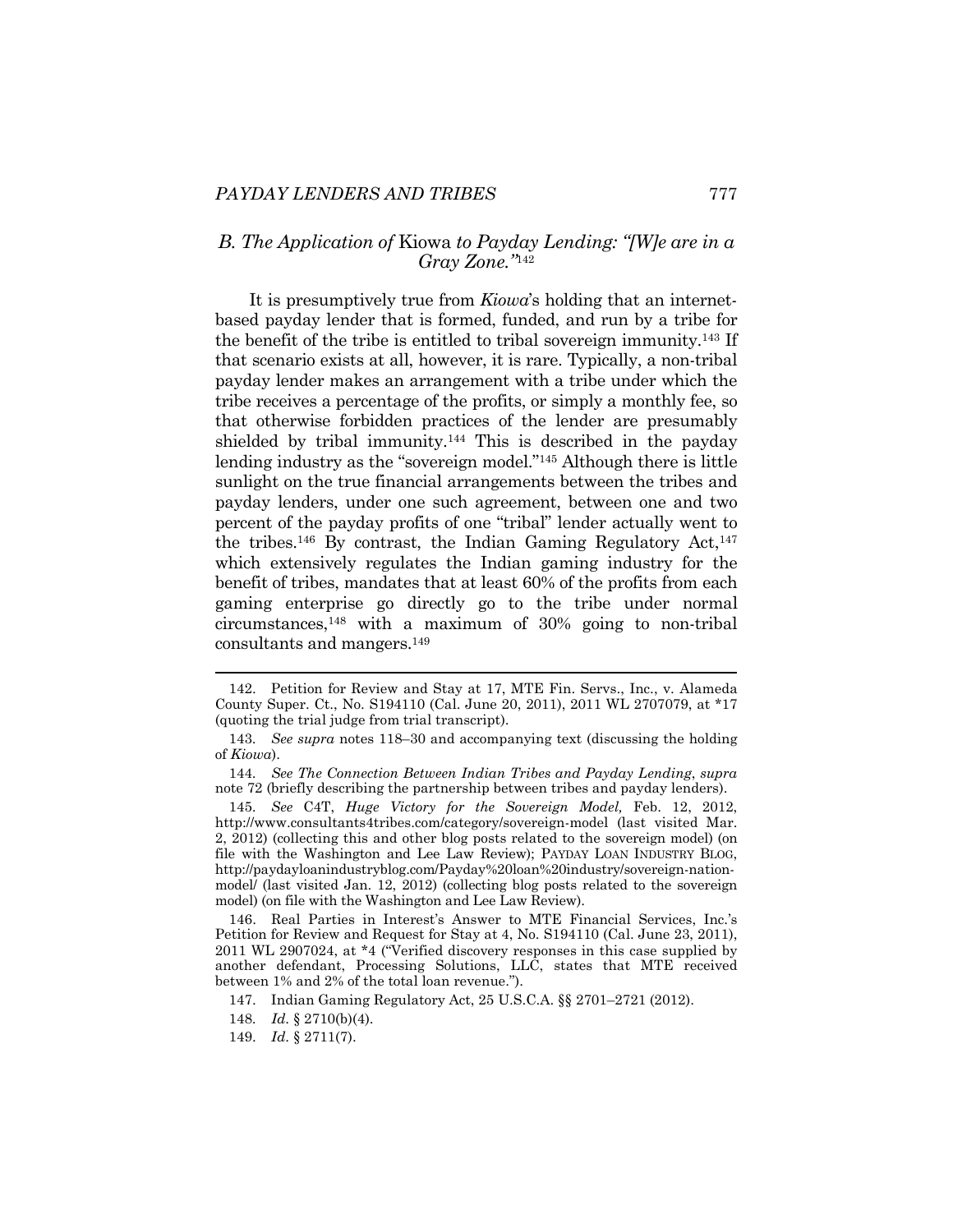### *B. The Application of* Kiowa *to Payday Lending: "[W]e are in a Gray Zone."*[142]

It is presumptively true from *Kiowa*'s holding that an internet-based payday lender that is formed, funded, and run by a tribe for the benefit of the tribe is entitled to tribal sovereign immunity.[143] If that scenario exists at all, however, it is rare. Typically, a non-tribal payday lender makes an arrangement with a tribe under which the tribe receives a percentage of the profits, or simply a monthly fee, so that otherwise forbidden practices of the lender are presumably shielded by tribal immunity.[144] This is described in the payday lending industry as the "sovereign model."[145] Although there is little sunlight on the true financial arrangements between the tribes and payday lenders, under one such agreement, between one and two percent of the payday profits of one "tribal" lender actually went to the tribes.[146] By contrast, the Indian Gaming Regulatory Act,[147] which extensively regulates the Indian gaming industry for the benefit of tribes, mandates that at least 60% of the profits from each gaming enterprise go directly go to the tribe under normal circumstances,[148] with a maximum of 30% going to non-tribal consultants and mangers.[149]

---

142. Petition for Review and Stay at 17, MTE Fin. Servs., Inc., v. Alameda County Super. Ct., No. S194110 (Cal. June 20, 2011), 2011 WL 2707079, at \*17 (quoting the trial judge from trial transcript).

143. *See supra* notes 118–30 and accompanying text (discussing the holding of *Kiowa*).

144. *See The Connection Between Indian Tribes and Payday Lending*, *supra* note 72 (briefly describing the partnership between tribes and payday lenders).

145. *See* C4T, *Huge Victory for the Sovereign Model,* Feb. 12, 2012, http://www.consultants4tribes.com/category/sovereign-model (last visited Mar. 2, 2012) (collecting this and other blog posts related to the sovereign model) (on file with the Washington and Lee Law Review); PAYDAY LOAN INDUSTRY BLOG, http://paydayloanindustryblog.com/Payday%20loan%20industry/sovereign-nation-model/ (last visited Jan. 12, 2012) (collecting blog posts related to the sovereign model) (on file with the Washington and Lee Law Review).

146. Real Parties in Interest's Answer to MTE Financial Services, Inc.'s Petition for Review and Request for Stay at 4, No. S194110 (Cal. June 23, 2011), 2011 WL 2907024, at \*4 ("Verified discovery responses in this case supplied by another defendant, Processing Solutions, LLC, states that MTE received between 1% and 2% of the total loan revenue.").

147. Indian Gaming Regulatory Act, 25 U.S.C.A. §§ 2701–2721 (2012).

148. *Id.* § 2710(b)(4).

149. *Id.* § 2711(7).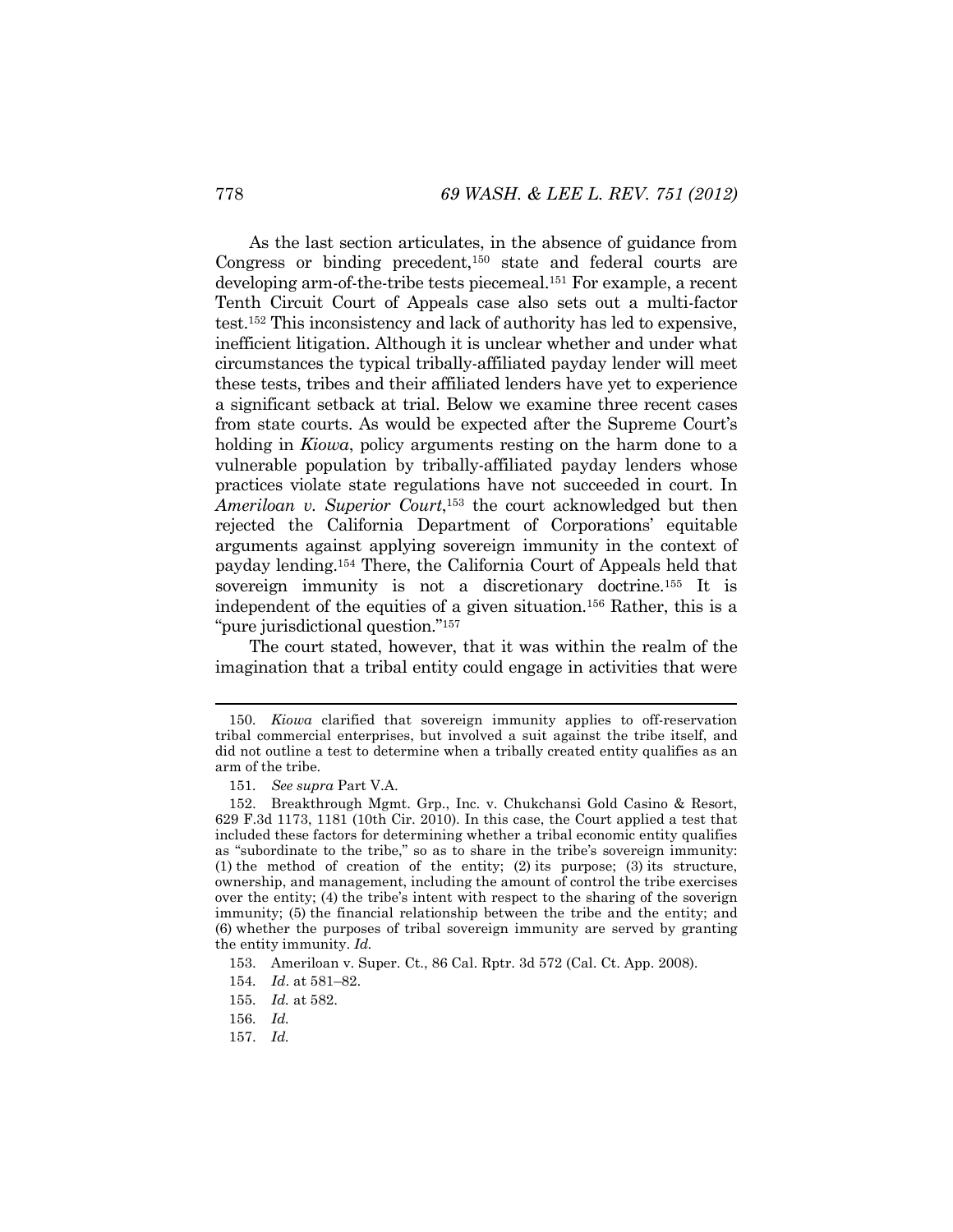As the last section articulates, in the absence of guidance from Congress or binding precedent,[150] state and federal courts are developing arm-of-the-tribe tests piecemeal.[151] For example, a recent Tenth Circuit Court of Appeals case also sets out a multi-factor test.[152] This inconsistency and lack of authority has led to expensive, inefficient litigation. Although it is unclear whether and under what circumstances the typical tribally-affiliated payday lender will meet these tests, tribes and their affiliated lenders have yet to experience a significant setback at trial. Below we examine three recent cases from state courts. As would be expected after the Supreme Court's holding in *Kiowa*, policy arguments resting on the harm done to a vulnerable population by tribally-affiliated payday lenders whose practices violate state regulations have not succeeded in court. In *Ameriloan v. Superior Court*,[153] the court acknowledged but then rejected the California Department of Corporations' equitable arguments against applying sovereign immunity in the context of payday lending.[154] There, the California Court of Appeals held that sovereign immunity is not a discretionary doctrine.[155] It is independent of the equities of a given situation.[156] Rather, this is a "pure jurisdictional question."[157]

The court stated, however, that it was within the realm of the imagination that a tribal entity could engage in activities that were

---

150. *Kiowa* clarified that sovereign immunity applies to off-reservation tribal commercial enterprises, but involved a suit against the tribe itself, and did not outline a test to determine when a tribally created entity qualifies as an arm of the tribe.

151. *See supra* Part V.A.

152. Breakthrough Mgmt. Grp., Inc. v. Chukchansi Gold Casino & Resort, 629 F.3d 1173, 1181 (10th Cir. 2010). In this case, the Court applied a test that included these factors for determining whether a tribal economic entity qualifies as "subordinate to the tribe," so as to share in the tribe's sovereign immunity: (1) the method of creation of the entity; (2) its purpose; (3) its structure, ownership, and management, including the amount of control the tribe exercises over the entity; (4) the tribe's intent with respect to the sharing of the soverign immunity; (5) the financial relationship between the tribe and the entity; and (6) whether the purposes of tribal sovereign immunity are served by granting the entity immunity. *Id.*

153. Ameriloan v. Super. Ct., 86 Cal. Rptr. 3d 572 (Cal. Ct. App. 2008).

154. *Id*. at 581–82.

155. *Id.* at 582.

156. *Id.*

157. *Id.*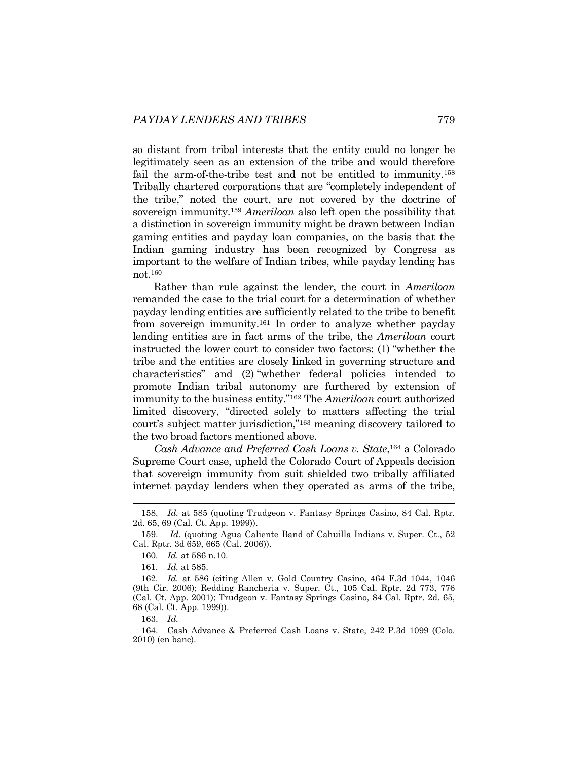so distant from tribal interests that the entity could no longer be legitimately seen as an extension of the tribe and would therefore fail the arm-of-the-tribe test and not be entitled to immunity.[158] Tribally chartered corporations that are "completely independent of the tribe," noted the court, are not covered by the doctrine of sovereign immunity.[159] *Ameriloan* also left open the possibility that a distinction in sovereign immunity might be drawn between Indian gaming entities and payday loan companies, on the basis that the Indian gaming industry has been recognized by Congress as important to the welfare of Indian tribes, while payday lending has not.[160]

Rather than rule against the lender, the court in *Ameriloan* remanded the case to the trial court for a determination of whether payday lending entities are sufficiently related to the tribe to benefit from sovereign immunity.[161] In order to analyze whether payday lending entities are in fact arms of the tribe, the *Ameriloan* court instructed the lower court to consider two factors: (1) "whether the tribe and the entities are closely linked in governing structure and characteristics" and (2) "whether federal policies intended to promote Indian tribal autonomy are furthered by extension of immunity to the business entity."[162] The *Ameriloan* court authorized limited discovery, "directed solely to matters affecting the trial court's subject matter jurisdiction,"[163] meaning discovery tailored to the two broad factors mentioned above.

*Cash Advance and Preferred Cash Loans v. State*,[164] a Colorado Supreme Court case, upheld the Colorado Court of Appeals decision that sovereign immunity from suit shielded two tribally affiliated internet payday lenders when they operated as arms of the tribe,

---

158. *Id.* at 585 (quoting Trudgeon v. Fantasy Springs Casino, 84 Cal. Rptr. 2d. 65, 69 (Cal. Ct. App. 1999)).

159. *Id.* (quoting Agua Caliente Band of Cahuilla Indians v. Super. Ct., 52 Cal. Rptr. 3d 659, 665 (Cal. 2006)).

160. *Id.* at 586 n.10.

161. *Id.* at 585.

162. *Id.* at 586 (citing Allen v. Gold Country Casino, 464 F.3d 1044, 1046 (9th Cir. 2006); Redding Rancheria v. Super. Ct., 105 Cal. Rptr. 2d 773, 776 (Cal. Ct. App. 2001); Trudgeon v. Fantasy Springs Casino, 84 Cal. Rptr. 2d. 65, 68 (Cal. Ct. App. 1999)).

163. *Id.*

164. Cash Advance & Preferred Cash Loans v. State, 242 P.3d 1099 (Colo. 2010) (en banc).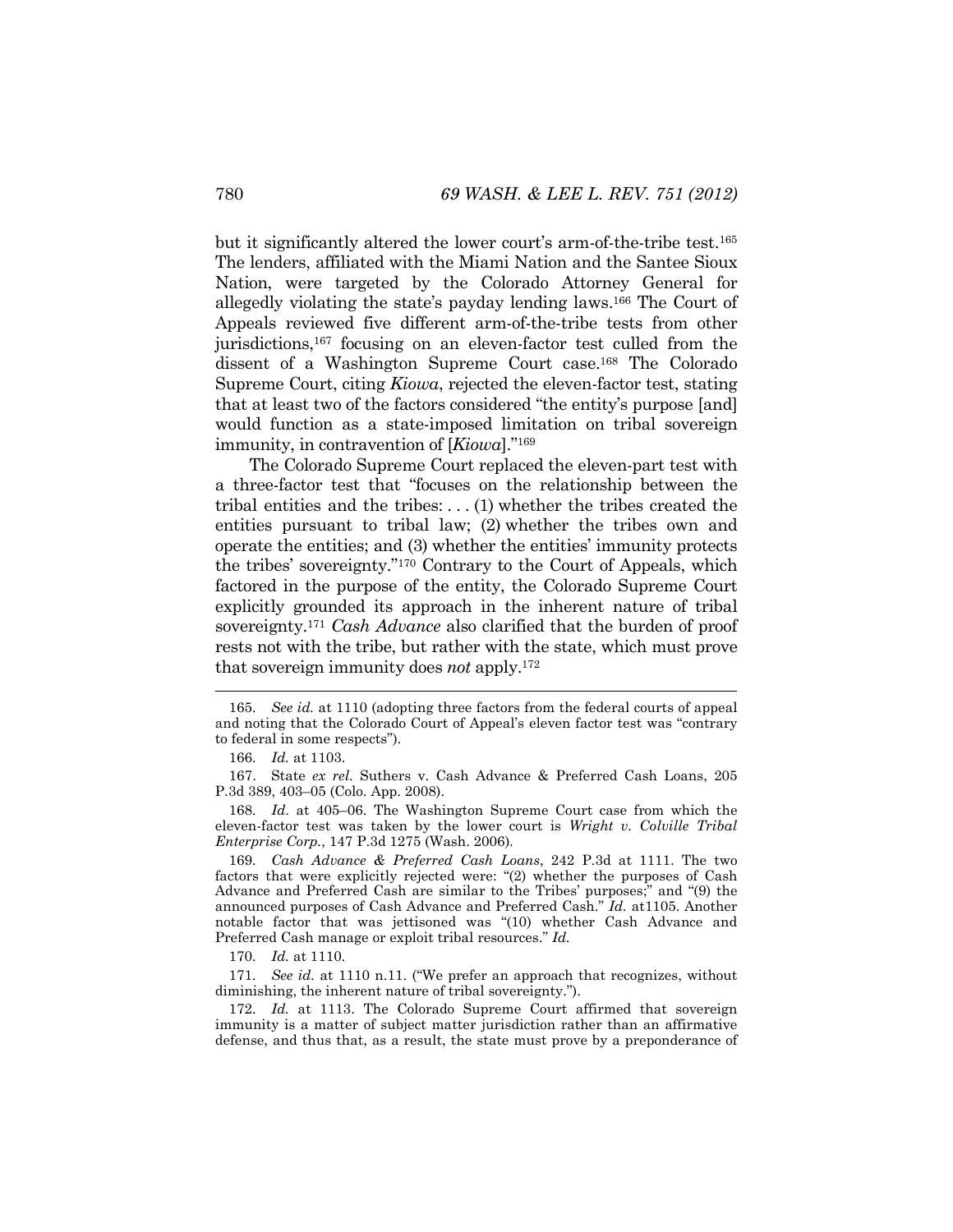but it significantly altered the lower court's arm-of-the-tribe test.[165] The lenders, affiliated with the Miami Nation and the Santee Sioux Nation, were targeted by the Colorado Attorney General for allegedly violating the state's payday lending laws.[166] The Court of Appeals reviewed five different arm-of-the-tribe tests from other jurisdictions,[167] focusing on an eleven-factor test culled from the dissent of a Washington Supreme Court case.[168] The Colorado Supreme Court, citing *Kiowa*, rejected the eleven-factor test, stating that at least two of the factors considered "the entity's purpose [and] would function as a state-imposed limitation on tribal sovereign immunity, in contravention of [*Kiowa*]."[169]

The Colorado Supreme Court replaced the eleven-part test with a three-factor test that "focuses on the relationship between the tribal entities and the tribes: . . . (1) whether the tribes created the entities pursuant to tribal law; (2) whether the tribes own and operate the entities; and (3) whether the entities' immunity protects the tribes' sovereignty."[170] Contrary to the Court of Appeals, which factored in the purpose of the entity, the Colorado Supreme Court explicitly grounded its approach in the inherent nature of tribal sovereignty.[171] *Cash Advance* also clarified that the burden of proof rests not with the tribe, but rather with the state, which must prove that sovereign immunity does *not* apply.[172]

---

165. *See id.* at 1110 (adopting three factors from the federal courts of appeal and noting that the Colorado Court of Appeal's eleven factor test was "contrary to federal in some respects").

166. *Id.* at 1103.

167. State *ex rel.* Suthers v. Cash Advance & Preferred Cash Loans, 205 P.3d 389, 403–05 (Colo. App. 2008).

168. *Id.* at 405–06. The Washington Supreme Court case from which the eleven-factor test was taken by the lower court is *Wright v. Colville Tribal Enterprise Corp.*, 147 P.3d 1275 (Wash. 2006).

169. *Cash Advance & Preferred Cash Loans*, 242 P.3d at 1111. The two factors that were explicitly rejected were: "(2) whether the purposes of Cash Advance and Preferred Cash are similar to the Tribes' purposes;" and "(9) the announced purposes of Cash Advance and Preferred Cash." *Id.* at1105. Another notable factor that was jettisoned was "(10) whether Cash Advance and Preferred Cash manage or exploit tribal resources." *Id.*

170. *Id.* at 1110.

171. *See id.* at 1110 n.11. ("We prefer an approach that recognizes, without diminishing, the inherent nature of tribal sovereignty.").

172. *Id.* at 1113. The Colorado Supreme Court affirmed that sovereign immunity is a matter of subject matter jurisdiction rather than an affirmative defense, and thus that, as a result, the state must prove by a preponderance of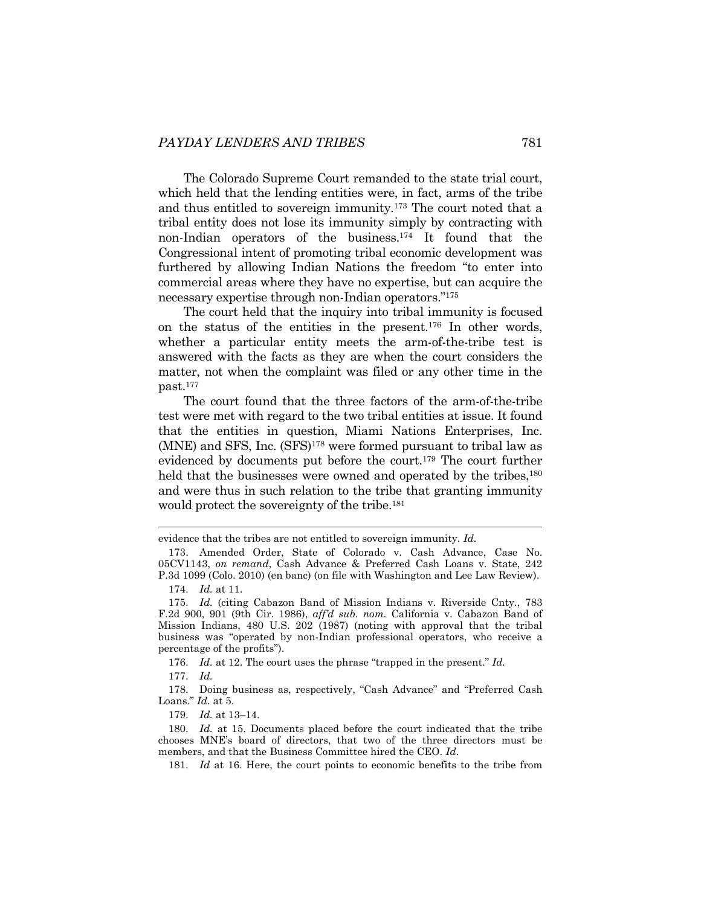The Colorado Supreme Court remanded to the state trial court, which held that the lending entities were, in fact, arms of the tribe and thus entitled to sovereign immunity.[173] The court noted that a tribal entity does not lose its immunity simply by contracting with non-Indian operators of the business.[174] It found that the Congressional intent of promoting tribal economic development was furthered by allowing Indian Nations the freedom "to enter into commercial areas where they have no expertise, but can acquire the necessary expertise through non-Indian operators."[175]

The court held that the inquiry into tribal immunity is focused on the status of the entities in the present.[176] In other words, whether a particular entity meets the arm-of-the-tribe test is answered with the facts as they are when the court considers the matter, not when the complaint was filed or any other time in the past.[177]

The court found that the three factors of the arm-of-the-tribe test were met with regard to the two tribal entities at issue. It found that the entities in question, Miami Nations Enterprises, Inc. (MNE) and SFS, Inc. (SFS)[178] were formed pursuant to tribal law as evidenced by documents put before the court.[179] The court further held that the businesses were owned and operated by the tribes,[180] and were thus in such relation to the tribe that granting immunity would protect the sovereignty of the tribe.[181]

---

evidence that the tribes are not entitled to sovereign immunity. *Id.*

173. Amended Order, State of Colorado v. Cash Advance, Case No. 05CV1143, *on remand*, Cash Advance & Preferred Cash Loans v. State, 242 P.3d 1099 (Colo. 2010) (en banc) (on file with Washington and Lee Law Review).

174. *Id.* at 11.

175. *Id.* (citing Cabazon Band of Mission Indians v. Riverside Cnty., 783 F.2d 900, 901 (9th Cir. 1986), *aff'd sub. nom.* California v. Cabazon Band of Mission Indians, 480 U.S. 202 (1987) (noting with approval that the tribal business was "operated by non-Indian professional operators, who receive a percentage of the profits").

176. *Id.* at 12. The court uses the phrase "trapped in the present." *Id.*

177. *Id.*

178. Doing business as, respectively, "Cash Advance" and "Preferred Cash Loans." *Id.* at 5.

179. *Id.* at 13–14.

180. *Id.* at 15. Documents placed before the court indicated that the tribe chooses MNE's board of directors, that two of the three directors must be members, and that the Business Committee hired the CEO. *Id*.

181. *Id* at 16. Here, the court points to economic benefits to the tribe from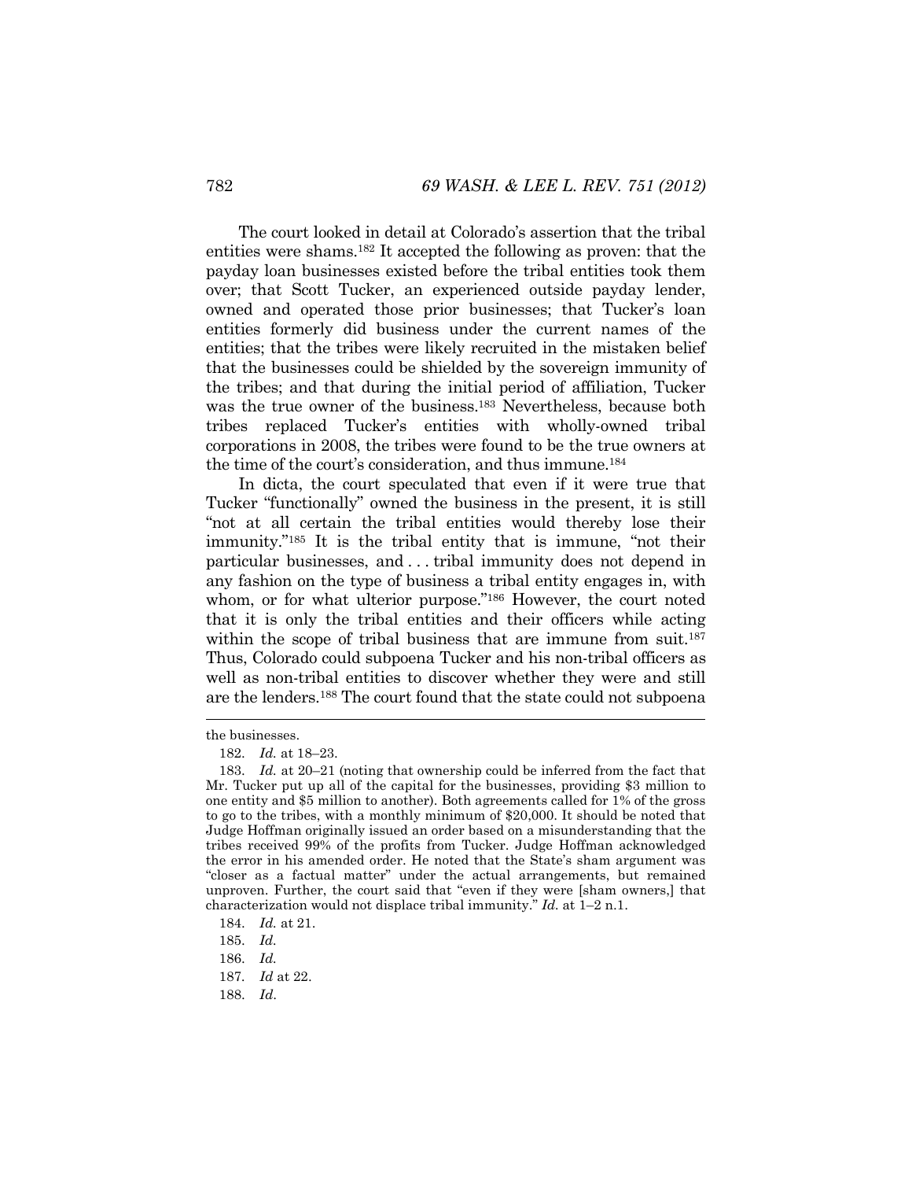The court looked in detail at Colorado's assertion that the tribal entities were shams.[182] It accepted the following as proven: that the payday loan businesses existed before the tribal entities took them over; that Scott Tucker, an experienced outside payday lender, owned and operated those prior businesses; that Tucker's loan entities formerly did business under the current names of the entities; that the tribes were likely recruited in the mistaken belief that the businesses could be shielded by the sovereign immunity of the tribes; and that during the initial period of affiliation, Tucker was the true owner of the business.[183] Nevertheless, because both tribes replaced Tucker's entities with wholly-owned tribal corporations in 2008, the tribes were found to be the true owners at the time of the court's consideration, and thus immune.[184]

In dicta, the court speculated that even if it were true that Tucker "functionally" owned the business in the present, it is still "not at all certain the tribal entities would thereby lose their immunity."[185] It is the tribal entity that is immune, "not their particular businesses, and . . . tribal immunity does not depend in any fashion on the type of business a tribal entity engages in, with whom, or for what ulterior purpose."[186] However, the court noted that it is only the tribal entities and their officers while acting within the scope of tribal business that are immune from suit.[187] Thus, Colorado could subpoena Tucker and his non-tribal officers as well as non-tribal entities to discover whether they were and still are the lenders.[188] The court found that the state could not subpoena

---

the businesses.

182. *Id.* at 18–23.

183. *Id.* at 20–21 (noting that ownership could be inferred from the fact that Mr. Tucker put up all of the capital for the businesses, providing $3 million to one entity and $5 million to another). Both agreements called for 1% of the gross to go to the tribes, with a monthly minimum of $20,000. It should be noted that Judge Hoffman originally issued an order based on a misunderstanding that the tribes received 99% of the profits from Tucker. Judge Hoffman acknowledged the error in his amended order. He noted that the State's sham argument was "closer as a factual matter" under the actual arrangements, but remained unproven. Further, the court said that "even if they were [sham owners,] that characterization would not displace tribal immunity." *Id.* at 1–2 n.1.

184. *Id.* at 21.

185. *Id.*

186. *Id.*

187. *Id* at 22.

188. *Id*.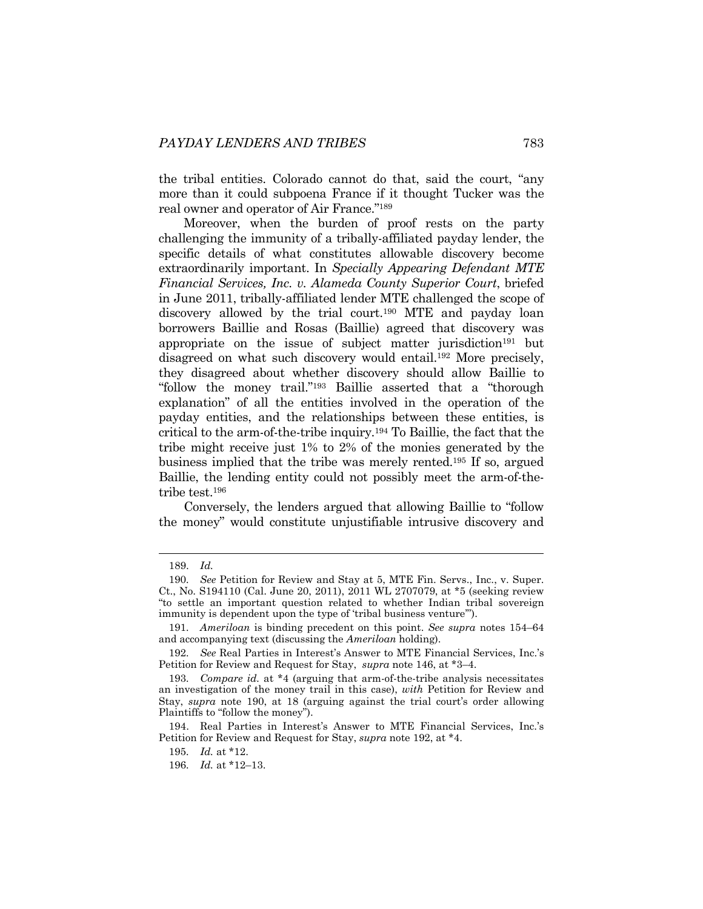the tribal entities. Colorado cannot do that, said the court, "any more than it could subpoena France if it thought Tucker was the real owner and operator of Air France."[189]

Moreover, when the burden of proof rests on the party challenging the immunity of a tribally-affiliated payday lender, the specific details of what constitutes allowable discovery become extraordinarily important. In *Specially Appearing Defendant MTE Financial Services, Inc. v. Alameda County Superior Court*, briefed in June 2011, tribally-affiliated lender MTE challenged the scope of discovery allowed by the trial court.[190] MTE and payday loan borrowers Baillie and Rosas (Baillie) agreed that discovery was appropriate on the issue of subject matter jurisdiction[191] but disagreed on what such discovery would entail.[192] More precisely, they disagreed about whether discovery should allow Baillie to "follow the money trail."[193] Baillie asserted that a "thorough explanation" of all the entities involved in the operation of the payday entities, and the relationships between these entities, is critical to the arm-of-the-tribe inquiry.[194] To Baillie, the fact that the tribe might receive just 1% to 2% of the monies generated by the business implied that the tribe was merely rented.[195] If so, argued Baillie, the lending entity could not possibly meet the arm-of-the-tribe test.[196]

Conversely, the lenders argued that allowing Baillie to "follow the money" would constitute unjustifiable intrusive discovery and

---

189. *Id.*

190. *See* Petition for Review and Stay at 5, MTE Fin. Servs., Inc., v. Super. Ct., No. S194110 (Cal. June 20, 2011), 2011 WL 2707079, at *5 (seeking review "to settle an important question related to whether Indian tribal sovereign immunity is dependent upon the type of 'tribal business venture'").

191. *Ameriloan* is binding precedent on this point. *See supra* notes 154–64 and accompanying text (discussing the *Ameriloan* holding).

192. *See* Real Parties in Interest's Answer to MTE Financial Services, Inc.'s Petition for Review and Request for Stay, *supra* note 146, at *3–4.

193. *Compare id.* at *4 (arguing that arm-of-the-tribe analysis necessitates an investigation of the money trail in this case), *with* Petition for Review and Stay, *supra* note 190, at 18 (arguing against the trial court's order allowing Plaintiffs to "follow the money").

194. Real Parties in Interest's Answer to MTE Financial Services, Inc.'s Petition for Review and Request for Stay, *supra* note 192, at *4.

195. *Id.* at *12.

196. *Id.* at *12–13.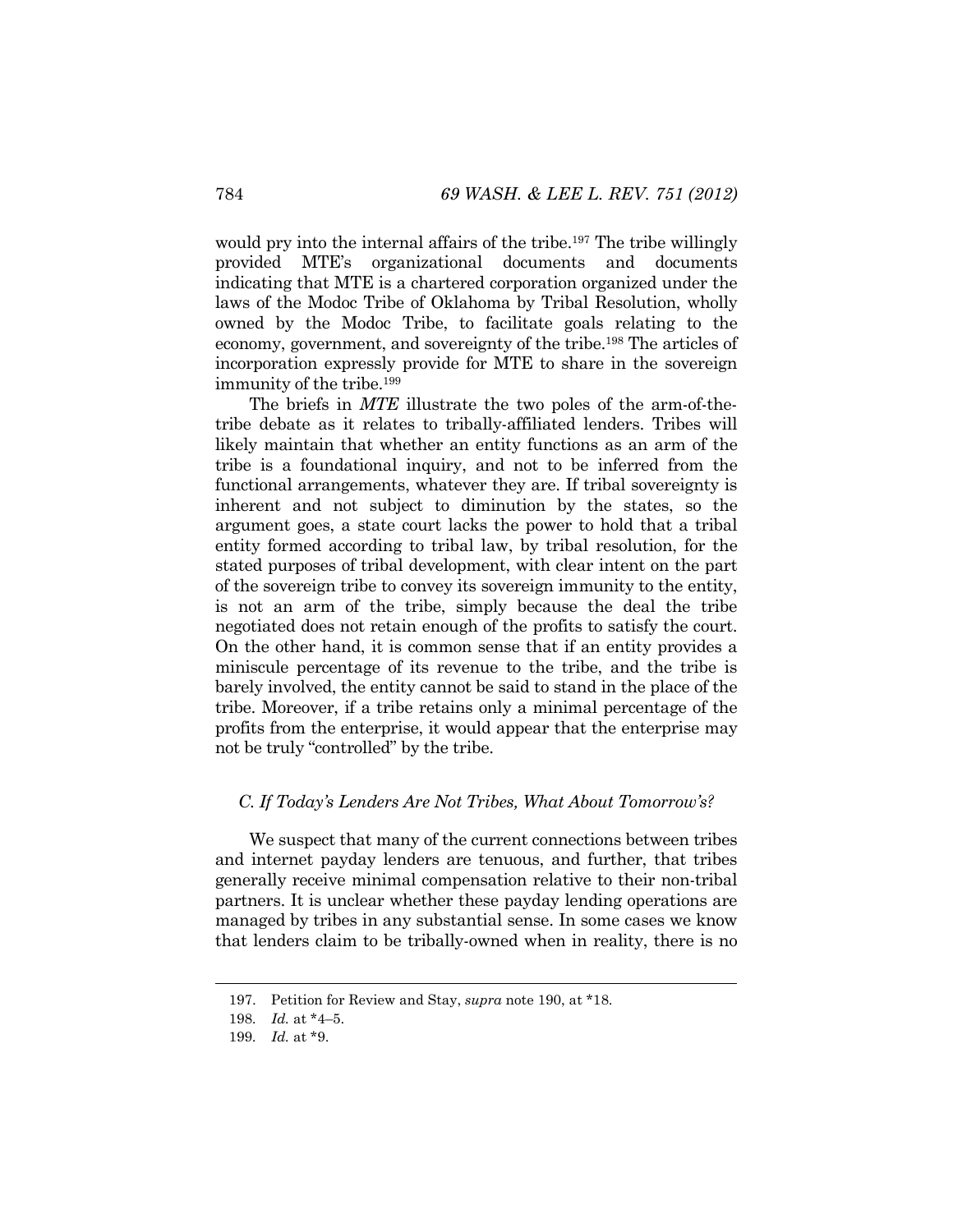would pry into the internal affairs of the tribe.[197] The tribe willingly provided MTE's organizational documents and documents indicating that MTE is a chartered corporation organized under the laws of the Modoc Tribe of Oklahoma by Tribal Resolution, wholly owned by the Modoc Tribe, to facilitate goals relating to the economy, government, and sovereignty of the tribe.[198] The articles of incorporation expressly provide for MTE to share in the sovereign immunity of the tribe.[199]

The briefs in *MTE* illustrate the two poles of the arm-of-the-tribe debate as it relates to tribally-affiliated lenders. Tribes will likely maintain that whether an entity functions as an arm of the tribe is a foundational inquiry, and not to be inferred from the functional arrangements, whatever they are. If tribal sovereignty is inherent and not subject to diminution by the states, so the argument goes, a state court lacks the power to hold that a tribal entity formed according to tribal law, by tribal resolution, for the stated purposes of tribal development, with clear intent on the part of the sovereign tribe to convey its sovereign immunity to the entity, is not an arm of the tribe, simply because the deal the tribe negotiated does not retain enough of the profits to satisfy the court. On the other hand, it is common sense that if an entity provides a miniscule percentage of its revenue to the tribe, and the tribe is barely involved, the entity cannot be said to stand in the place of the tribe. Moreover, if a tribe retains only a minimal percentage of the profits from the enterprise, it would appear that the enterprise may not be truly "controlled" by the tribe.

### *C. If Today's Lenders Are Not Tribes, What About Tomorrow's?*

We suspect that many of the current connections between tribes and internet payday lenders are tenuous, and further, that tribes generally receive minimal compensation relative to their non-tribal partners. It is unclear whether these payday lending operations are managed by tribes in any substantial sense. In some cases we know that lenders claim to be tribally-owned when in reality, there is no

---

197. Petition for Review and Stay, *supra* note 190, at *18.

198. *Id.* at *4–5.

199. *Id.* at *9.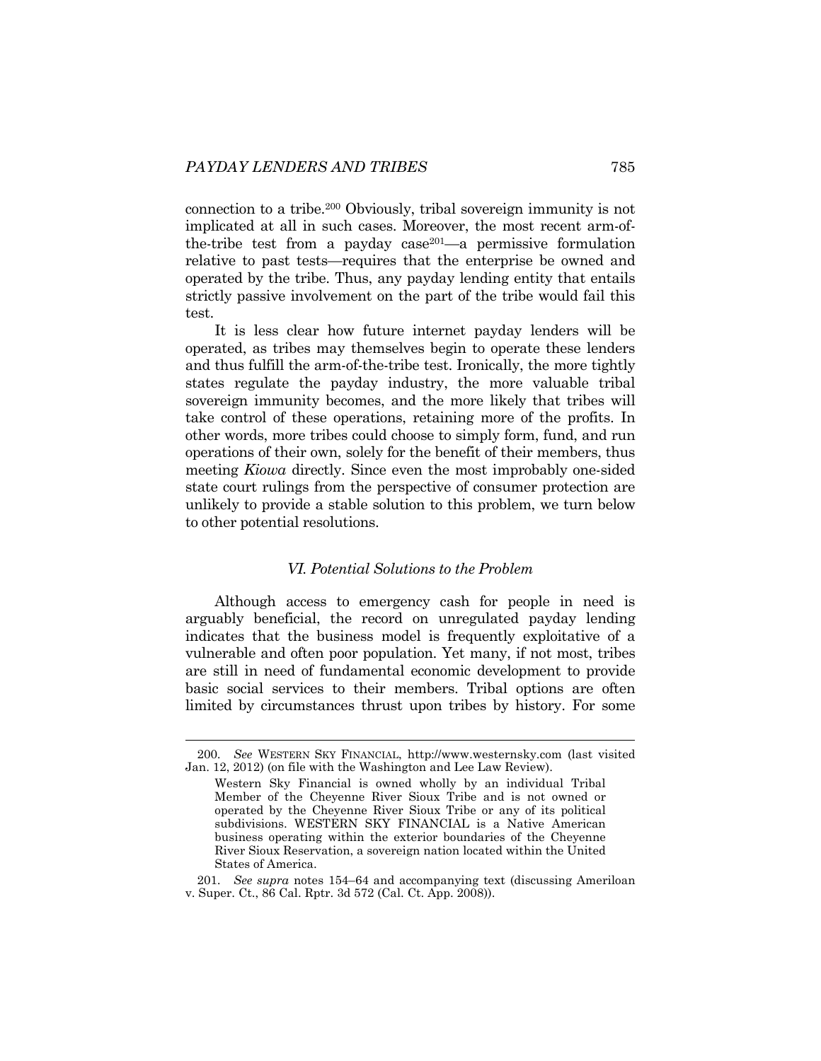connection to a tribe.[200] Obviously, tribal sovereign immunity is not implicated at all in such cases. Moreover, the most recent arm-of-the-tribe test from a payday case[201]—a permissive formulation relative to past tests—requires that the enterprise be owned and operated by the tribe. Thus, any payday lending entity that entails strictly passive involvement on the part of the tribe would fail this test.

It is less clear how future internet payday lenders will be operated, as tribes may themselves begin to operate these lenders and thus fulfill the arm-of-the-tribe test. Ironically, the more tightly states regulate the payday industry, the more valuable tribal sovereign immunity becomes, and the more likely that tribes will take control of these operations, retaining more of the profits. In other words, more tribes could choose to simply form, fund, and run operations of their own, solely for the benefit of their members, thus meeting *Kiowa* directly. Since even the most improbably one-sided state court rulings from the perspective of consumer protection are unlikely to provide a stable solution to this problem, we turn below to other potential resolutions.

### *VI. Potential Solutions to the Problem*

Although access to emergency cash for people in need is arguably beneficial, the record on unregulated payday lending indicates that the business model is frequently exploitative of a vulnerable and often poor population. Yet many, if not most, tribes are still in need of fundamental economic development to provide basic social services to their members. Tribal options are often limited by circumstances thrust upon tribes by history. For some

---

200. *See* WESTERN SKY FINANCIAL, http://www.westernsky.com (last visited Jan. 12, 2012) (on file with the Washington and Lee Law Review).

> Western Sky Financial is owned wholly by an individual Tribal Member of the Cheyenne River Sioux Tribe and is not owned or operated by the Cheyenne River Sioux Tribe or any of its political subdivisions. WESTERN SKY FINANCIAL is a Native American business operating within the exterior boundaries of the Cheyenne River Sioux Reservation, a sovereign nation located within the United States of America.

201. *See supra* notes 154–64 and accompanying text (discussing Ameriloan v. Super. Ct., 86 Cal. Rptr. 3d 572 (Cal. Ct. App. 2008)).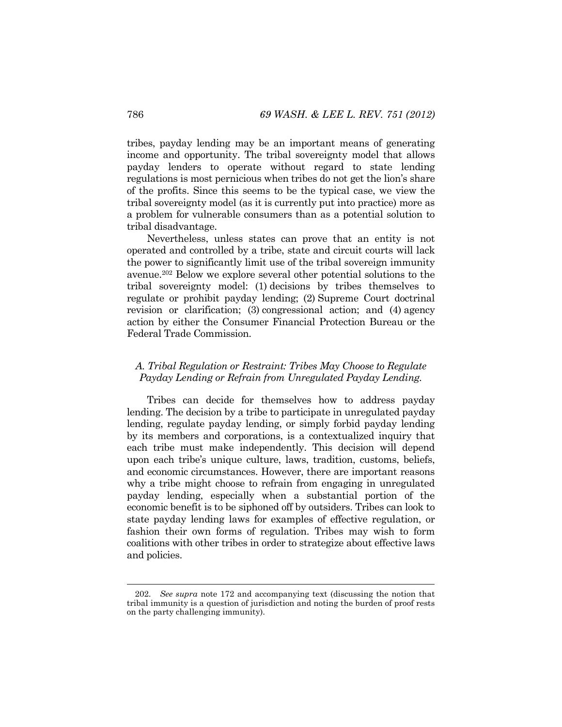tribes, payday lending may be an important means of generating income and opportunity. The tribal sovereignty model that allows payday lenders to operate without regard to state lending regulations is most pernicious when tribes do not get the lion's share of the profits. Since this seems to be the typical case, we view the tribal sovereignty model (as it is currently put into practice) more as a problem for vulnerable consumers than as a potential solution to tribal disadvantage.

Nevertheless, unless states can prove that an entity is not operated and controlled by a tribe, state and circuit courts will lack the power to significantly limit use of the tribal sovereign immunity avenue.[202] Below we explore several other potential solutions to the tribal sovereignty model: (1) decisions by tribes themselves to regulate or prohibit payday lending; (2) Supreme Court doctrinal revision or clarification; (3) congressional action; and (4) agency action by either the Consumer Financial Protection Bureau or the Federal Trade Commission.

### *A. Tribal Regulation or Restraint: Tribes May Choose to Regulate Payday Lending or Refrain from Unregulated Payday Lending.*

Tribes can decide for themselves how to address payday lending. The decision by a tribe to participate in unregulated payday lending, regulate payday lending, or simply forbid payday lending by its members and corporations, is a contextualized inquiry that each tribe must make independently. This decision will depend upon each tribe's unique culture, laws, tradition, customs, beliefs, and economic circumstances. However, there are important reasons why a tribe might choose to refrain from engaging in unregulated payday lending, especially when a substantial portion of the economic benefit is to be siphoned off by outsiders. Tribes can look to state payday lending laws for examples of effective regulation, or fashion their own forms of regulation. Tribes may wish to form coalitions with other tribes in order to strategize about effective laws and policies.

---

202. *See supra* note 172 and accompanying text (discussing the notion that tribal immunity is a question of jurisdiction and noting the burden of proof rests on the party challenging immunity).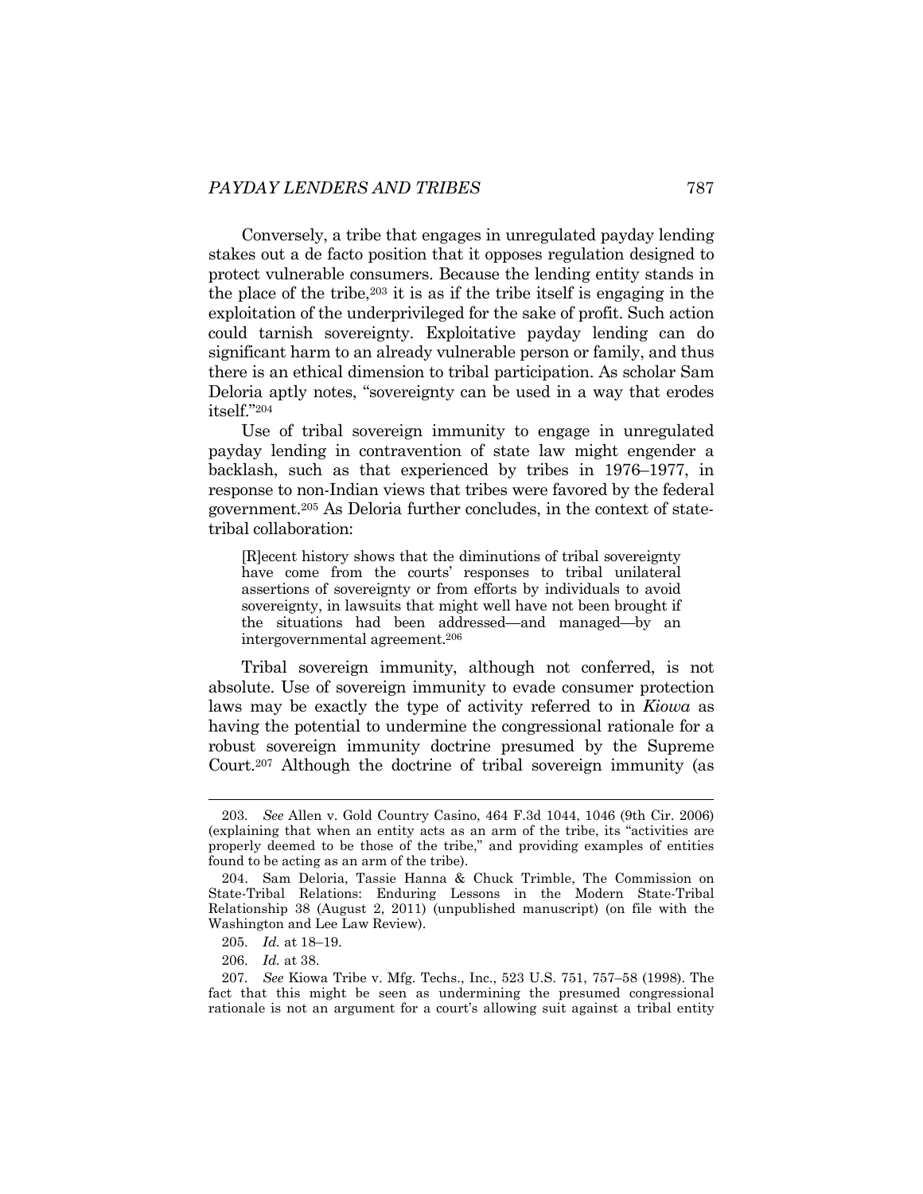Conversely, a tribe that engages in unregulated payday lending stakes out a de facto position that it opposes regulation designed to protect vulnerable consumers. Because the lending entity stands in the place of the tribe,[203] it is as if the tribe itself is engaging in the exploitation of the underprivileged for the sake of profit. Such action could tarnish sovereignty. Exploitative payday lending can do significant harm to an already vulnerable person or family, and thus there is an ethical dimension to tribal participation. As scholar Sam Deloria aptly notes, "sovereignty can be used in a way that erodes itself."[204]

Use of tribal sovereign immunity to engage in unregulated payday lending in contravention of state law might engender a backlash, such as that experienced by tribes in 1976–1977, in response to non-Indian views that tribes were favored by the federal government.[205] As Deloria further concludes, in the context of state-tribal collaboration:

> [R]ecent history shows that the diminutions of tribal sovereignty have come from the courts' responses to tribal unilateral assertions of sovereignty or from efforts by individuals to avoid sovereignty, in lawsuits that might well have not been brought if the situations had been addressed—and managed—by an intergovernmental agreement.[206]

Tribal sovereign immunity, although not conferred, is not absolute. Use of sovereign immunity to evade consumer protection laws may be exactly the type of activity referred to in *Kiowa* as having the potential to undermine the congressional rationale for a robust sovereign immunity doctrine presumed by the Supreme Court.[207] Although the doctrine of tribal sovereign immunity (as

---

203. *See* Allen v. Gold Country Casino, 464 F.3d 1044, 1046 (9th Cir. 2006) (explaining that when an entity acts as an arm of the tribe, its "activities are properly deemed to be those of the tribe," and providing examples of entities found to be acting as an arm of the tribe).

204. Sam Deloria, Tassie Hanna & Chuck Trimble, The Commission on State-Tribal Relations: Enduring Lessons in the Modern State-Tribal Relationship 38 (August 2, 2011) (unpublished manuscript) (on file with the Washington and Lee Law Review).

205. *Id.* at 18–19.

206. *Id.* at 38.

207. *See* Kiowa Tribe v. Mfg. Techs., Inc., 523 U.S. 751, 757–58 (1998). The fact that this might be seen as undermining the presumed congressional rationale is not an argument for a court's allowing suit against a tribal entity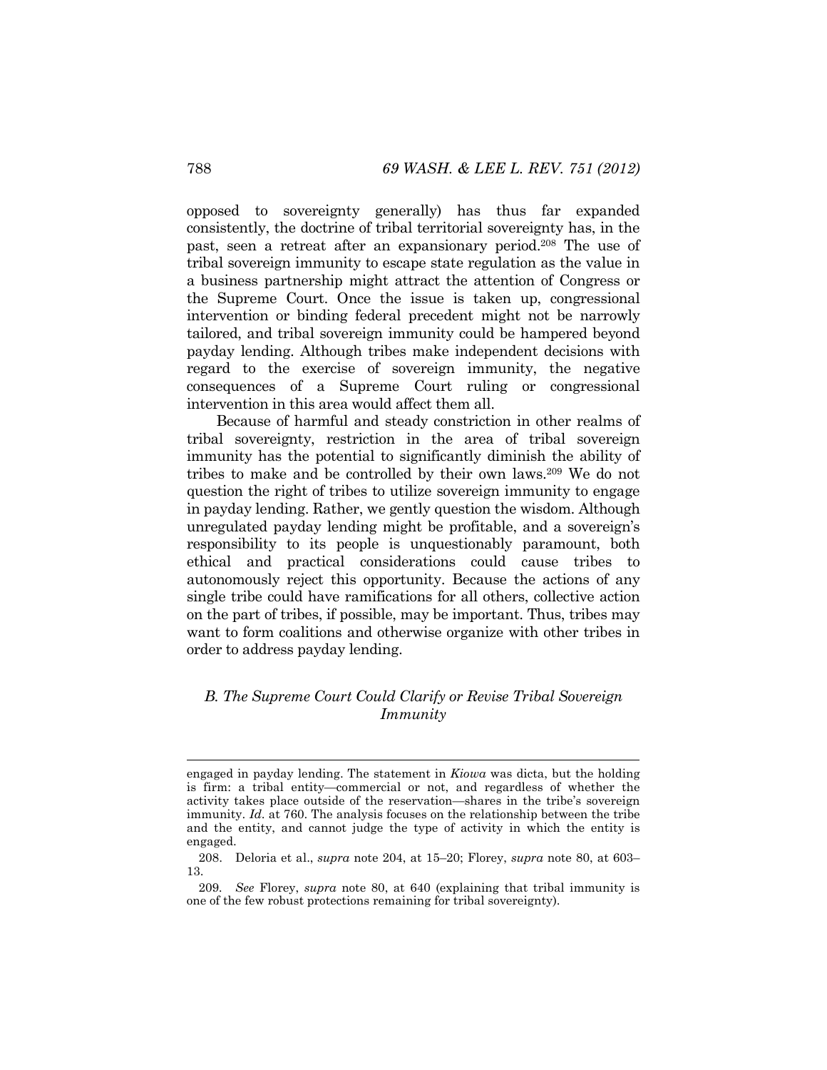opposed to sovereignty generally) has thus far expanded consistently, the doctrine of tribal territorial sovereignty has, in the past, seen a retreat after an expansionary period.[208] The use of tribal sovereign immunity to escape state regulation as the value in a business partnership might attract the attention of Congress or the Supreme Court. Once the issue is taken up, congressional intervention or binding federal precedent might not be narrowly tailored, and tribal sovereign immunity could be hampered beyond payday lending. Although tribes make independent decisions with regard to the exercise of sovereign immunity, the negative consequences of a Supreme Court ruling or congressional intervention in this area would affect them all.

Because of harmful and steady constriction in other realms of tribal sovereignty, restriction in the area of tribal sovereign immunity has the potential to significantly diminish the ability of tribes to make and be controlled by their own laws.[209] We do not question the right of tribes to utilize sovereign immunity to engage in payday lending. Rather, we gently question the wisdom. Although unregulated payday lending might be profitable, and a sovereign's responsibility to its people is unquestionably paramount, both ethical and practical considerations could cause tribes to autonomously reject this opportunity. Because the actions of any single tribe could have ramifications for all others, collective action on the part of tribes, if possible, may be important. Thus, tribes may want to form coalitions and otherwise organize with other tribes in order to address payday lending.

### *B. The Supreme Court Could Clarify or Revise Tribal Sovereign Immunity*

---

engaged in payday lending. The statement in *Kiowa* was dicta, but the holding is firm: a tribal entity—commercial or not, and regardless of whether the activity takes place outside of the reservation—shares in the tribe's sovereign immunity. *Id.* at 760. The analysis focuses on the relationship between the tribe and the entity, and cannot judge the type of activity in which the entity is engaged.

208. Deloria et al., *supra* note 204, at 15–20; Florey, *supra* note 80, at 603–13.

209. *See* Florey, *supra* note 80, at 640 (explaining that tribal immunity is one of the few robust protections remaining for tribal sovereignty).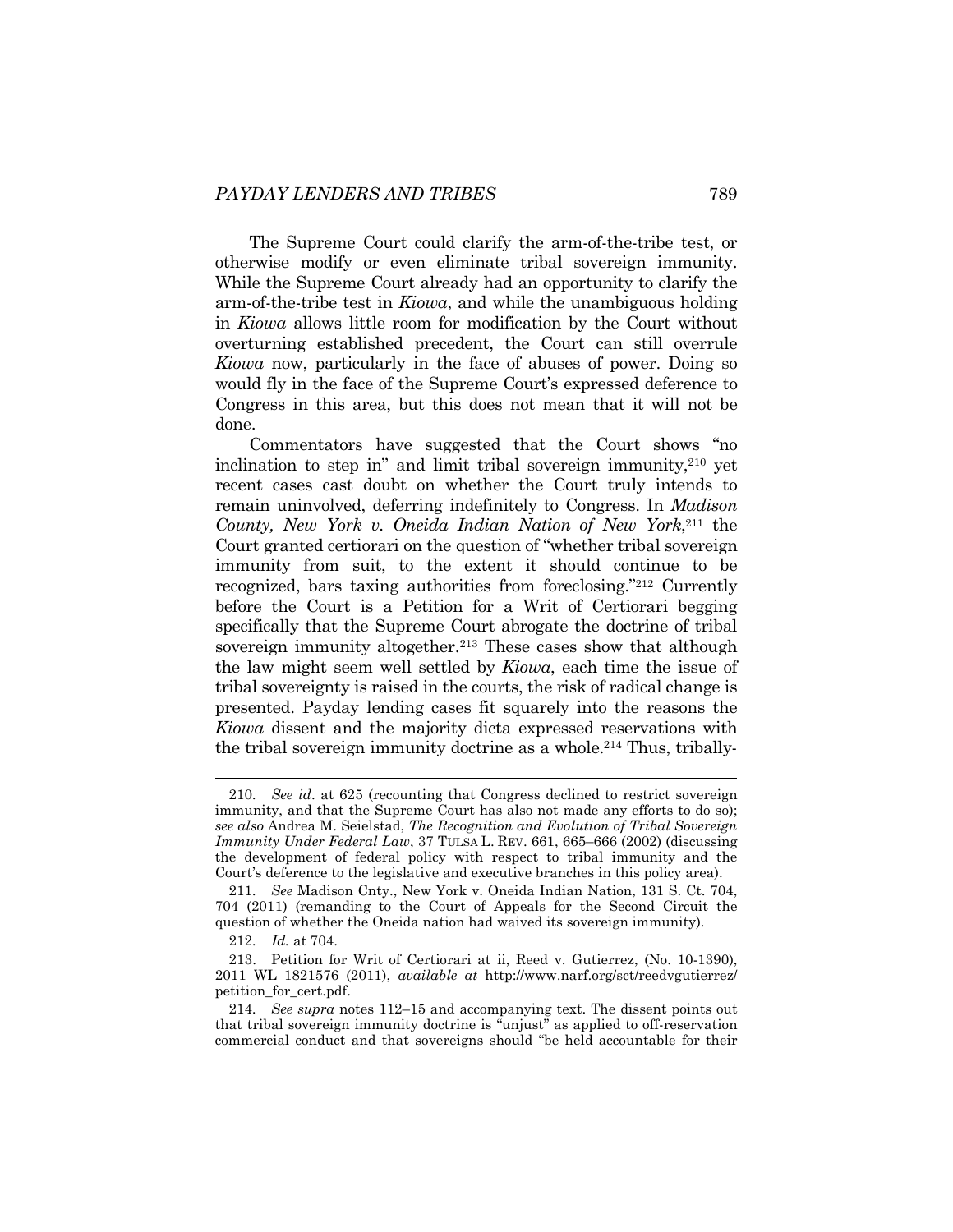The Supreme Court could clarify the arm-of-the-tribe test, or otherwise modify or even eliminate tribal sovereign immunity. While the Supreme Court already had an opportunity to clarify the arm-of-the-tribe test in *Kiowa*, and while the unambiguous holding in *Kiowa* allows little room for modification by the Court without overturning established precedent, the Court can still overrule *Kiowa* now, particularly in the face of abuses of power. Doing so would fly in the face of the Supreme Court's expressed deference to Congress in this area, but this does not mean that it will not be done.

Commentators have suggested that the Court shows "no inclination to step in" and limit tribal sovereign immunity,[210] yet recent cases cast doubt on whether the Court truly intends to remain uninvolved, deferring indefinitely to Congress. In *Madison County, New York v. Oneida Indian Nation of New York*,[211] the Court granted certiorari on the question of "whether tribal sovereign immunity from suit, to the extent it should continue to be recognized, bars taxing authorities from foreclosing."[212] Currently before the Court is a Petition for a Writ of Certiorari begging specifically that the Supreme Court abrogate the doctrine of tribal sovereign immunity altogether.[213] These cases show that although the law might seem well settled by *Kiowa*, each time the issue of tribal sovereignty is raised in the courts, the risk of radical change is presented. Payday lending cases fit squarely into the reasons the *Kiowa* dissent and the majority dicta expressed reservations with the tribal sovereign immunity doctrine as a whole.[214] Thus, tribally-

---

210. *See id*. at 625 (recounting that Congress declined to restrict sovereign immunity, and that the Supreme Court has also not made any efforts to do so); *see also* Andrea M. Seielstad, *The Recognition and Evolution of Tribal Sovereign Immunity Under Federal Law*, 37 TULSA L. REV. 661, 665–666 (2002) (discussing the development of federal policy with respect to tribal immunity and the Court's deference to the legislative and executive branches in this policy area).

211. *See* Madison Cnty., New York v. Oneida Indian Nation, 131 S. Ct. 704, 704 (2011) (remanding to the Court of Appeals for the Second Circuit the question of whether the Oneida nation had waived its sovereign immunity).

212. *Id.* at 704.

213. Petition for Writ of Certiorari at ii, Reed v. Gutierrez, (No. 10-1390), 2011 WL 1821576 (2011), *available at* http://www.narf.org/sct/reedvgutierrez/petition_for_cert.pdf.

214. *See supra* notes 112–15 and accompanying text. The dissent points out that tribal sovereign immunity doctrine is "unjust" as applied to off-reservation commercial conduct and that sovereigns should "be held accountable for their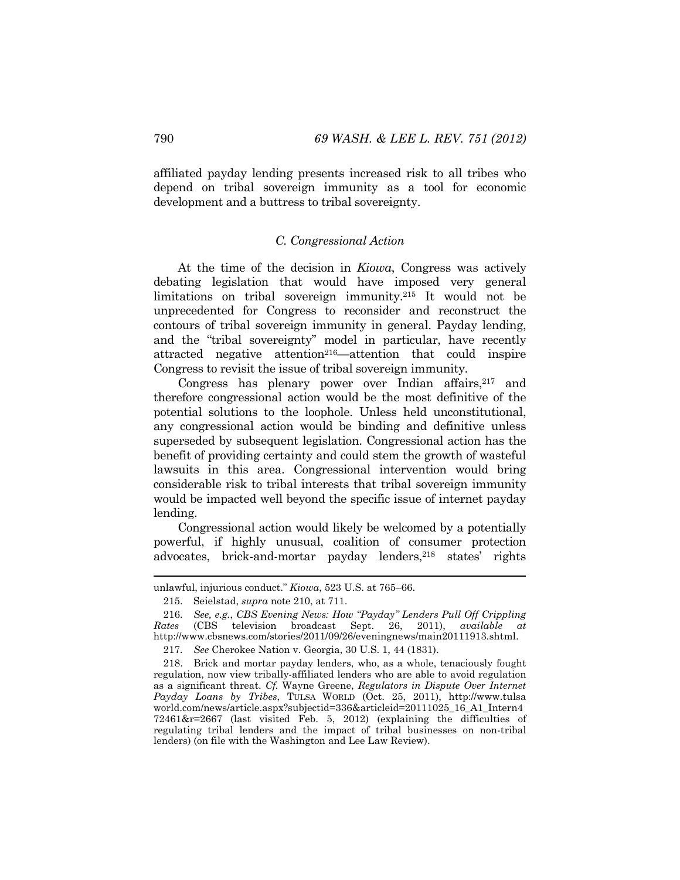affiliated payday lending presents increased risk to all tribes who depend on tribal sovereign immunity as a tool for economic development and a buttress to tribal sovereignty.

### *C. Congressional Action*

At the time of the decision in *Kiowa*, Congress was actively debating legislation that would have imposed very general limitations on tribal sovereign immunity.[215] It would not be unprecedented for Congress to reconsider and reconstruct the contours of tribal sovereign immunity in general. Payday lending, and the "tribal sovereignty" model in particular, have recently attracted negative attention[216]—attention that could inspire Congress to revisit the issue of tribal sovereign immunity.

Congress has plenary power over Indian affairs,[217] and therefore congressional action would be the most definitive of the potential solutions to the loophole. Unless held unconstitutional, any congressional action would be binding and definitive unless superseded by subsequent legislation. Congressional action has the benefit of providing certainty and could stem the growth of wasteful lawsuits in this area. Congressional intervention would bring considerable risk to tribal interests that tribal sovereign immunity would be impacted well beyond the specific issue of internet payday lending.

Congressional action would likely be welcomed by a potentially powerful, if highly unusual, coalition of consumer protection advocates, brick-and-mortar payday lenders,[218] states' rights

---

unlawful, injurious conduct." *Kiowa*, 523 U.S. at 765–66.

215. Seielstad, *supra* note 210, at 711.

216. *See, e.g.*, *CBS Evening News: How "Payday" Lenders Pull Off Crippling Rates* (CBS television broadcast Sept. 26, 2011), *available at* http://www.cbsnews.com/stories/2011/09/26/eveningnews/main20111913.shtml.

217. *See* Cherokee Nation v. Georgia, 30 U.S. 1, 44 (1831).

218. Brick and mortar payday lenders, who, as a whole, tenaciously fought regulation, now view tribally-affiliated lenders who are able to avoid regulation as a significant threat. *Cf.* Wayne Greene, *Regulators in Dispute Over Internet Payday Loans by Tribes*, TULSA WORLD (Oct. 25, 2011), http://www.tulsaworld.com/news/article.aspx?subjectid=336&articleid=20111025_16_A1_Intern472461&r=2667 (last visited Feb. 5, 2012) (explaining the difficulties of regulating tribal lenders and the impact of tribal businesses on non-tribal lenders) (on file with the Washington and Lee Law Review).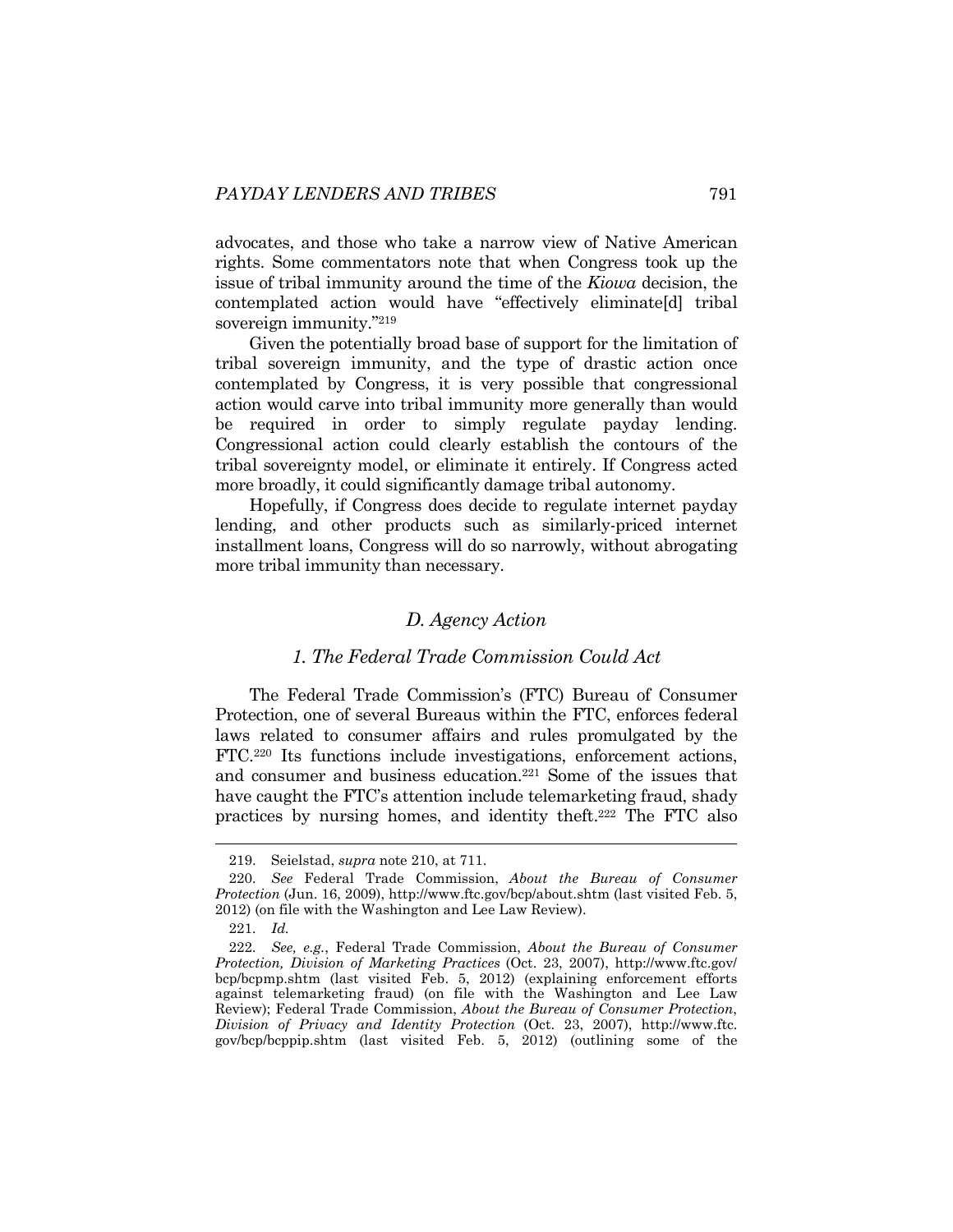advocates, and those who take a narrow view of Native American rights. Some commentators note that when Congress took up the issue of tribal immunity around the time of the *Kiowa* decision, the contemplated action would have "effectively eliminate[d] tribal sovereign immunity."[219]

Given the potentially broad base of support for the limitation of tribal sovereign immunity, and the type of drastic action once contemplated by Congress, it is very possible that congressional action would carve into tribal immunity more generally than would be required in order to simply regulate payday lending. Congressional action could clearly establish the contours of the tribal sovereignty model, or eliminate it entirely. If Congress acted more broadly, it could significantly damage tribal autonomy.

Hopefully, if Congress does decide to regulate internet payday lending, and other products such as similarly-priced internet installment loans, Congress will do so narrowly, without abrogating more tribal immunity than necessary.

### *D. Agency Action*

#### *1. The Federal Trade Commission Could Act*

The Federal Trade Commission's (FTC) Bureau of Consumer Protection, one of several Bureaus within the FTC, enforces federal laws related to consumer affairs and rules promulgated by the FTC.[220] Its functions include investigations, enforcement actions, and consumer and business education.[221] Some of the issues that have caught the FTC's attention include telemarketing fraud, shady practices by nursing homes, and identity theft.[222] The FTC also

---

219. Seielstad, *supra* note 210, at 711.

220. *See* Federal Trade Commission, *About the Bureau of Consumer Protection* (Jun. 16, 2009), http://www.ftc.gov/bcp/about.shtm (last visited Feb. 5, 2012) (on file with the Washington and Lee Law Review).

221. *Id.*

222. *See, e.g.*, Federal Trade Commission, *About the Bureau of Consumer Protection, Division of Marketing Practices* (Oct. 23, 2007), http://www.ftc.gov/bcp/bcpmp.shtm (last visited Feb. 5, 2012) (explaining enforcement efforts against telemarketing fraud) (on file with the Washington and Lee Law Review); Federal Trade Commission, *About the Bureau of Consumer Protection, Division of Privacy and Identity Protection* (Oct. 23, 2007), http://www.ftc.gov/bcp/bcppip.shtm (last visited Feb. 5, 2012) (outlining some of the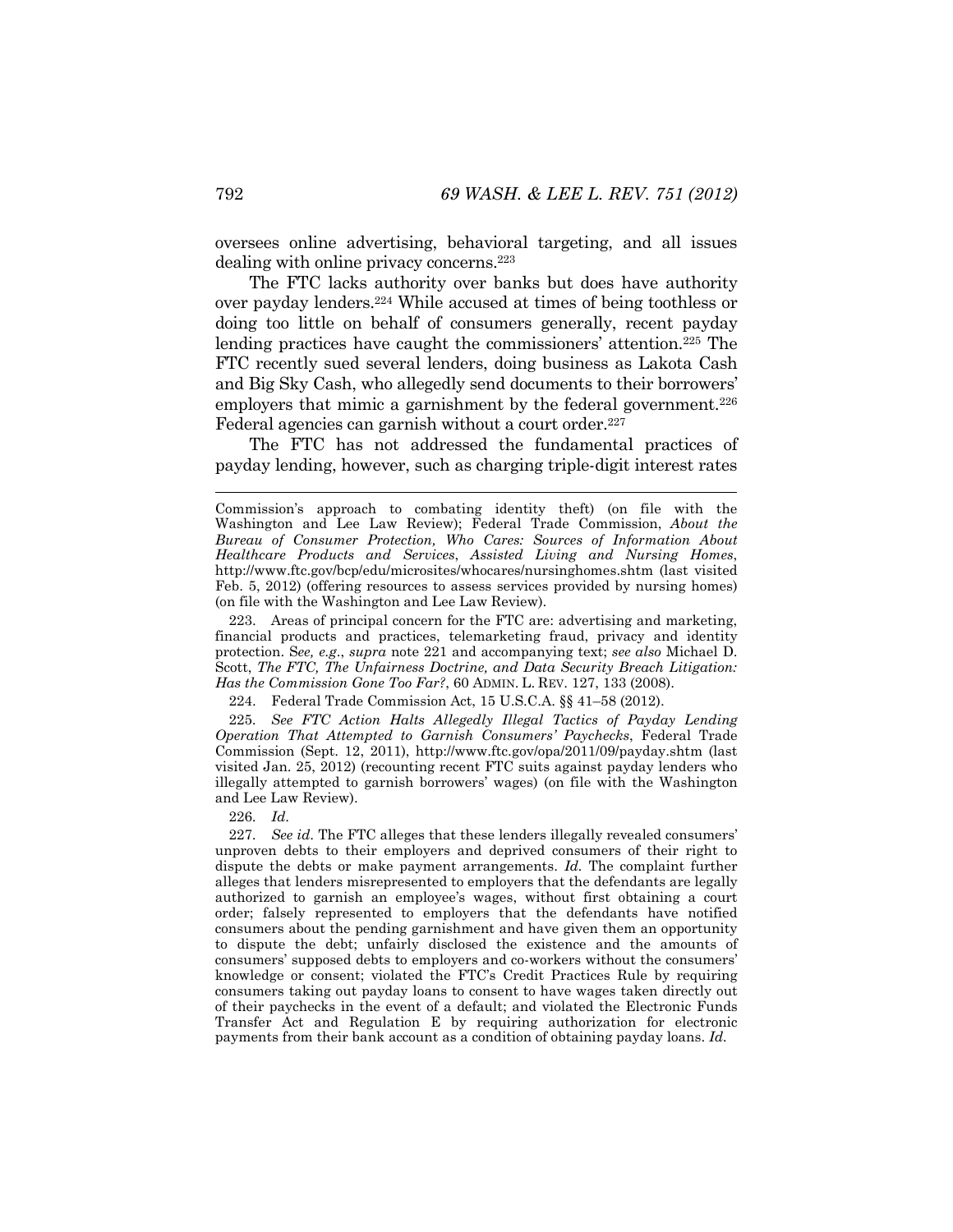oversees online advertising, behavioral targeting, and all issues dealing with online privacy concerns.[223]

The FTC lacks authority over banks but does have authority over payday lenders.[224] While accused at times of being toothless or doing too little on behalf of consumers generally, recent payday lending practices have caught the commissioners' attention.[225] The FTC recently sued several lenders, doing business as Lakota Cash and Big Sky Cash, who allegedly send documents to their borrowers' employers that mimic a garnishment by the federal government.[226] Federal agencies can garnish without a court order.[227]

The FTC has not addressed the fundamental practices of payday lending, however, such as charging triple-digit interest rates

---

Commission's approach to combating identity theft) (on file with the Washington and Lee Law Review); Federal Trade Commission, *About the Bureau of Consumer Protection, Who Cares: Sources of Information About Healthcare Products and Services*, *Assisted Living and Nursing Homes*, http://www.ftc.gov/bcp/edu/microsites/whocares/nursinghomes.shtm (last visited Feb. 5, 2012) (offering resources to assess services provided by nursing homes) (on file with the Washington and Lee Law Review).

223. Areas of principal concern for the FTC are: advertising and marketing, financial products and practices, telemarketing fraud, privacy and identity protection. S*ee, e.g.*, *supra* note 221 and accompanying text; *see also* Michael D. Scott, *The FTC, The Unfairness Doctrine, and Data Security Breach Litigation: Has the Commission Gone Too Far?*, 60 ADMIN. L. REV. 127, 133 (2008).

224. Federal Trade Commission Act, 15 U.S.C.A. §§ 41–58 (2012).

225. *See FTC Action Halts Allegedly Illegal Tactics of Payday Lending Operation That Attempted to Garnish Consumers' Paychecks*, Federal Trade Commission (Sept. 12, 2011), http://www.ftc.gov/opa/2011/09/payday.shtm (last visited Jan. 25, 2012) (recounting recent FTC suits against payday lenders who illegally attempted to garnish borrowers' wages) (on file with the Washington and Lee Law Review).

226. *Id*.

227. *See id*. The FTC alleges that these lenders illegally revealed consumers' unproven debts to their employers and deprived consumers of their right to dispute the debts or make payment arrangements. *Id.* The complaint further alleges that lenders misrepresented to employers that the defendants are legally authorized to garnish an employee's wages, without first obtaining a court order; falsely represented to employers that the defendants have notified consumers about the pending garnishment and have given them an opportunity to dispute the debt; unfairly disclosed the existence and the amounts of consumers' supposed debts to employers and co-workers without the consumers' knowledge or consent; violated the FTC's Credit Practices Rule by requiring consumers taking out payday loans to consent to have wages taken directly out of their paychecks in the event of a default; and violated the Electronic Funds Transfer Act and Regulation E by requiring authorization for electronic payments from their bank account as a condition of obtaining payday loans. *Id.*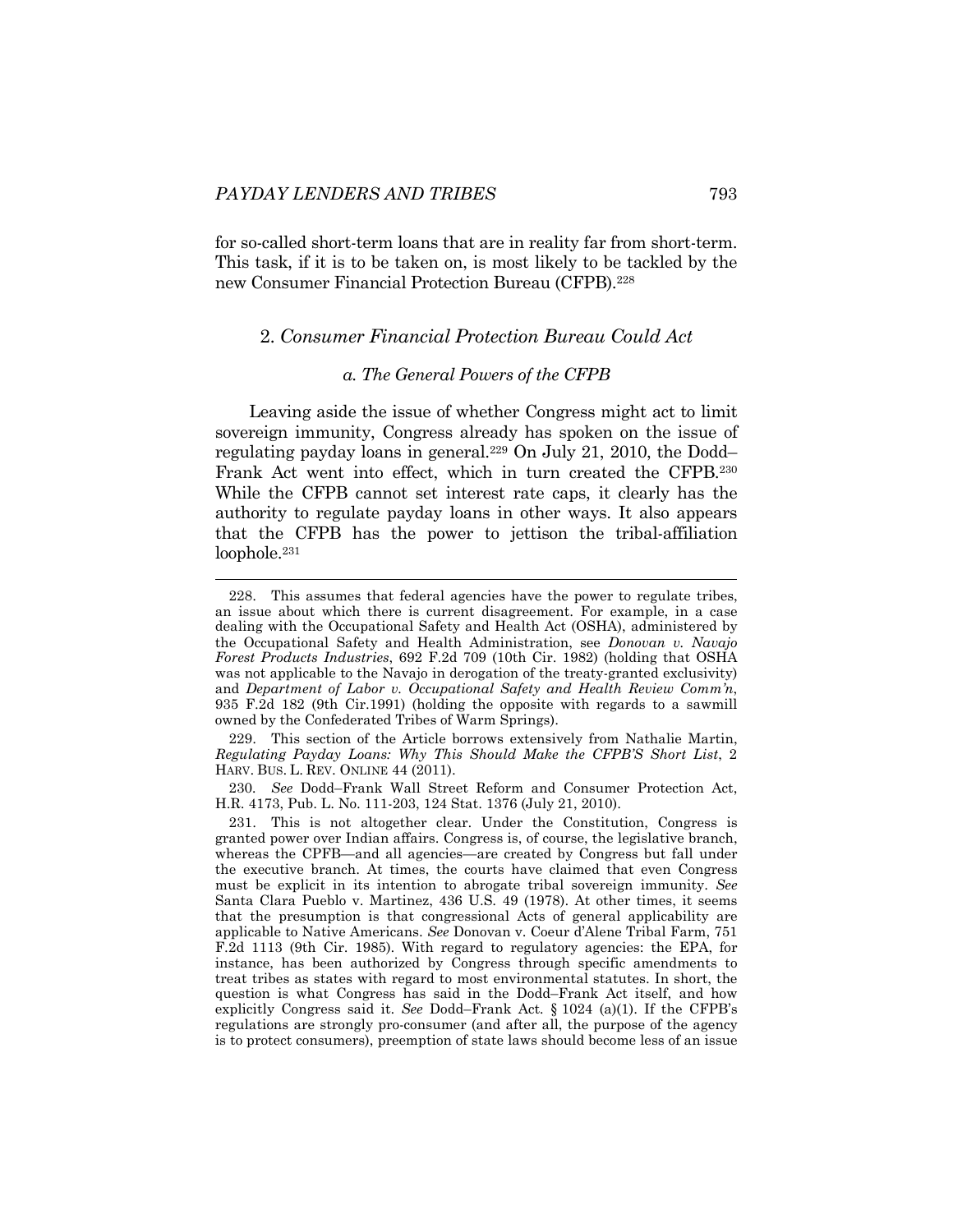for so-called short-term loans that are in reality far from short-term. This task, if it is to be taken on, is most likely to be tackled by the new Consumer Financial Protection Bureau (CFPB).[228]

### 2. *Consumer Financial Protection Bureau Could Act*

#### *a. The General Powers of the CFPB*

Leaving aside the issue of whether Congress might act to limit sovereign immunity, Congress already has spoken on the issue of regulating payday loans in general.[229] On July 21, 2010, the Dodd–Frank Act went into effect, which in turn created the CFPB.[230] While the CFPB cannot set interest rate caps, it clearly has the authority to regulate payday loans in other ways. It also appears that the CFPB has the power to jettison the tribal-affiliation loophole.[231]

---

228. This assumes that federal agencies have the power to regulate tribes, an issue about which there is current disagreement. For example, in a case dealing with the Occupational Safety and Health Act (OSHA), administered by the Occupational Safety and Health Administration, see *Donovan v. Navajo Forest Products Industries*, 692 F.2d 709 (10th Cir. 1982) (holding that OSHA was not applicable to the Navajo in derogation of the treaty-granted exclusivity) and *Department of Labor v. Occupational Safety and Health Review Comm'n*, 935 F.2d 182 (9th Cir.1991) (holding the opposite with regards to a sawmill owned by the Confederated Tribes of Warm Springs).

229. This section of the Article borrows extensively from Nathalie Martin, *Regulating Payday Loans: Why This Should Make the CFPB'S Short List*, 2 HARV. BUS. L. REV. ONLINE 44 (2011).

230. *See* Dodd–Frank Wall Street Reform and Consumer Protection Act, H.R. 4173, Pub. L. No. 111-203, 124 Stat. 1376 (July 21, 2010).

231. This is not altogether clear. Under the Constitution, Congress is granted power over Indian affairs. Congress is, of course, the legislative branch, whereas the CPFB—and all agencies—are created by Congress but fall under the executive branch. At times, the courts have claimed that even Congress must be explicit in its intention to abrogate tribal sovereign immunity. *See* Santa Clara Pueblo v. Martinez, 436 U.S. 49 (1978). At other times, it seems that the presumption is that congressional Acts of general applicability are applicable to Native Americans. *See* Donovan v. Coeur d'Alene Tribal Farm, 751 F.2d 1113 (9th Cir. 1985). With regard to regulatory agencies: the EPA, for instance, has been authorized by Congress through specific amendments to treat tribes as states with regard to most environmental statutes. In short, the question is what Congress has said in the Dodd–Frank Act itself, and how explicitly Congress said it. *See* Dodd–Frank Act. § 1024 (a)(1). If the CFPB's regulations are strongly pro-consumer (and after all, the purpose of the agency is to protect consumers), preemption of state laws should become less of an issue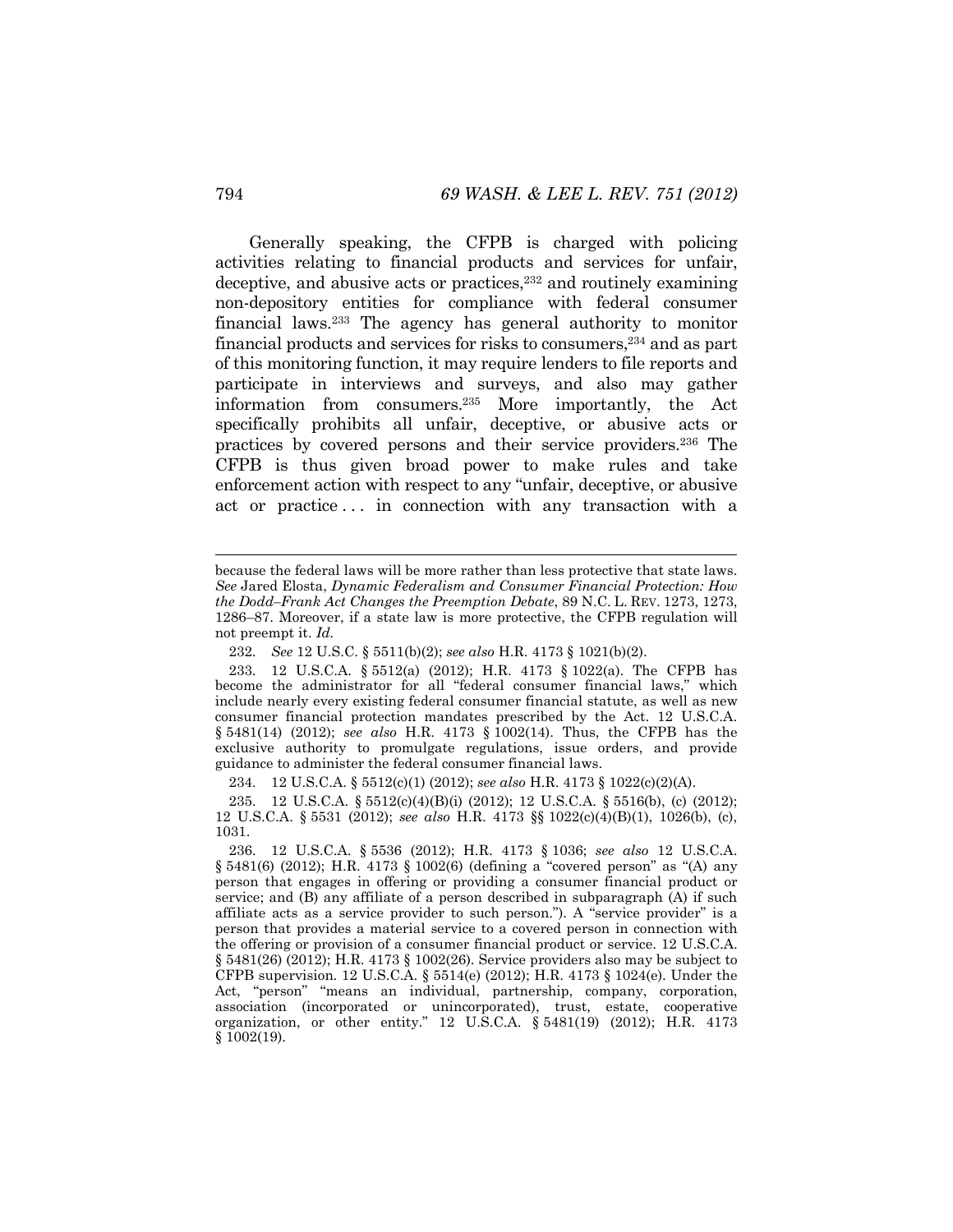Generally speaking, the CFPB is charged with policing activities relating to financial products and services for unfair, deceptive, and abusive acts or practices,[232] and routinely examining non-depository entities for compliance with federal consumer financial laws.[233] The agency has general authority to monitor financial products and services for risks to consumers,[234] and as part of this monitoring function, it may require lenders to file reports and participate in interviews and surveys, and also may gather information from consumers.[235] More importantly, the Act specifically prohibits all unfair, deceptive, or abusive acts or practices by covered persons and their service providers.[236] The CFPB is thus given broad power to make rules and take enforcement action with respect to any "unfair, deceptive, or abusive act or practice . . . in connection with any transaction with a

---

because the federal laws will be more rather than less protective that state laws. *See* Jared Elosta, *Dynamic Federalism and Consumer Financial Protection: How the Dodd–Frank Act Changes the Preemption Debate*, 89 N.C. L. REV. 1273, 1273, 1286–87. Moreover, if a state law is more protective, the CFPB regulation will not preempt it. *Id.*

232. *See* 12 U.S.C. § 5511(b)(2); *see also* H.R. 4173 § 1021(b)(2).

233. 12 U.S.C.A. § 5512(a) (2012); H.R. 4173 § 1022(a). The CFPB has become the administrator for all "federal consumer financial laws," which include nearly every existing federal consumer financial statute, as well as new consumer financial protection mandates prescribed by the Act. 12 U.S.C.A. § 5481(14) (2012); *see also* H.R. 4173 § 1002(14). Thus, the CFPB has the exclusive authority to promulgate regulations, issue orders, and provide guidance to administer the federal consumer financial laws.

234. 12 U.S.C.A. § 5512(c)(1) (2012); *see also* H.R. 4173 § 1022(c)(2)(A).

235. 12 U.S.C.A. § 5512(c)(4)(B)(i) (2012); 12 U.S.C.A. § 5516(b), (c) (2012); 12 U.S.C.A. § 5531 (2012); *see also* H.R. 4173 §§ 1022(c)(4)(B)(1), 1026(b), (c), 1031.

236. 12 U.S.C.A. § 5536 (2012); H.R. 4173 § 1036; *see also* 12 U.S.C.A. § 5481(6) (2012); H.R. 4173 § 1002(6) (defining a "covered person" as "(A) any person that engages in offering or providing a consumer financial product or service; and (B) any affiliate of a person described in subparagraph (A) if such affiliate acts as a service provider to such person."). A "service provider" is a person that provides a material service to a covered person in connection with the offering or provision of a consumer financial product or service. 12 U.S.C.A. § 5481(26) (2012); H.R. 4173 § 1002(26). Service providers also may be subject to CFPB supervision. 12 U.S.C.A. § 5514(e) (2012); H.R. 4173 § 1024(e). Under the Act, "person" "means an individual, partnership, company, corporation, association (incorporated or unincorporated), trust, estate, cooperative organization, or other entity." 12 U.S.C.A. § 5481(19) (2012); H.R. 4173 § 1002(19).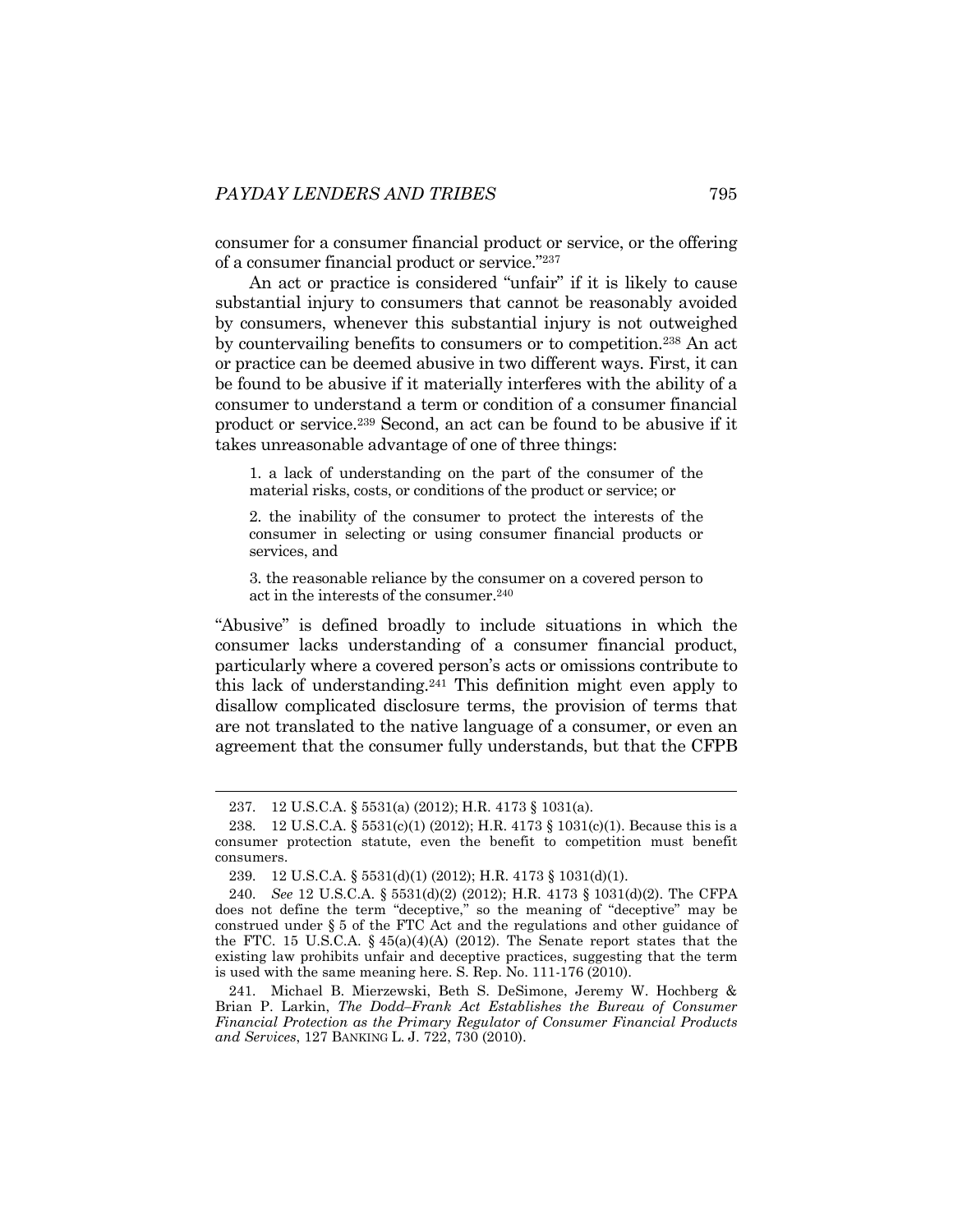consumer for a consumer financial product or service, or the offering of a consumer financial product or service."[237]

An act or practice is considered "unfair" if it is likely to cause substantial injury to consumers that cannot be reasonably avoided by consumers, whenever this substantial injury is not outweighed by countervailing benefits to consumers or to competition.[238] An act or practice can be deemed abusive in two different ways. First, it can be found to be abusive if it materially interferes with the ability of a consumer to understand a term or condition of a consumer financial product or service.[239] Second, an act can be found to be abusive if it takes unreasonable advantage of one of three things:

> 1. a lack of understanding on the part of the consumer of the material risks, costs, or conditions of the product or service; or
>
> 2. the inability of the consumer to protect the interests of the consumer in selecting or using consumer financial products or services, and
>
> 3. the reasonable reliance by the consumer on a covered person to act in the interests of the consumer.[240]

"Abusive" is defined broadly to include situations in which the consumer lacks understanding of a consumer financial product, particularly where a covered person's acts or omissions contribute to this lack of understanding.[241] This definition might even apply to disallow complicated disclosure terms, the provision of terms that are not translated to the native language of a consumer, or even an agreement that the consumer fully understands, but that the CFPB

---

237. 12 U.S.C.A. § 5531(a) (2012); H.R. 4173 § 1031(a).

238. 12 U.S.C.A. § 5531(c)(1) (2012); H.R. 4173 § 1031(c)(1). Because this is a consumer protection statute, even the benefit to competition must benefit consumers.

239. 12 U.S.C.A. § 5531(d)(1) (2012); H.R. 4173 § 1031(d)(1).

240. *See* 12 U.S.C.A. § 5531(d)(2) (2012); H.R. 4173 § 1031(d)(2). The CFPA does not define the term "deceptive," so the meaning of "deceptive" may be construed under § 5 of the FTC Act and the regulations and other guidance of the FTC. 15 U.S.C.A. § 45(a)(4)(A) (2012). The Senate report states that the existing law prohibits unfair and deceptive practices, suggesting that the term is used with the same meaning here. S. Rep. No. 111-176 (2010).

241. Michael B. Mierzewski, Beth S. DeSimone, Jeremy W. Hochberg & Brian P. Larkin, *The Dodd–Frank Act Establishes the Bureau of Consumer Financial Protection as the Primary Regulator of Consumer Financial Products and Services*, 127 BANKING L. J. 722, 730 (2010).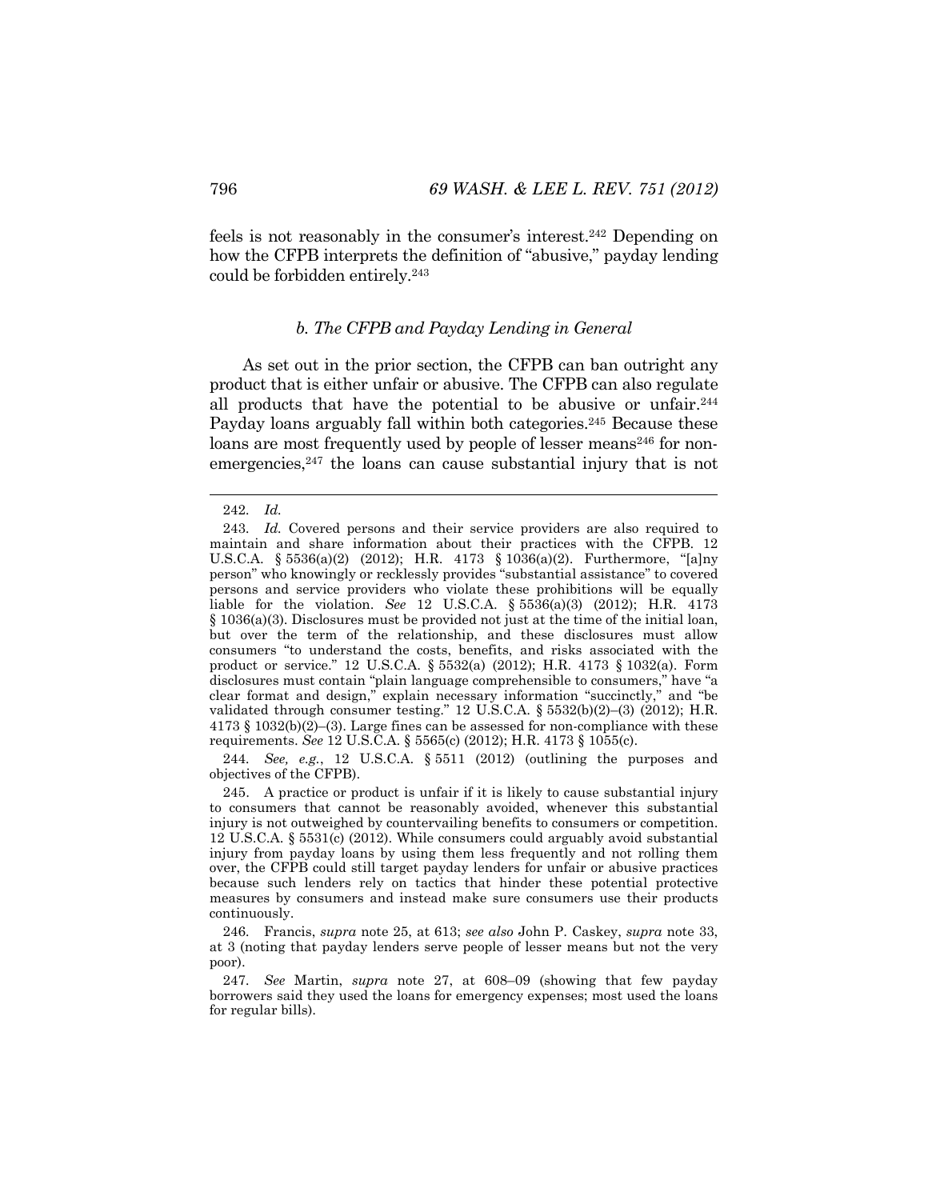feels is not reasonably in the consumer's interest.[242] Depending on how the CFPB interprets the definition of "abusive," payday lending could be forbidden entirely.[243]

### *b. The CFPB and Payday Lending in General*

As set out in the prior section, the CFPB can ban outright any product that is either unfair or abusive. The CFPB can also regulate all products that have the potential to be abusive or unfair.[244] Payday loans arguably fall within both categories.[245] Because these loans are most frequently used by people of lesser means[246] for non-emergencies,[247] the loans can cause substantial injury that is not

---

242. *Id.*

243. *Id.* Covered persons and their service providers are also required to maintain and share information about their practices with the CFPB. 12 U.S.C.A. § 5536(a)(2) (2012); H.R. 4173 § 1036(a)(2). Furthermore, "[a]ny person" who knowingly or recklessly provides "substantial assistance" to covered persons and service providers who violate these prohibitions will be equally liable for the violation. *See* 12 U.S.C.A. § 5536(a)(3) (2012); H.R. 4173 § 1036(a)(3). Disclosures must be provided not just at the time of the initial loan, but over the term of the relationship, and these disclosures must allow consumers "to understand the costs, benefits, and risks associated with the product or service." 12 U.S.C.A. § 5532(a) (2012); H.R. 4173 § 1032(a). Form disclosures must contain "plain language comprehensible to consumers," have "a clear format and design," explain necessary information "succinctly," and "be validated through consumer testing." 12 U.S.C.A. § 5532(b)(2)–(3) (2012); H.R. 4173 § 1032(b)(2)–(3). Large fines can be assessed for non-compliance with these requirements. *See* 12 U.S.C.A. § 5565(c) (2012); H.R. 4173 § 1055(c).

244. *See, e.g.*, 12 U.S.C.A. § 5511 (2012) (outlining the purposes and objectives of the CFPB).

245. A practice or product is unfair if it is likely to cause substantial injury to consumers that cannot be reasonably avoided, whenever this substantial injury is not outweighed by countervailing benefits to consumers or competition. 12 U.S.C.A. § 5531(c) (2012). While consumers could arguably avoid substantial injury from payday loans by using them less frequently and not rolling them over, the CFPB could still target payday lenders for unfair or abusive practices because such lenders rely on tactics that hinder these potential protective measures by consumers and instead make sure consumers use their products continuously.

246. Francis, *supra* note 25, at 613; *see also* John P. Caskey, *supra* note 33, at 3 (noting that payday lenders serve people of lesser means but not the very poor).

247. *See* Martin, *supra* note 27, at 608–09 (showing that few payday borrowers said they used the loans for emergency expenses; most used the loans for regular bills).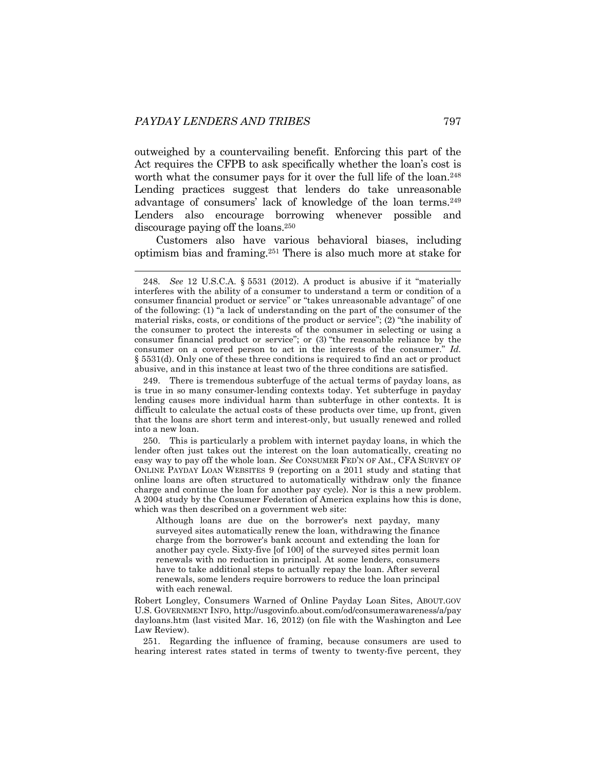outweighed by a countervailing benefit. Enforcing this part of the Act requires the CFPB to ask specifically whether the loan's cost is worth what the consumer pays for it over the full life of the loan.[248] Lending practices suggest that lenders do take unreasonable advantage of consumers' lack of knowledge of the loan terms.[249] Lenders also encourage borrowing whenever possible and discourage paying off the loans.[250]

Customers also have various behavioral biases, including optimism bias and framing.[251] There is also much more at stake for

---

248. *See* 12 U.S.C.A. § 5531 (2012). A product is abusive if it "materially interferes with the ability of a consumer to understand a term or condition of a consumer financial product or service" or "takes unreasonable advantage" of one of the following: (1) "a lack of understanding on the part of the consumer of the material risks, costs, or conditions of the product or service"; (2) "the inability of the consumer to protect the interests of the consumer in selecting or using a consumer financial product or service"; or (3) "the reasonable reliance by the consumer on a covered person to act in the interests of the consumer." *Id.* § 5531(d). Only one of these three conditions is required to find an act or product abusive, and in this instance at least two of the three conditions are satisfied.

249. There is tremendous subterfuge of the actual terms of payday loans, as is true in so many consumer-lending contexts today. Yet subterfuge in payday lending causes more individual harm than subterfuge in other contexts. It is difficult to calculate the actual costs of these products over time, up front, given that the loans are short term and interest-only, but usually renewed and rolled into a new loan.

250. This is particularly a problem with internet payday loans, in which the lender often just takes out the interest on the loan automatically, creating no easy way to pay off the whole loan. *See* CONSUMER FED'N OF AM., CFA SURVEY OF ONLINE PAYDAY LOAN WEBSITES 9 (reporting on a 2011 study and stating that online loans are often structured to automatically withdraw only the finance charge and continue the loan for another pay cycle). Nor is this a new problem. A 2004 study by the Consumer Federation of America explains how this is done, which was then described on a government web site:

> Although loans are due on the borrower's next payday, many surveyed sites automatically renew the loan, withdrawing the finance charge from the borrower's bank account and extending the loan for another pay cycle. Sixty-five [of 100] of the surveyed sites permit loan renewals with no reduction in principal. At some lenders, consumers have to take additional steps to actually repay the loan. After several renewals, some lenders require borrowers to reduce the loan principal with each renewal.

Robert Longley, Consumers Warned of Online Payday Loan Sites, ABOUT.GOV U.S. GOVERNMENT INFO, http://usgovinfo.about.com/od/consumerawareness/a/paydayloans.htm (last visited Mar. 16, 2012) (on file with the Washington and Lee Law Review).

251. Regarding the influence of framing, because consumers are used to hearing interest rates stated in terms of twenty to twenty-five percent, they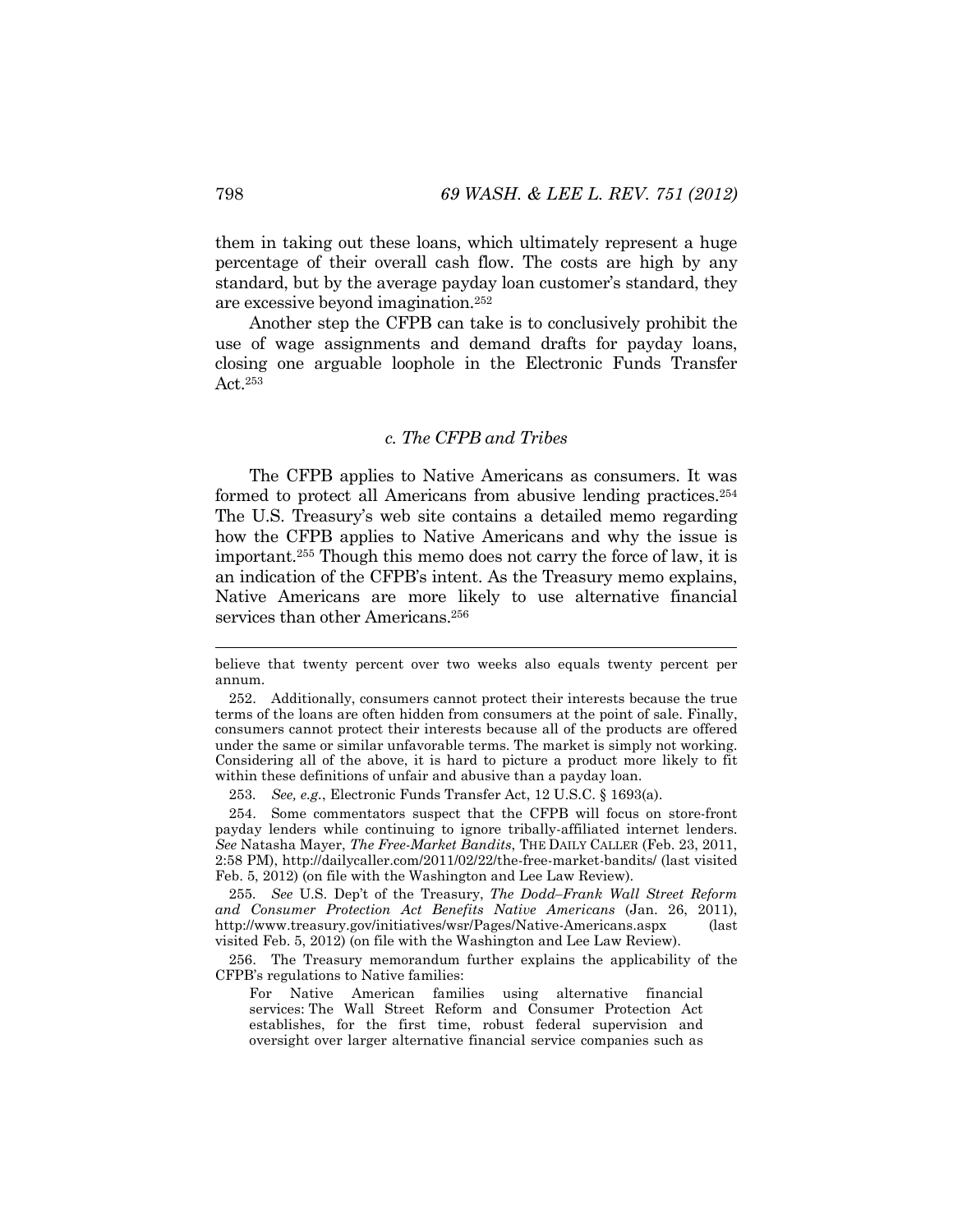them in taking out these loans, which ultimately represent a huge percentage of their overall cash flow. The costs are high by any standard, but by the average payday loan customer's standard, they are excessive beyond imagination.[252]

Another step the CFPB can take is to conclusively prohibit the use of wage assignments and demand drafts for payday loans, closing one arguable loophole in the Electronic Funds Transfer Act.[253]

### *c. The CFPB and Tribes*

The CFPB applies to Native Americans as consumers. It was formed to protect all Americans from abusive lending practices.[254] The U.S. Treasury's web site contains a detailed memo regarding how the CFPB applies to Native Americans and why the issue is important.[255] Though this memo does not carry the force of law, it is an indication of the CFPB's intent. As the Treasury memo explains, Native Americans are more likely to use alternative financial services than other Americans.[256]

---

believe that twenty percent over two weeks also equals twenty percent per annum.

252. Additionally, consumers cannot protect their interests because the true terms of the loans are often hidden from consumers at the point of sale. Finally, consumers cannot protect their interests because all of the products are offered under the same or similar unfavorable terms. The market is simply not working. Considering all of the above, it is hard to picture a product more likely to fit within these definitions of unfair and abusive than a payday loan.

253. *See, e.g.*, Electronic Funds Transfer Act, 12 U.S.C. § 1693(a).

254. Some commentators suspect that the CFPB will focus on store-front payday lenders while continuing to ignore tribally-affiliated internet lenders. *See* Natasha Mayer, *The Free-Market Bandits*, THE DAILY CALLER (Feb. 23, 2011, 2:58 PM), http://dailycaller.com/2011/02/22/the-free-market-bandits/ (last visited Feb. 5, 2012) (on file with the Washington and Lee Law Review).

255. *See* U.S. Dep't of the Treasury, *The Dodd–Frank Wall Street Reform and Consumer Protection Act Benefits Native Americans* (Jan. 26, 2011), http://www.treasury.gov/initiatives/wsr/Pages/Native-Americans.aspx (last visited Feb. 5, 2012) (on file with the Washington and Lee Law Review).

256. The Treasury memorandum further explains the applicability of the CFPB's regulations to Native families:

> For Native American families using alternative financial services: The Wall Street Reform and Consumer Protection Act establishes, for the first time, robust federal supervision and oversight over larger alternative financial service companies such as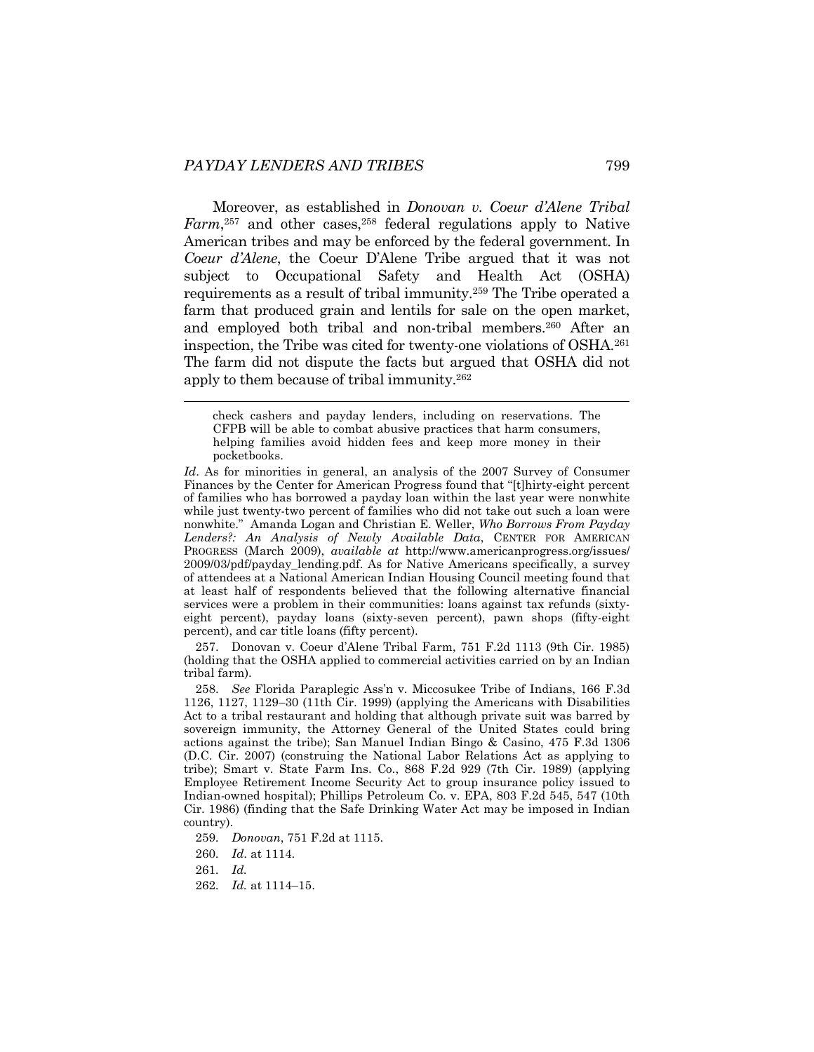Moreover, as established in *Donovan v. Coeur d'Alene Tribal Farm*,[257] and other cases,[258] federal regulations apply to Native American tribes and may be enforced by the federal government. In *Coeur d'Alene*, the Coeur D'Alene Tribe argued that it was not subject to Occupational Safety and Health Act (OSHA) requirements as a result of tribal immunity.[259] The Tribe operated a farm that produced grain and lentils for sale on the open market, and employed both tribal and non-tribal members.[260] After an inspection, the Tribe was cited for twenty-one violations of OSHA.[261] The farm did not dispute the facts but argued that OSHA did not apply to them because of tribal immunity.[262]

---

> check cashers and payday lenders, including on reservations. The CFPB will be able to combat abusive practices that harm consumers, helping families avoid hidden fees and keep more money in their pocketbooks.

*Id*. As for minorities in general, an analysis of the 2007 Survey of Consumer Finances by the Center for American Progress found that "[t]hirty-eight percent of families who has borrowed a payday loan within the last year were nonwhite while just twenty-two percent of families who did not take out such a loan were nonwhite." Amanda Logan and Christian E. Weller, *Who Borrows From Payday Lenders?: An Analysis of Newly Available Data*, CENTER FOR AMERICAN PROGRESS (March 2009), *available at* http://www.americanprogress.org/issues/2009/03/pdf/payday_lending.pdf. As for Native Americans specifically, a survey of attendees at a National American Indian Housing Council meeting found that at least half of respondents believed that the following alternative financial services were a problem in their communities: loans against tax refunds (sixty-eight percent), payday loans (sixty-seven percent), pawn shops (fifty-eight percent), and car title loans (fifty percent).

257. Donovan v. Coeur d'Alene Tribal Farm, 751 F.2d 1113 (9th Cir. 1985) (holding that the OSHA applied to commercial activities carried on by an Indian tribal farm).

258. *See* Florida Paraplegic Ass'n v. Miccosukee Tribe of Indians, 166 F.3d 1126, 1127, 1129–30 (11th Cir. 1999) (applying the Americans with Disabilities Act to a tribal restaurant and holding that although private suit was barred by sovereign immunity, the Attorney General of the United States could bring actions against the tribe); San Manuel Indian Bingo & Casino, 475 F.3d 1306 (D.C. Cir. 2007) (construing the National Labor Relations Act as applying to tribe); Smart v. State Farm Ins. Co., 868 F.2d 929 (7th Cir. 1989) (applying Employee Retirement Income Security Act to group insurance policy issued to Indian-owned hospital); Phillips Petroleum Co. v. EPA, 803 F.2d 545, 547 (10th Cir. 1986) (finding that the Safe Drinking Water Act may be imposed in Indian country).

259. *Donovan*, 751 F.2d at 1115.

260. *Id*. at 1114.

261. *Id.*

262. *Id.* at 1114–15.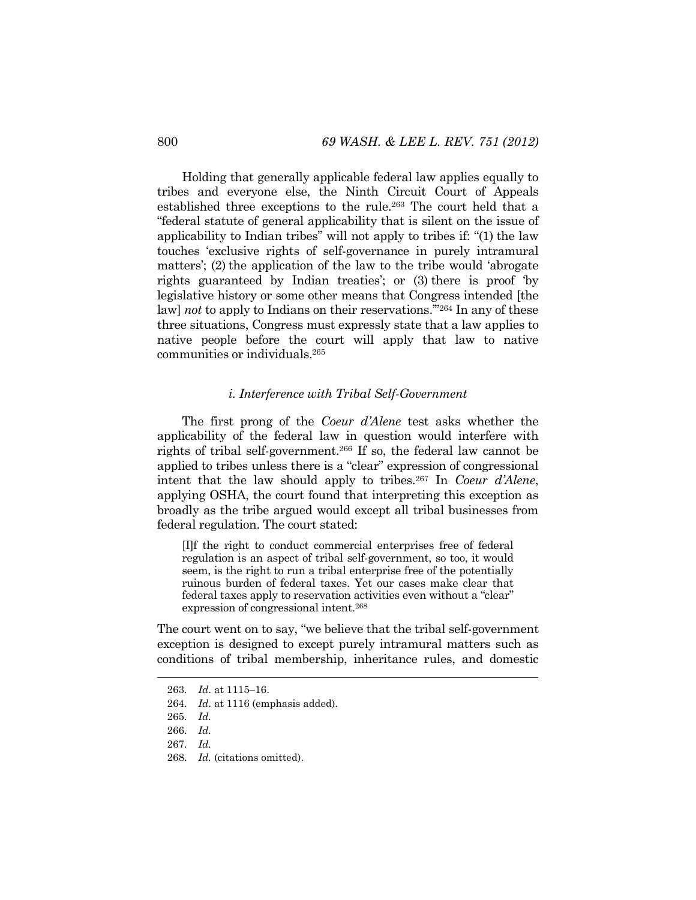Holding that generally applicable federal law applies equally to tribes and everyone else, the Ninth Circuit Court of Appeals established three exceptions to the rule.[263] The court held that a "federal statute of general applicability that is silent on the issue of applicability to Indian tribes" will not apply to tribes if: "(1) the law touches 'exclusive rights of self-governance in purely intramural matters'; (2) the application of the law to the tribe would 'abrogate rights guaranteed by Indian treaties'; or (3) there is proof 'by legislative history or some other means that Congress intended [the law] *not* to apply to Indians on their reservations.'"[264] In any of these three situations, Congress must expressly state that a law applies to native people before the court will apply that law to native communities or individuals.[265]

#### *i. Interference with Tribal Self-Government*

The first prong of the *Coeur d'Alene* test asks whether the applicability of the federal law in question would interfere with rights of tribal self-government.[266] If so, the federal law cannot be applied to tribes unless there is a "clear" expression of congressional intent that the law should apply to tribes.[267] In *Coeur d'Alene*, applying OSHA, the court found that interpreting this exception as broadly as the tribe argued would except all tribal businesses from federal regulation. The court stated:

> [I]f the right to conduct commercial enterprises free of federal regulation is an aspect of tribal self-government, so too, it would seem, is the right to run a tribal enterprise free of the potentially ruinous burden of federal taxes. Yet our cases make clear that federal taxes apply to reservation activities even without a "clear" expression of congressional intent.[268]

The court went on to say, "we believe that the tribal self-government exception is designed to except purely intramural matters such as conditions of tribal membership, inheritance rules, and domestic

---

263. *Id.* at 1115–16.

264. *Id.* at 1116 (emphasis added).

265. *Id.*

266. *Id.*

267. *Id.*

268. *Id.* (citations omitted).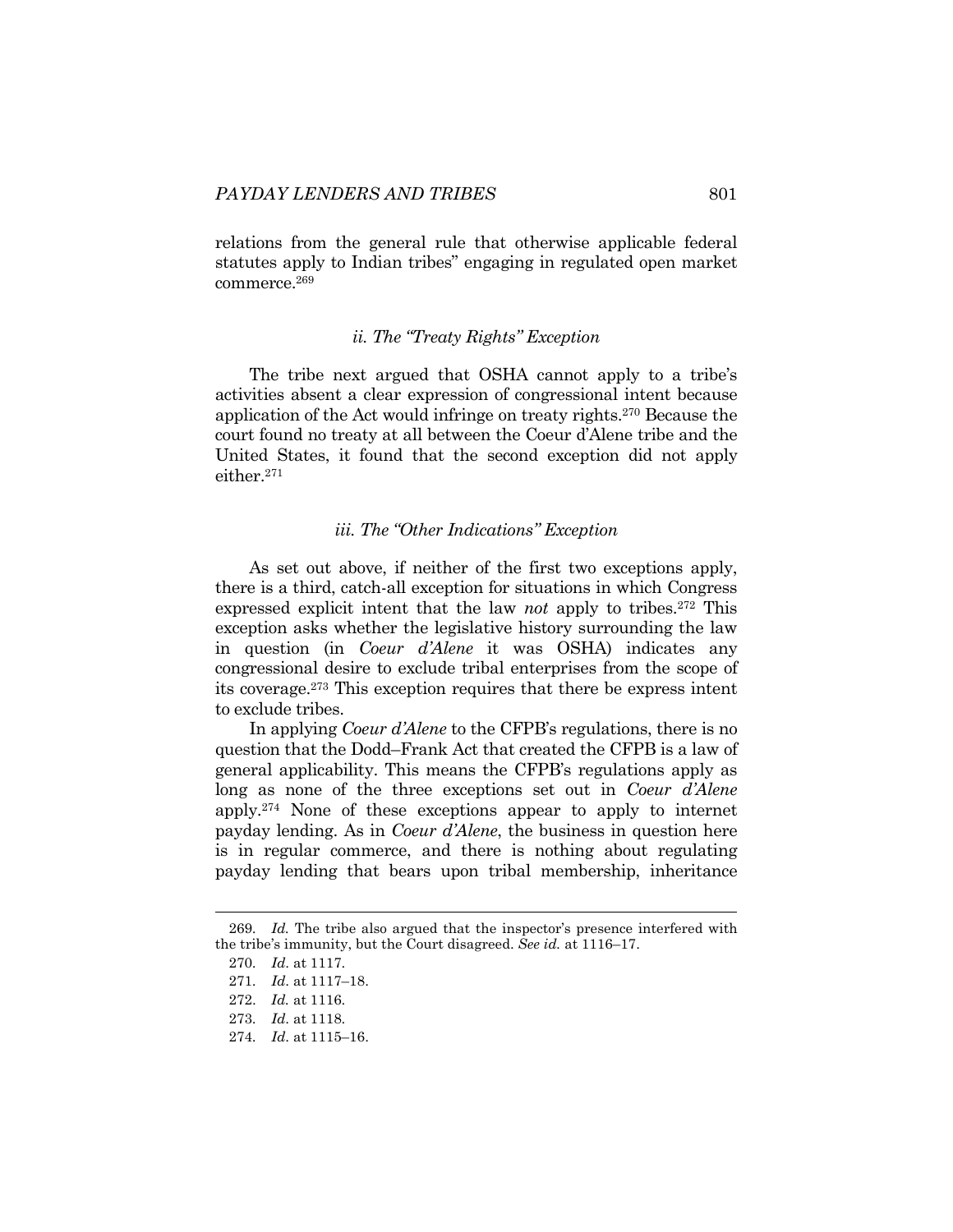relations from the general rule that otherwise applicable federal statutes apply to Indian tribes" engaging in regulated open market commerce.[269]

#### *ii. The "Treaty Rights" Exception*

The tribe next argued that OSHA cannot apply to a tribe's activities absent a clear expression of congressional intent because application of the Act would infringe on treaty rights.[270] Because the court found no treaty at all between the Coeur d'Alene tribe and the United States, it found that the second exception did not apply either.[271]

#### *iii. The "Other Indications" Exception*

As set out above, if neither of the first two exceptions apply, there is a third, catch-all exception for situations in which Congress expressed explicit intent that the law *not* apply to tribes.[272] This exception asks whether the legislative history surrounding the law in question (in *Coeur d'Alene* it was OSHA) indicates any congressional desire to exclude tribal enterprises from the scope of its coverage.[273] This exception requires that there be express intent to exclude tribes.

In applying *Coeur d'Alene* to the CFPB's regulations, there is no question that the Dodd–Frank Act that created the CFPB is a law of general applicability. This means the CFPB's regulations apply as long as none of the three exceptions set out in *Coeur d'Alene* apply.[274] None of these exceptions appear to apply to internet payday lending. As in *Coeur d'Alene*, the business in question here is in regular commerce, and there is nothing about regulating payday lending that bears upon tribal membership, inheritance

---

269. *Id.* The tribe also argued that the inspector's presence interfered with the tribe's immunity, but the Court disagreed. *See id.* at 1116–17.

270. *Id.* at 1117.

271. *Id.* at 1117–18.

272. *Id.* at 1116.

273. *Id.* at 1118.

274. *Id.* at 1115–16.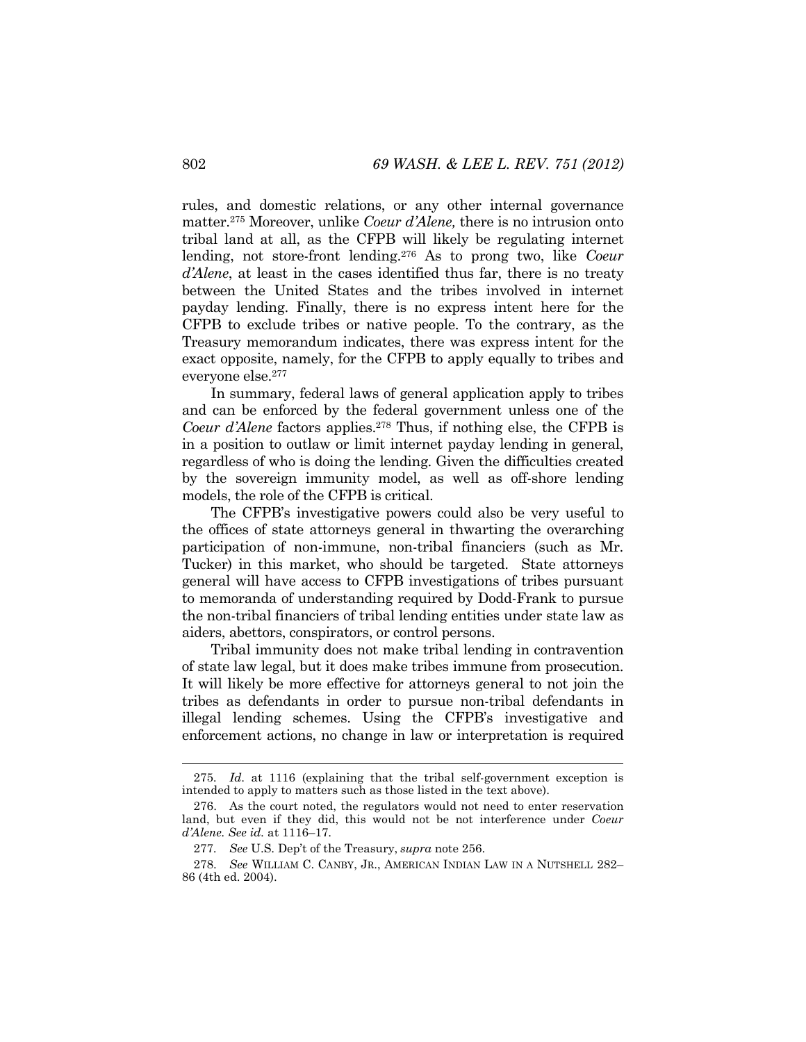rules, and domestic relations, or any other internal governance matter.[275] Moreover, unlike *Coeur d'Alene,* there is no intrusion onto tribal land at all, as the CFPB will likely be regulating internet lending, not store-front lending.[276] As to prong two, like *Coeur d'Alene*, at least in the cases identified thus far, there is no treaty between the United States and the tribes involved in internet payday lending. Finally, there is no express intent here for the CFPB to exclude tribes or native people. To the contrary, as the Treasury memorandum indicates, there was express intent for the exact opposite, namely, for the CFPB to apply equally to tribes and everyone else.[277]

In summary, federal laws of general application apply to tribes and can be enforced by the federal government unless one of the *Coeur d'Alene* factors applies.[278] Thus, if nothing else, the CFPB is in a position to outlaw or limit internet payday lending in general, regardless of who is doing the lending. Given the difficulties created by the sovereign immunity model, as well as off-shore lending models, the role of the CFPB is critical.

The CFPB's investigative powers could also be very useful to the offices of state attorneys general in thwarting the overarching participation of non-immune, non-tribal financiers (such as Mr. Tucker) in this market, who should be targeted. State attorneys general will have access to CFPB investigations of tribes pursuant to memoranda of understanding required by Dodd-Frank to pursue the non-tribal financiers of tribal lending entities under state law as aiders, abettors, conspirators, or control persons.

Tribal immunity does not make tribal lending in contravention of state law legal, but it does make tribes immune from prosecution. It will likely be more effective for attorneys general to not join the tribes as defendants in order to pursue non-tribal defendants in illegal lending schemes. Using the CFPB's investigative and enforcement actions, no change in law or interpretation is required

---

275. *Id.* at 1116 (explaining that the tribal self-government exception is intended to apply to matters such as those listed in the text above).

276. As the court noted, the regulators would not need to enter reservation land, but even if they did, this would not be not interference under *Coeur d'Alene. See id.* at 1116–17.

277. *See* U.S. Dep't of the Treasury, *supra* note 256.

278. *See* WILLIAM C. CANBY, JR., AMERICAN INDIAN LAW IN A NUTSHELL 282–86 (4th ed. 2004).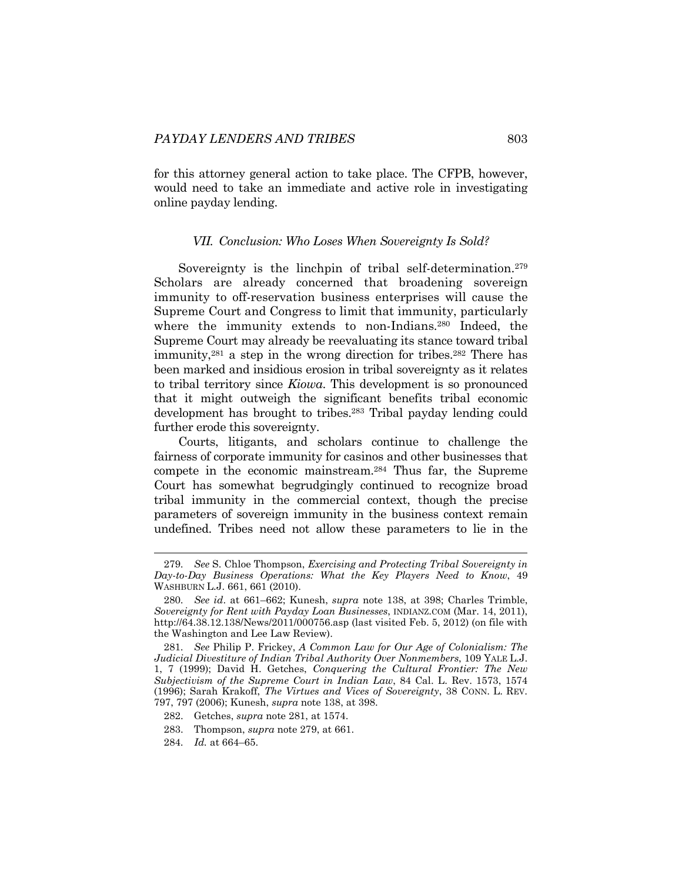for this attorney general action to take place. The CFPB, however, would need to take an immediate and active role in investigating online payday lending.

### *VII. Conclusion: Who Loses When Sovereignty Is Sold?*

Sovereignty is the linchpin of tribal self-determination.[279] Scholars are already concerned that broadening sovereign immunity to off-reservation business enterprises will cause the Supreme Court and Congress to limit that immunity, particularly where the immunity extends to non-Indians.[280] Indeed, the Supreme Court may already be reevaluating its stance toward tribal immunity,[281] a step in the wrong direction for tribes.[282] There has been marked and insidious erosion in tribal sovereignty as it relates to tribal territory since *Kiowa*. This development is so pronounced that it might outweigh the significant benefits tribal economic development has brought to tribes.[283] Tribal payday lending could further erode this sovereignty.

Courts, litigants, and scholars continue to challenge the fairness of corporate immunity for casinos and other businesses that compete in the economic mainstream.[284] Thus far, the Supreme Court has somewhat begrudgingly continued to recognize broad tribal immunity in the commercial context, though the precise parameters of sovereign immunity in the business context remain undefined. Tribes need not allow these parameters to lie in the

---

279. *See* S. Chloe Thompson, *Exercising and Protecting Tribal Sovereignty in Day-to-Day Business Operations: What the Key Players Need to Know*, 49 WASHBURN L.J. 661, 661 (2010).

280. *See id*. at 661–662; Kunesh, *supra* note 138, at 398; Charles Trimble, *Sovereignty for Rent with Payday Loan Businesses*, INDIANZ.COM (Mar. 14, 2011), http://64.38.12.138/News/2011/000756.asp (last visited Feb. 5, 2012) (on file with the Washington and Lee Law Review).

281. *See* Philip P. Frickey, *A Common Law for Our Age of Colonialism: The Judicial Divestiture of Indian Tribal Authority Over Nonmembers*, 109 YALE L.J. 1, 7 (1999); David H. Getches, *Conquering the Cultural Frontier: The New Subjectivism of the Supreme Court in Indian Law*, 84 Cal. L. Rev. 1573, 1574 (1996); Sarah Krakoff, *The Virtues and Vices of Sovereignty*, 38 CONN. L. REV. 797, 797 (2006); Kunesh, *supra* note 138, at 398.

282. Getches, *supra* note 281, at 1574.

283. Thompson, *supra* note 279, at 661.

284. *Id.* at 664–65.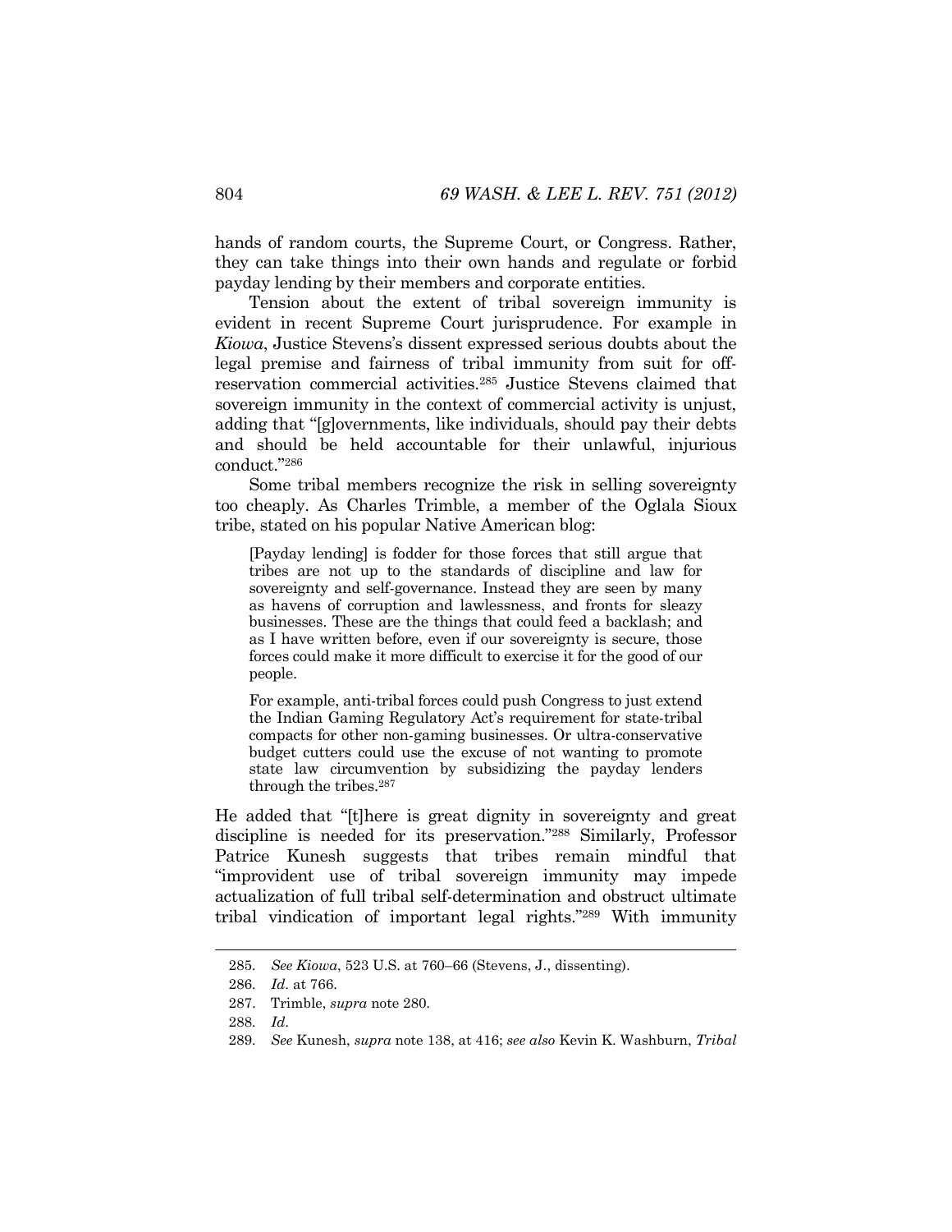hands of random courts, the Supreme Court, or Congress. Rather, they can take things into their own hands and regulate or forbid payday lending by their members and corporate entities.

Tension about the extent of tribal sovereign immunity is evident in recent Supreme Court jurisprudence. For example in *Kiowa*, Justice Stevens's dissent expressed serious doubts about the legal premise and fairness of tribal immunity from suit for off-reservation commercial activities.[285] Justice Stevens claimed that sovereign immunity in the context of commercial activity is unjust, adding that "[g]overnments, like individuals, should pay their debts and should be held accountable for their unlawful, injurious conduct."[286]

Some tribal members recognize the risk in selling sovereignty too cheaply. As Charles Trimble, a member of the Oglala Sioux tribe, stated on his popular Native American blog:

> [Payday lending] is fodder for those forces that still argue that tribes are not up to the standards of discipline and law for sovereignty and self-governance. Instead they are seen by many as havens of corruption and lawlessness, and fronts for sleazy businesses. These are the things that could feed a backlash; and as I have written before, even if our sovereignty is secure, those forces could make it more difficult to exercise it for the good of our people.
>
> For example, anti-tribal forces could push Congress to just extend the Indian Gaming Regulatory Act's requirement for state-tribal compacts for other non-gaming businesses. Or ultra-conservative budget cutters could use the excuse of not wanting to promote state law circumvention by subsidizing the payday lenders through the tribes.[287]

He added that "[t]here is great dignity in sovereignty and great discipline is needed for its preservation."[288] Similarly, Professor Patrice Kunesh suggests that tribes remain mindful that "improvident use of tribal sovereign immunity may impede actualization of full tribal self-determination and obstruct ultimate tribal vindication of important legal rights."[289] With immunity

---

285. *See Kiowa*, 523 U.S. at 760–66 (Stevens, J., dissenting).

286. *Id.* at 766.

287. Trimble, *supra* note 280.

288. *Id.*

289. *See* Kunesh, *supra* note 138, at 416; *see also* Kevin K. Washburn, *Tribal*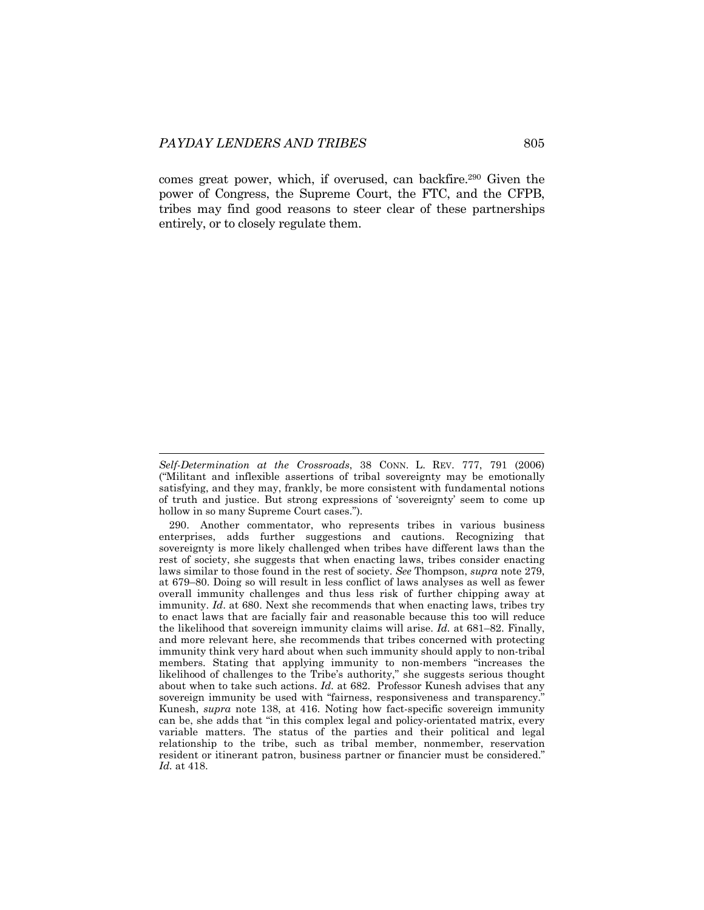comes great power, which, if overused, can backfire.[290] Given the power of Congress, the Supreme Court, the FTC, and the CFPB, tribes may find good reasons to steer clear of these partnerships entirely, or to closely regulate them.

---

*Self-Determination at the Crossroads*, 38 CONN. L. REV. 777, 791 (2006) ("Militant and inflexible assertions of tribal sovereignty may be emotionally satisfying, and they may, frankly, be more consistent with fundamental notions of truth and justice. But strong expressions of 'sovereignty' seem to come up hollow in so many Supreme Court cases.").

290. Another commentator, who represents tribes in various business enterprises, adds further suggestions and cautions. Recognizing that sovereignty is more likely challenged when tribes have different laws than the rest of society, she suggests that when enacting laws, tribes consider enacting laws similar to those found in the rest of society. *See* Thompson, *supra* note 279, at 679–80. Doing so will result in less conflict of laws analyses as well as fewer overall immunity challenges and thus less risk of further chipping away at immunity. *Id*. at 680. Next she recommends that when enacting laws, tribes try to enact laws that are facially fair and reasonable because this too will reduce the likelihood that sovereign immunity claims will arise. *Id.* at 681–82. Finally, and more relevant here, she recommends that tribes concerned with protecting immunity think very hard about when such immunity should apply to non-tribal members. Stating that applying immunity to non-members "increases the likelihood of challenges to the Tribe's authority," she suggests serious thought about when to take such actions. *Id.* at 682. Professor Kunesh advises that any sovereign immunity be used with "fairness, responsiveness and transparency." Kunesh, *supra* note 138, at 416. Noting how fact-specific sovereign immunity can be, she adds that "in this complex legal and policy-orientated matrix, every variable matters. The status of the parties and their political and legal relationship to the tribe, such as tribal member, nonmember, reservation resident or itinerant patron, business partner or financier must be considered." *Id.* at 418.